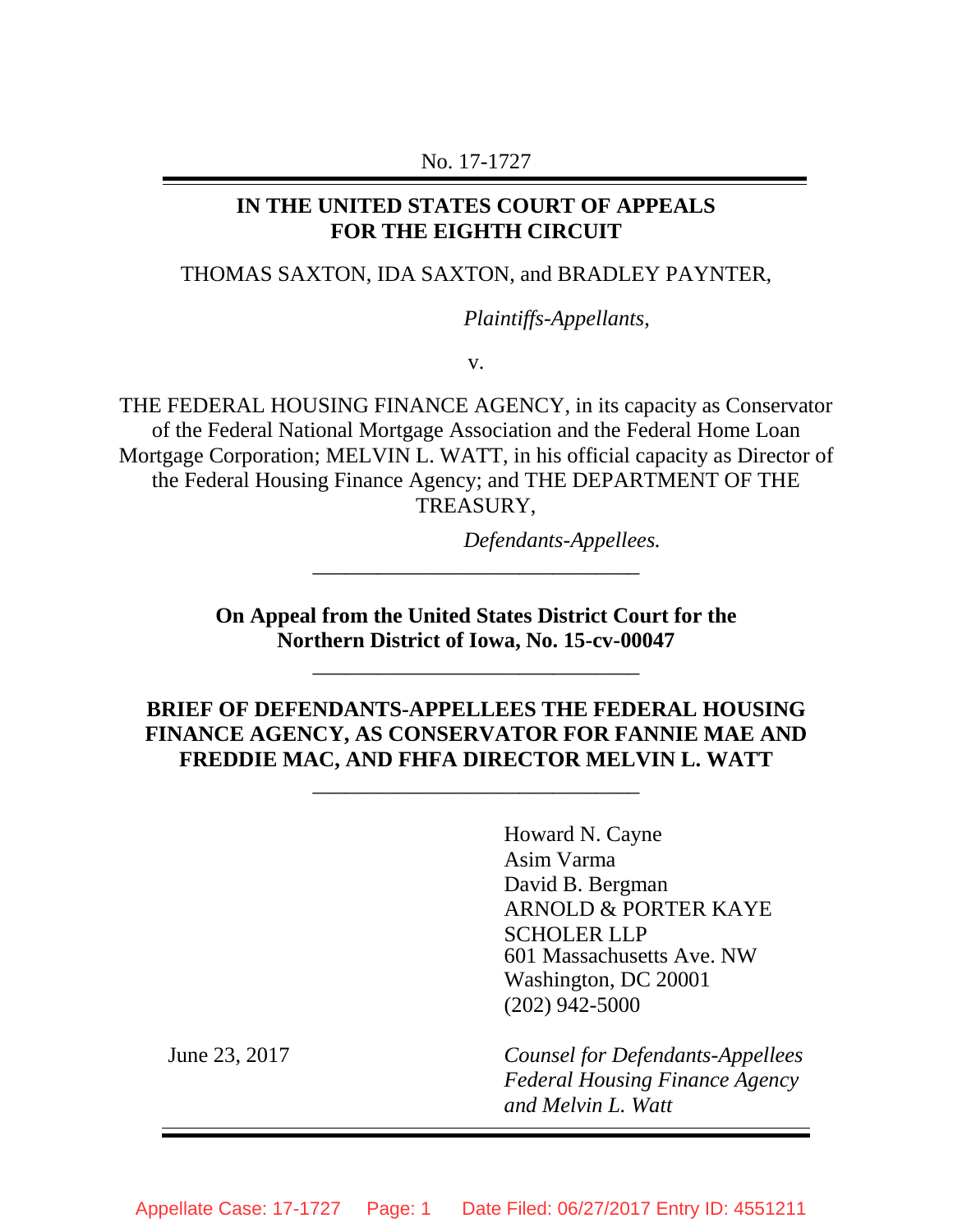No. 17-1727

**IN THE UNITED STATES COURT OF APPEALS
FOR THE EIGHTH CIRCUIT**

THOMAS SAXTON, IDA SAXTON, and BRADLEY PAYNTER,

*Plaintiffs-Appellants*,

v.

THE FEDERAL HOUSING FINANCE AGENCY, in its capacity as Conservator of the Federal National Mortgage Association and the Federal Home Loan Mortgage Corporation; MELVIN L. WATT, in his official capacity as Director of the Federal Housing Finance Agency; and THE DEPARTMENT OF THE TREASURY,

*Defendants-Appellees.*

---

**On Appeal from the United States District Court for the Northern District of Iowa, No. 15-cv-00047**

---

**BRIEF OF DEFENDANTS-APPELLEES THE FEDERAL HOUSING FINANCE AGENCY, AS CONSERVATOR FOR FANNIE MAE AND FREDDIE MAC, AND FHFA DIRECTOR MELVIN L. WATT**

---

Howard N. Cayne
Asim Varma
David B. Bergman
ARNOLD & PORTER KAYE SCHOLER LLP
601 Massachusetts Ave. NW
Washington, DC 20001
(202) 942-5000

June 23, 2017

*Counsel for Defendants-Appellees Federal Housing Finance Agency and Melvin L. Watt*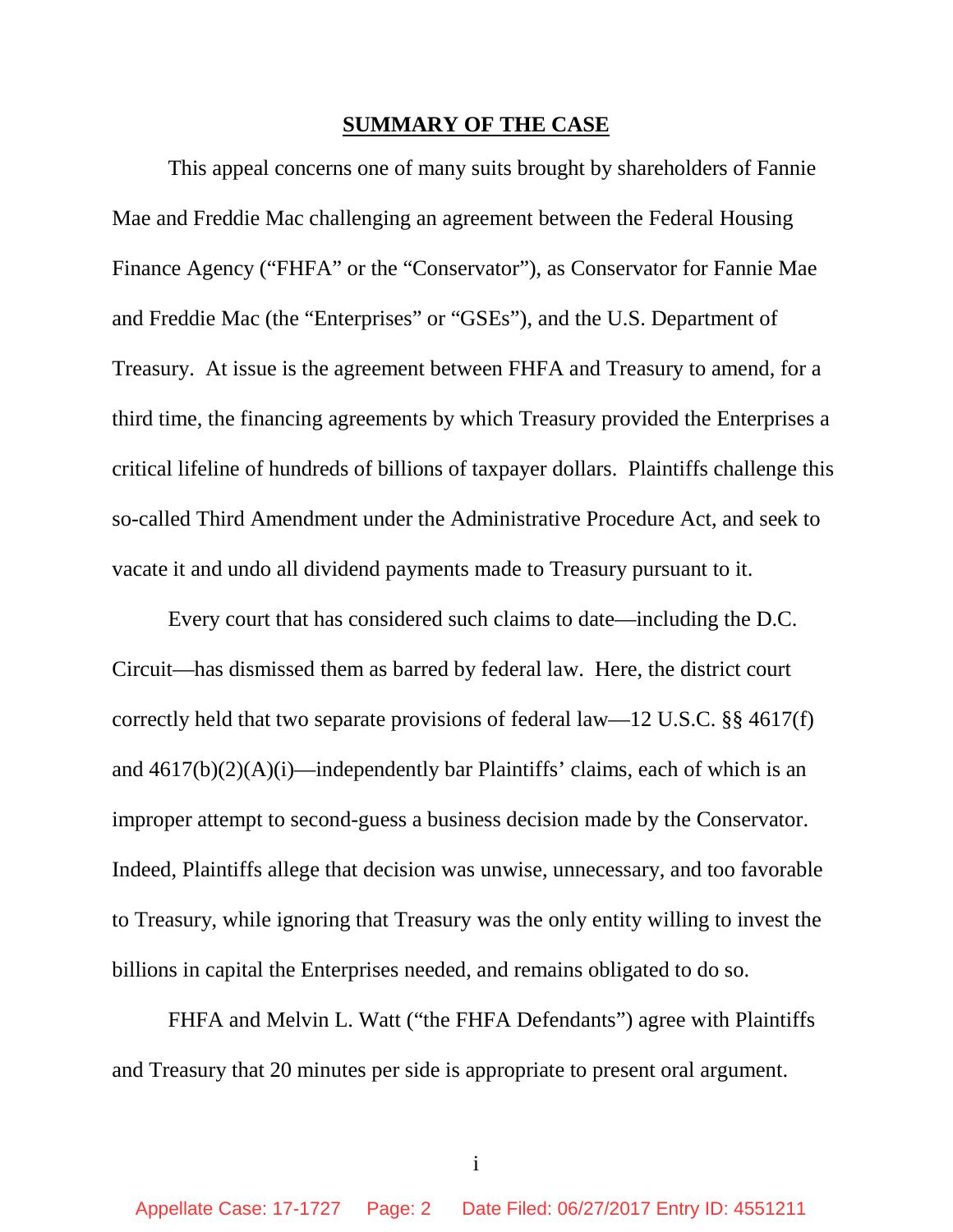## SUMMARY OF THE CASE

This appeal concerns one of many suits brought by shareholders of Fannie Mae and Freddie Mac challenging an agreement between the Federal Housing Finance Agency ("FHFA" or the "Conservator"), as Conservator for Fannie Mae and Freddie Mac (the "Enterprises" or "GSEs"), and the U.S. Department of Treasury. At issue is the agreement between FHFA and Treasury to amend, for a third time, the financing agreements by which Treasury provided the Enterprises a critical lifeline of hundreds of billions of taxpayer dollars. Plaintiffs challenge this so-called Third Amendment under the Administrative Procedure Act, and seek to vacate it and undo all dividend payments made to Treasury pursuant to it.

Every court that has considered such claims to date—including the D.C. Circuit—has dismissed them as barred by federal law. Here, the district court correctly held that two separate provisions of federal law—12 U.S.C. §§ 4617(f) and 4617(b)(2)(A)(i)—independently bar Plaintiffs' claims, each of which is an improper attempt to second-guess a business decision made by the Conservator. Indeed, Plaintiffs allege that decision was unwise, unnecessary, and too favorable to Treasury, while ignoring that Treasury was the only entity willing to invest the billions in capital the Enterprises needed, and remains obligated to do so.

FHFA and Melvin L. Watt ("the FHFA Defendants") agree with Plaintiffs and Treasury that 20 minutes per side is appropriate to present oral argument.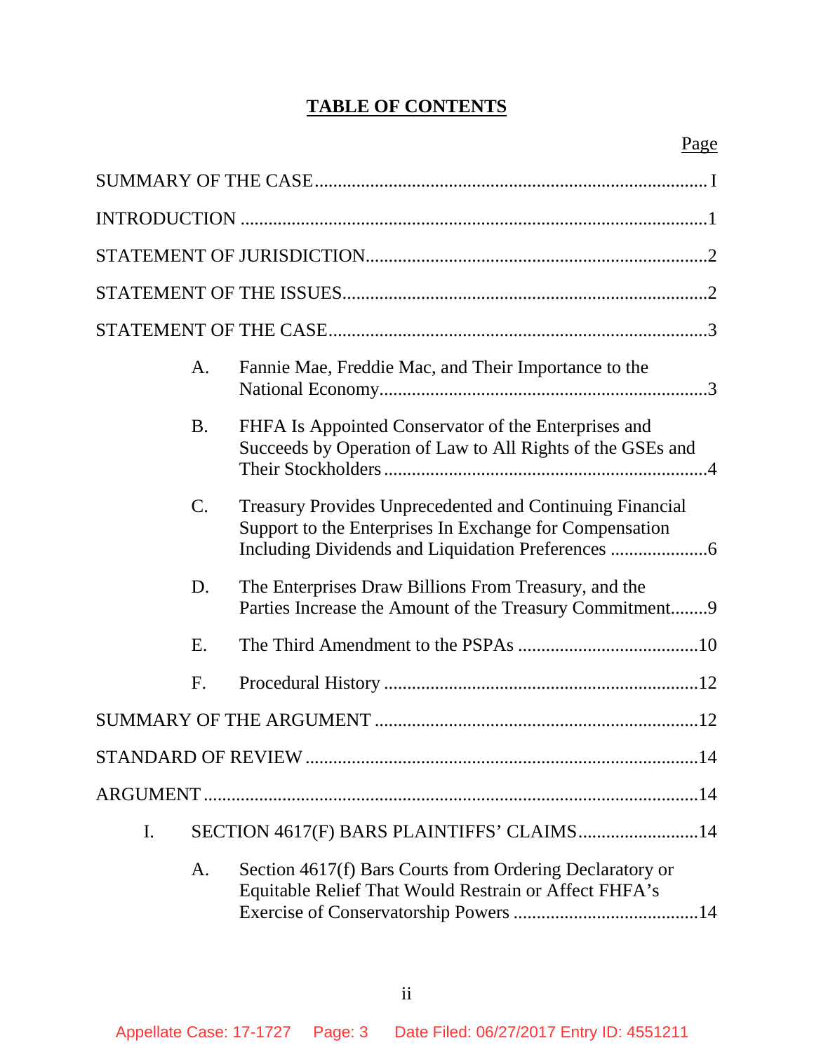# TABLE OF CONTENTS

| | | | Page |
|---|---|---|---|
| SUMMARY OF THE CASE | | | I |
| INTRODUCTION | | | 1 |
| STATEMENT OF JURISDICTION | | | 2 |
| STATEMENT OF THE ISSUES | | | 2 |
| STATEMENT OF THE CASE | | | 3 |
| | A. | Fannie Mae, Freddie Mac, and Their Importance to the National Economy | 3 |
| | B. | FHFA Is Appointed Conservator of the Enterprises and Succeeds by Operation of Law to All Rights of the GSEs and Their Stockholders | 4 |
| | C. | Treasury Provides Unprecedented and Continuing Financial Support to the Enterprises In Exchange for Compensation Including Dividends and Liquidation Preferences | 6 |
| | D. | The Enterprises Draw Billions From Treasury, and the Parties Increase the Amount of the Treasury Commitment | 9 |
| | E. | The Third Amendment to the PSPAs | 10 |
| | F. | Procedural History | 12 |
| SUMMARY OF THE ARGUMENT | | | 12 |
| STANDARD OF REVIEW | | | 14 |
| ARGUMENT | | | 14 |
| I. | SECTION 4617(F) BARS PLAINTIFFS' CLAIMS | | 14 |
| | A. | Section 4617(f) Bars Courts from Ordering Declaratory or Equitable Relief That Would Restrain or Affect FHFA's Exercise of Conservatorship Powers | 14 |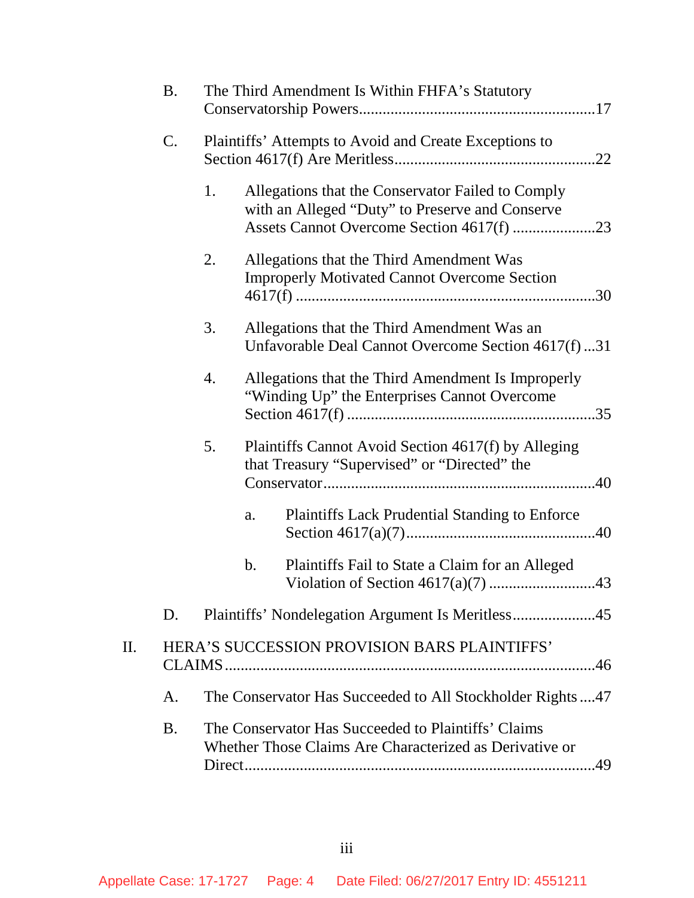- B. The Third Amendment Is Within FHFA's Statutory Conservatorship Powers ........ 17
- C. Plaintiffs' Attempts to Avoid and Create Exceptions to Section 4617(f) Are Meritless ........ 22
  - 1. Allegations that the Conservator Failed to Comply with an Alleged "Duty" to Preserve and Conserve Assets Cannot Overcome Section 4617(f) ........ 23
  - 2. Allegations that the Third Amendment Was Improperly Motivated Cannot Overcome Section 4617(f) ........ 30
  - 3. Allegations that the Third Amendment Was an Unfavorable Deal Cannot Overcome Section 4617(f) ... 31
  - 4. Allegations that the Third Amendment Is Improperly "Winding Up" the Enterprises Cannot Overcome Section 4617(f) ........ 35
  - 5. Plaintiffs Cannot Avoid Section 4617(f) by Alleging that Treasury "Supervised" or "Directed" the Conservator ........ 40
    - a. Plaintiffs Lack Prudential Standing to Enforce Section 4617(a)(7) ........ 40
    - b. Plaintiffs Fail to State a Claim for an Alleged Violation of Section 4617(a)(7) ........ 43
- D. Plaintiffs' Nondelegation Argument Is Meritless ........ 45

II. HERA'S SUCCESSION PROVISION BARS PLAINTIFFS' CLAIMS ........ 46

- A. The Conservator Has Succeeded to All Stockholder Rights .... 47
- B. The Conservator Has Succeeded to Plaintiffs' Claims Whether Those Claims Are Characterized as Derivative or Direct ........ 49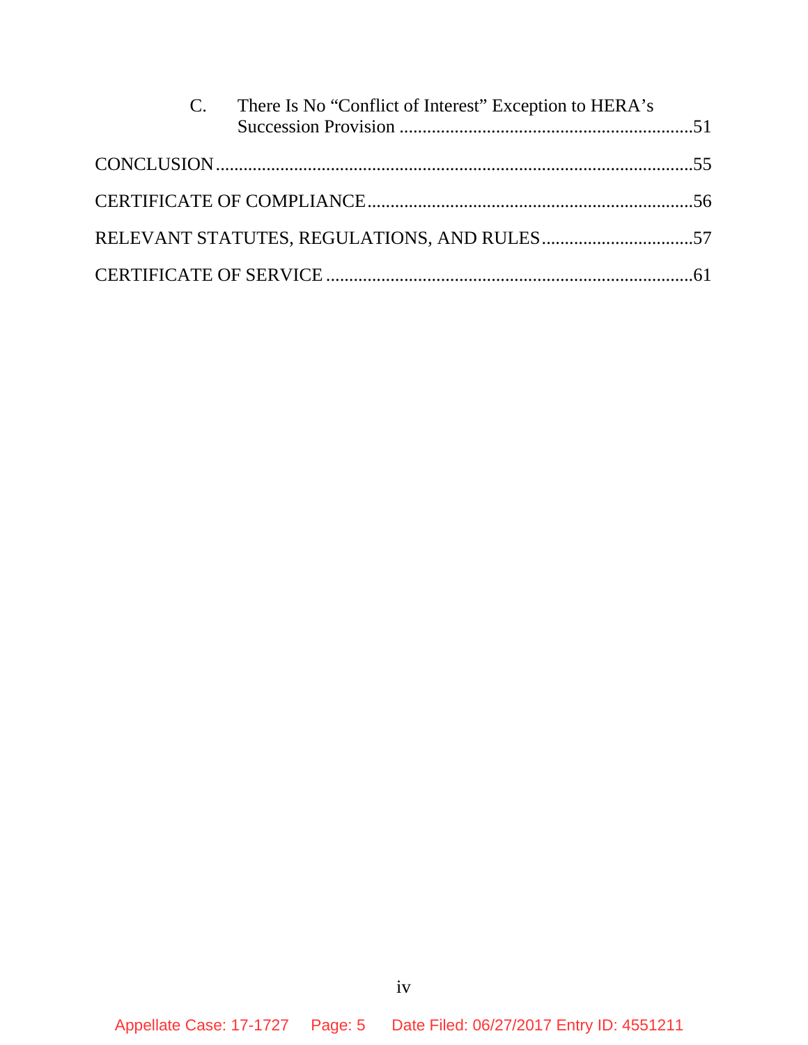C. There Is No "Conflict of Interest" Exception to HERA's Succession Provision ......51

CONCLUSION ......55

CERTIFICATE OF COMPLIANCE ......56

RELEVANT STATUTES, REGULATIONS, AND RULES ......57

CERTIFICATE OF SERVICE ......61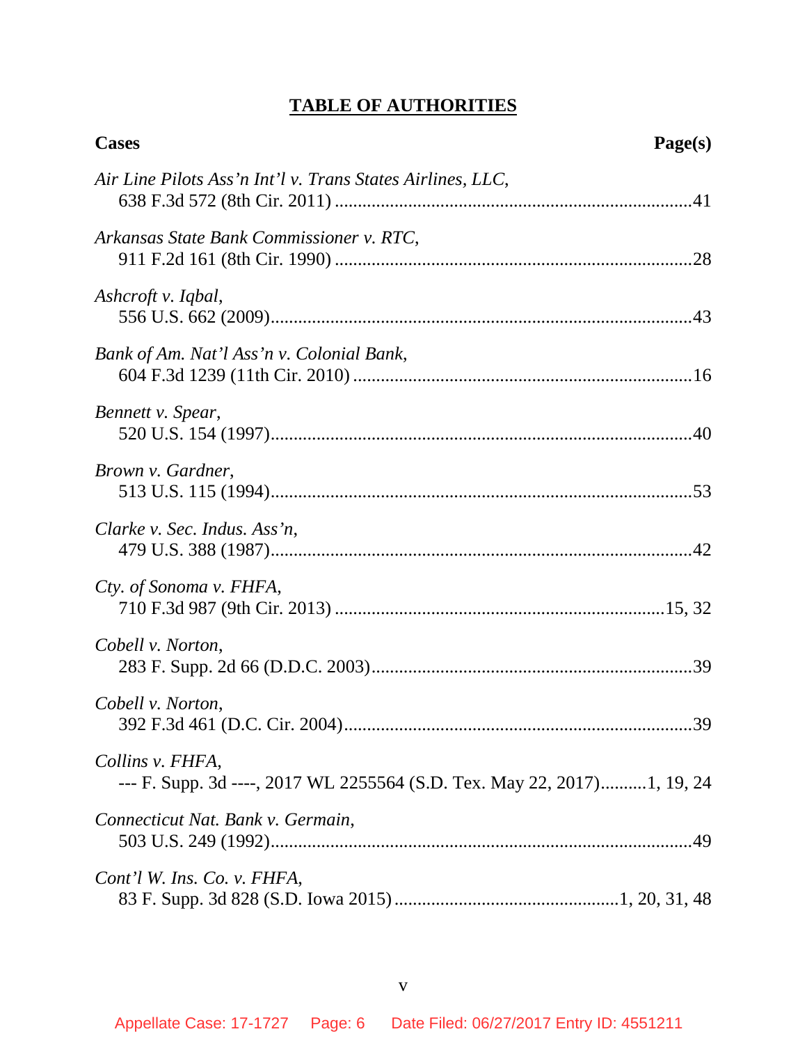## TABLE OF AUTHORITIES

**Cases** **Page(s)**

*Air Line Pilots Ass'n Int'l v. Trans States Airlines, LLC*,
638 F.3d 572 (8th Cir. 2011) ....................................................................41

*Arkansas State Bank Commissioner v. RTC*,
911 F.2d 161 (8th Cir. 1990) ....................................................................28

*Ashcroft v. Iqbal*,
556 U.S. 662 (2009)....................................................................................43

*Bank of Am. Nat'l Ass'n v. Colonial Bank*,
604 F.3d 1239 (11th Cir. 2010) ................................................................16

*Bennett v. Spear*,
520 U.S. 154 (1997)....................................................................................40

*Brown v. Gardner*,
513 U.S. 115 (1994)....................................................................................53

*Clarke v. Sec. Indus. Ass'n*,
479 U.S. 388 (1987)....................................................................................42

*Cty. of Sonoma v. FHFA*,
710 F.3d 987 (9th Cir. 2013) ..............................................................15, 32

*Cobell v. Norton*,
283 F. Supp. 2d 66 (D.D.C. 2003)..............................................................39

*Cobell v. Norton*,
392 F.3d 461 (D.C. Cir. 2004)....................................................................39

*Collins v. FHFA*,
--- F. Supp. 3d ----, 2017 WL 2255564 (S.D. Tex. May 22, 2017)..........1, 19, 24

*Connecticut Nat. Bank v. Germain*,
503 U.S. 249 (1992)....................................................................................49

*Cont'l W. Ins. Co. v. FHFA*,
83 F. Supp. 3d 828 (S.D. Iowa 2015) ..................................................1, 20, 31, 48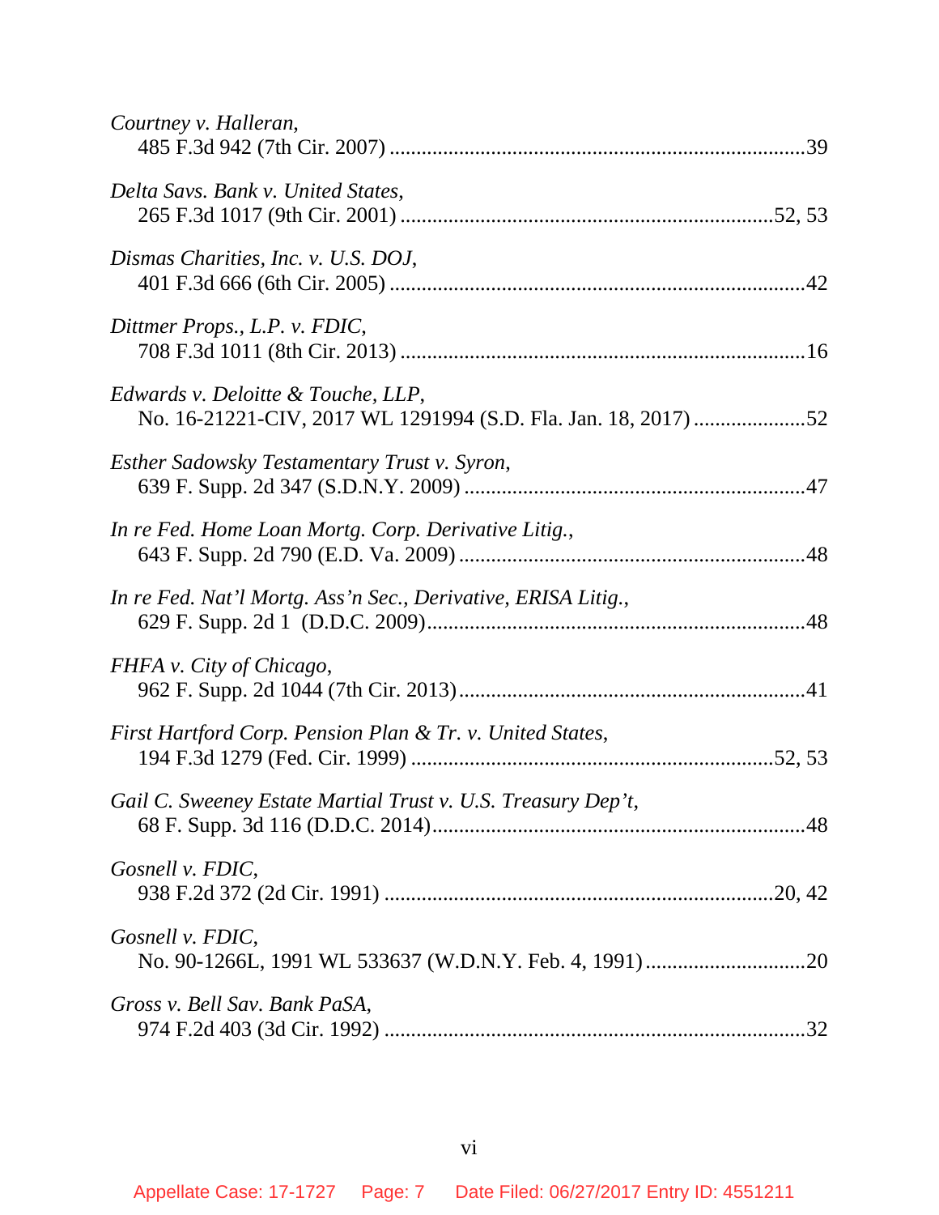*Courtney v. Halleran*,
485 F.3d 942 (7th Cir. 2007) ............................................................................39

*Delta Savs. Bank v. United States*,
265 F.3d 1017 (9th Cir. 2001) ....................................................................52, 53

*Dismas Charities, Inc. v. U.S. DOJ*,
401 F.3d 666 (6th Cir. 2005) ............................................................................42

*Dittmer Props., L.P. v. FDIC*,
708 F.3d 1011 (8th Cir. 2013) ..........................................................................16

*Edwards v. Deloitte & Touche, LLP*,
No. 16-21221-CIV, 2017 WL 1291994 (S.D. Fla. Jan. 18, 2017) ....................52

*Esther Sadowsky Testamentary Trust v. Syron*,
639 F. Supp. 2d 347 (S.D.N.Y. 2009) ...............................................................47

*In re Fed. Home Loan Mortg. Corp. Derivative Litig.*,
643 F. Supp. 2d 790 (E.D. Va. 2009) ................................................................48

*In re Fed. Nat'l Mortg. Ass'n Sec., Derivative, ERISA Litig.*,
629 F. Supp. 2d 1 (D.D.C. 2009).....................................................................48

*FHFA v. City of Chicago*,
962 F. Supp. 2d 1044 (7th Cir. 2013)...............................................................41

*First Hartford Corp. Pension Plan & Tr. v. United States*,
194 F.3d 1279 (Fed. Cir. 1999) ...................................................................52, 53

*Gail C. Sweeney Estate Martial Trust v. U.S. Treasury Dep't*,
68 F. Supp. 3d 116 (D.D.C. 2014)....................................................................48

*Gosnell v. FDIC*,
938 F.2d 372 (2d Cir. 1991) .......................................................................20, 42

*Gosnell v. FDIC*,
No. 90-1266L, 1991 WL 533637 (W.D.N.Y. Feb. 4, 1991) .............................20

*Gross v. Bell Sav. Bank PaSA*,
974 F.2d 403 (3d Cir. 1992) .............................................................................32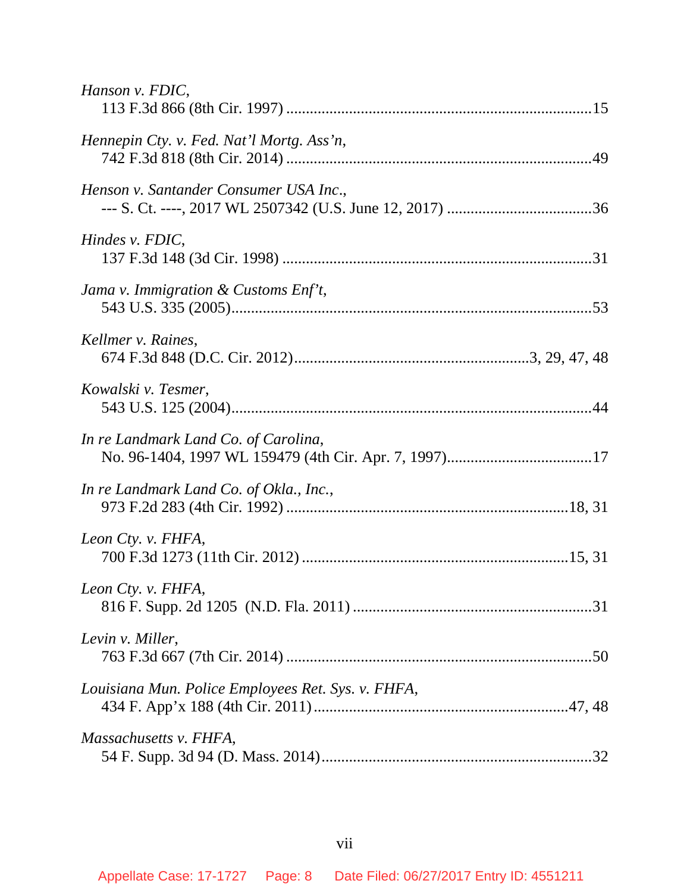*Hanson v. FDIC*,
113 F.3d 866 (8th Cir. 1997) ....................................................................15

*Hennepin Cty. v. Fed. Nat'l Mortg. Ass'n*,
742 F.3d 818 (8th Cir. 2014) ....................................................................49

*Henson v. Santander Consumer USA Inc*.,
--- S. Ct. ----, 2017 WL 2507342 (U.S. June 12, 2017) ....................................36

*Hindes v. FDIC*,
137 F.3d 148 (3d Cir. 1998) ....................................................................31

*Jama v. Immigration & Customs Enf't*,
543 U.S. 335 (2005)....................................................................................53

*Kellmer v. Raines*,
674 F.3d 848 (D.C. Cir. 2012)..............................................................3, 29, 47, 48

*Kowalski v. Tesmer*,
543 U.S. 125 (2004)....................................................................................44

*In re Landmark Land Co. of Carolina*,
No. 96-1404, 1997 WL 159479 (4th Cir. Apr. 7, 1997)....................................17

*In re Landmark Land Co. of Okla., Inc.*,
973 F.2d 283 (4th Cir. 1992) ....................................................................18, 31

*Leon Cty. v. FHFA*,
700 F.3d 1273 (11th Cir. 2012) ...............................................................15, 31

*Leon Cty. v. FHFA*,
816 F. Supp. 2d 1205 (N.D. Fla. 2011) ......................................................31

*Levin v. Miller*,
763 F.3d 667 (7th Cir. 2014) ....................................................................50

*Louisiana Mun. Police Employees Ret. Sys. v. FHFA*,
434 F. App'x 188 (4th Cir. 2011) ...............................................................47, 48

*Massachusetts v. FHFA*,
54 F. Supp. 3d 94 (D. Mass. 2014)...............................................................32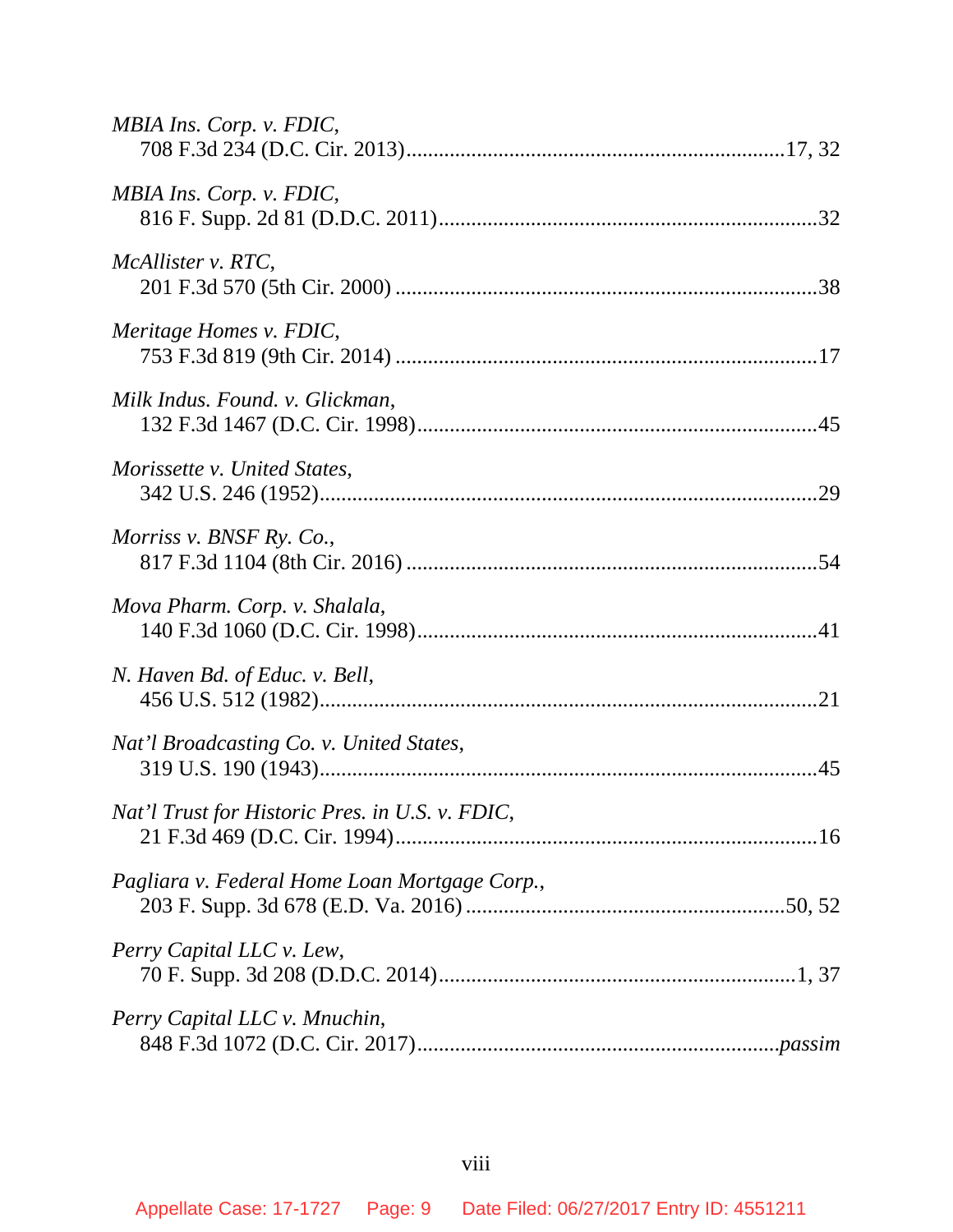*MBIA Ins. Corp. v. FDIC*,
708 F.3d 234 (D.C. Cir. 2013)....................................................................17, 32

*MBIA Ins. Corp. v. FDIC*,
816 F. Supp. 2d 81 (D.D.C. 2011)...................................................................32

*McAllister v. RTC*,
201 F.3d 570 (5th Cir. 2000) ...........................................................................38

*Meritage Homes v. FDIC*,
753 F.3d 819 (9th Cir. 2014) ...........................................................................17

*Milk Indus. Found. v. Glickman*,
132 F.3d 1467 (D.C. Cir. 1998).......................................................................45

*Morissette v. United States*,
342 U.S. 246 (1952).........................................................................................29

*Morriss v. BNSF Ry. Co.*,
817 F.3d 1104 (8th Cir. 2016) .........................................................................54

*Mova Pharm. Corp. v. Shalala*,
140 F.3d 1060 (D.C. Cir. 1998).......................................................................41

*N. Haven Bd. of Educ. v. Bell*,
456 U.S. 512 (1982).........................................................................................21

*Nat'l Broadcasting Co. v. United States*,
319 U.S. 190 (1943).........................................................................................45

*Nat'l Trust for Historic Pres. in U.S. v. FDIC*,
21 F.3d 469 (D.C. Cir. 1994)............................................................................16

*Pagliara v. Federal Home Loan Mortgage Corp.*,
203 F. Supp. 3d 678 (E.D. Va. 2016) ..........................................................50, 52

*Perry Capital LLC v. Lew*,
70 F. Supp. 3d 208 (D.D.C. 2014)................................................................1, 37

*Perry Capital LLC v. Mnuchin*,
848 F.3d 1072 (D.C. Cir. 2017)................................................................*passim*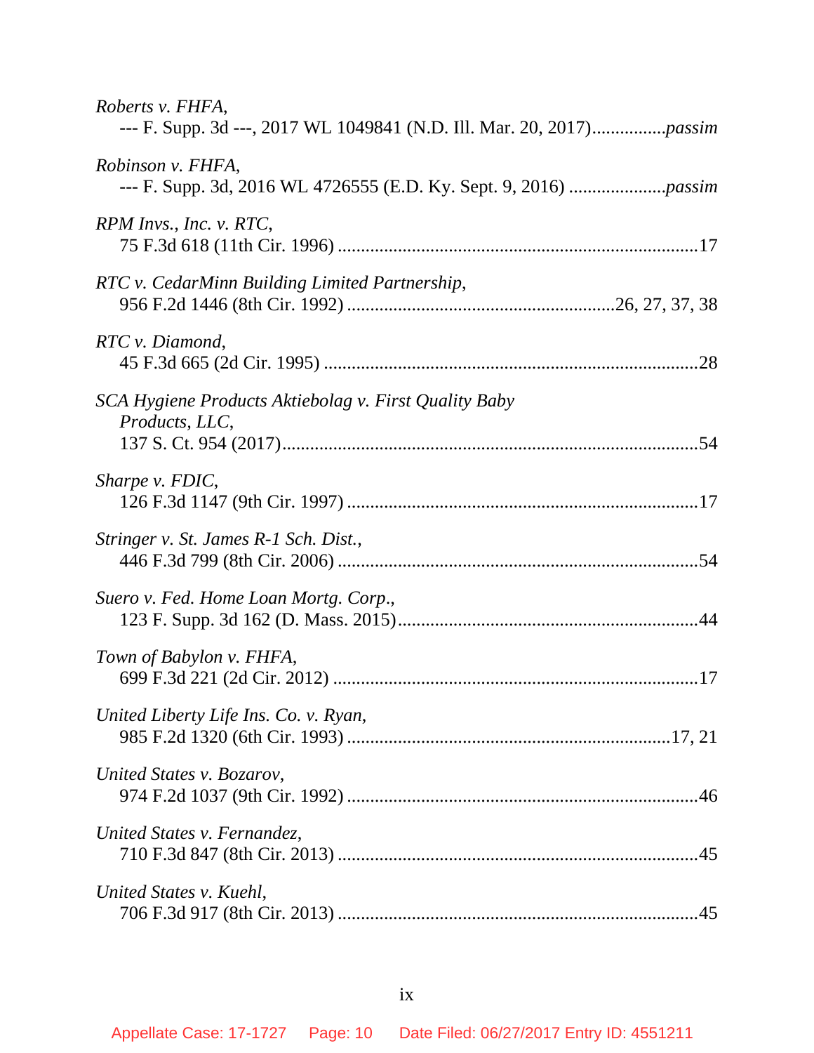*Roberts v. FHFA*,
--- F. Supp. 3d ---, 2017 WL 1049841 (N.D. Ill. Mar. 20, 2017)................*passim*

*Robinson v. FHFA*,
--- F. Supp. 3d, 2016 WL 4726555 (E.D. Ky. Sept. 9, 2016) ....................*passim*

*RPM Invs., Inc. v. RTC*,
75 F.3d 618 (11th Cir. 1996) ............................................................................17

*RTC v. CedarMinn Building Limited Partnership*,
956 F.2d 1446 (8th Cir. 1992) .........................................................26, 27, 37, 38

*RTC v. Diamond*,
45 F.3d 665 (2d Cir. 1995) ...............................................................................28

*SCA Hygiene Products Aktiebolag v. First Quality Baby Products, LLC*,
137 S. Ct. 954 (2017)........................................................................................54

*Sharpe v. FDIC*,
126 F.3d 1147 (9th Cir. 1997) ..........................................................................17

*Stringer v. St. James R-1 Sch. Dist.*,
446 F.3d 799 (8th Cir. 2006) ............................................................................54

*Suero v. Fed. Home Loan Mortg. Corp.*,
123 F. Supp. 3d 162 (D. Mass. 2015)................................................................44

*Town of Babylon v. FHFA*,
699 F.3d 221 (2d Cir. 2012) .............................................................................17

*United Liberty Life Ins. Co. v. Ryan*,
985 F.2d 1320 (6th Cir. 1993) .....................................................................17, 21

*United States v. Bozarov*,
974 F.2d 1037 (9th Cir. 1992) ..........................................................................46

*United States v. Fernandez*,
710 F.3d 847 (8th Cir. 2013) ............................................................................45

*United States v. Kuehl*,
706 F.3d 917 (8th Cir. 2013) ............................................................................45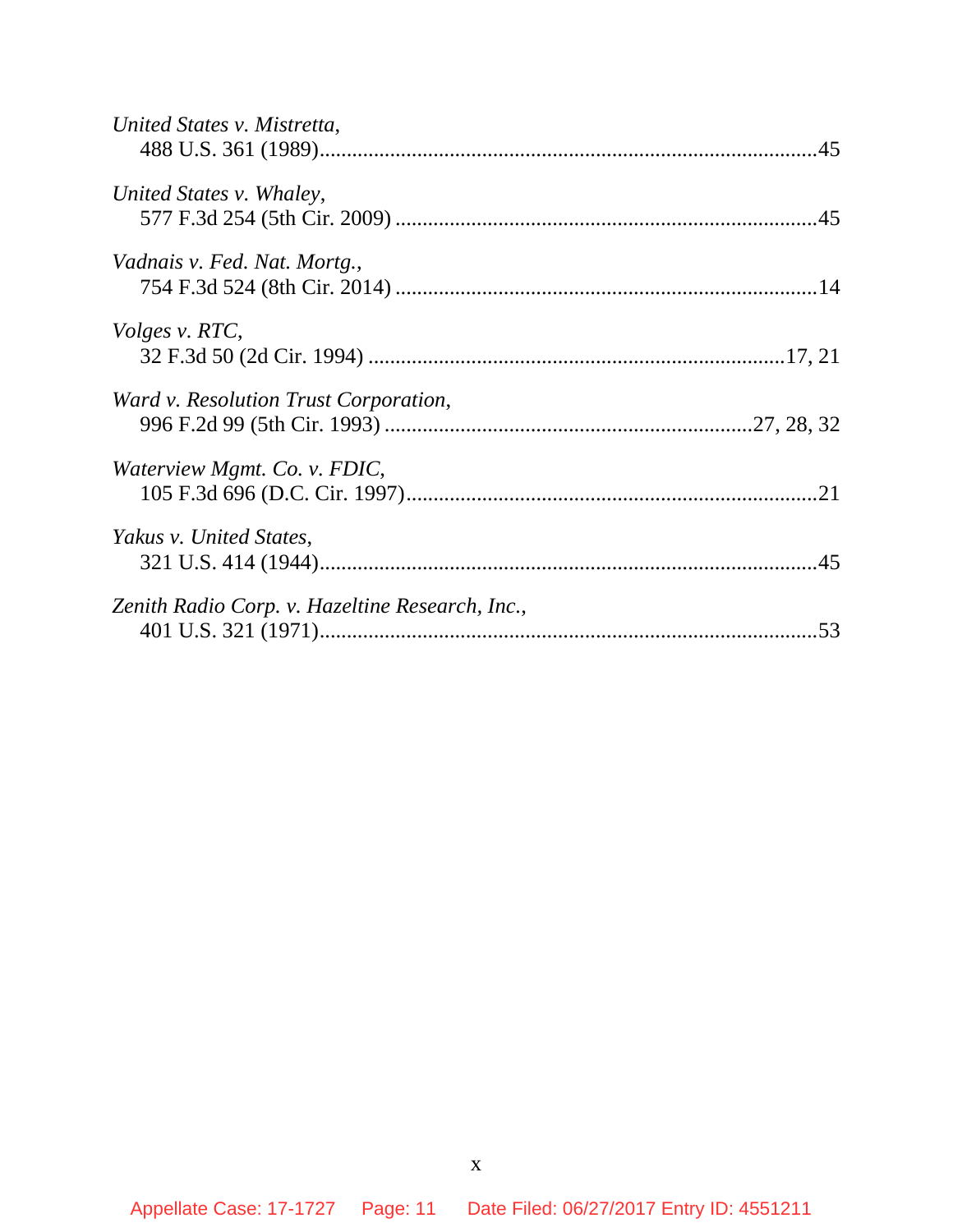*United States v. Mistretta*,
488 U.S. 361 (1989) ........................................................................................ 45

*United States v. Whaley*,
577 F.3d 254 (5th Cir. 2009) ........................................................................... 45

*Vadnais v. Fed. Nat. Mortg.*,
754 F.3d 524 (8th Cir. 2014) ........................................................................... 14

*Volges v. RTC*,
32 F.3d 50 (2d Cir. 1994) ........................................................................... 17, 21

*Ward v. Resolution Trust Corporation*,
996 F.2d 99 (5th Cir. 1993) ................................................................ 27, 28, 32

*Waterview Mgmt. Co. v. FDIC*,
105 F.3d 696 (D.C. Cir. 1997) ......................................................................... 21

*Yakus v. United States*,
321 U.S. 414 (1944) ........................................................................................ 45

*Zenith Radio Corp. v. Hazeltine Research, Inc.*,
401 U.S. 321 (1971) ........................................................................................ 53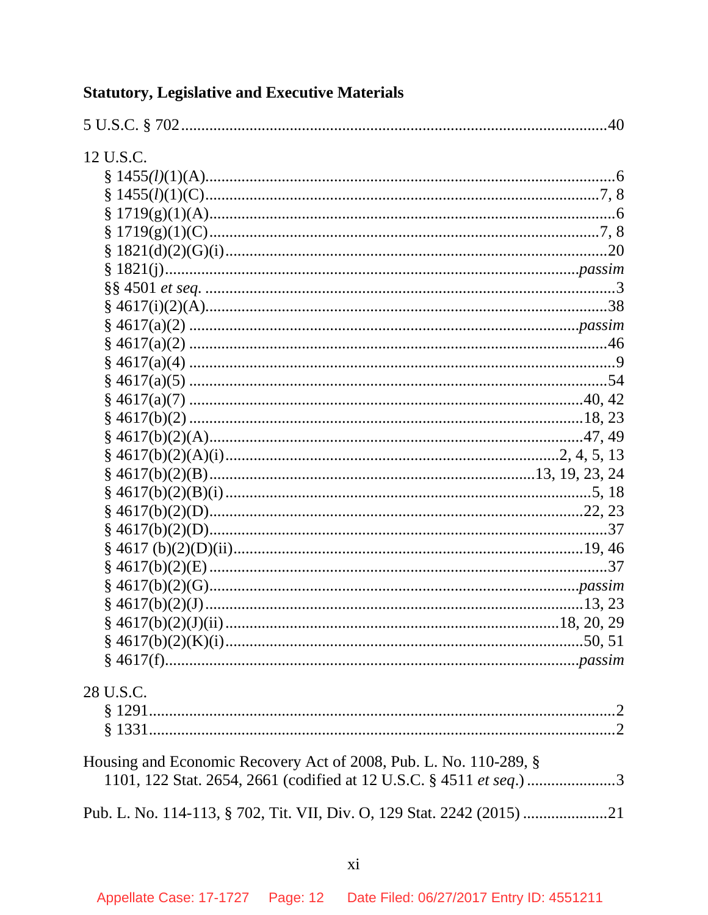**Statutory, Legislative and Executive Materials**

5 U.S.C. § 702 .......................................................................................40

12 U.S.C.
- § 1455(*l*)(1)(A) .......................................................................................6
- § 1455(*l*)(1)(C) .......................................................................................7, 8
- § 1719(g)(1)(A) .......................................................................................6
- § 1719(g)(1)(C) .......................................................................................7, 8
- § 1821(d)(2)(G)(i) .......................................................................................20
- § 1821(j) .......................................................................................*passim*
- §§ 4501 *et seq.* .......................................................................................3
- § 4617(i)(2)(A) .......................................................................................38
- § 4617(a)(2) .......................................................................................*passim*
- § 4617(a)(2) .......................................................................................46
- § 4617(a)(4) .......................................................................................9
- § 4617(a)(5) .......................................................................................54
- § 4617(a)(7) .......................................................................................40, 42
- § 4617(b)(2) .......................................................................................18, 23
- § 4617(b)(2)(A) .......................................................................................47, 49
- § 4617(b)(2)(A)(i) .......................................................................................2, 4, 5, 13
- § 4617(b)(2)(B) .......................................................................................13, 19, 23, 24
- § 4617(b)(2)(B)(i) .......................................................................................5, 18
- § 4617(b)(2)(D) .......................................................................................22, 23
- § 4617(b)(2)(D) .......................................................................................37
- § 4617 (b)(2)(D)(ii) .......................................................................................19, 46
- § 4617(b)(2)(E) .......................................................................................37
- § 4617(b)(2)(G) .......................................................................................*passim*
- § 4617(b)(2)(J) .......................................................................................13, 23
- § 4617(b)(2)(J)(ii) .......................................................................................18, 20, 29
- § 4617(b)(2)(K)(i) .......................................................................................50, 51
- § 4617(f) .......................................................................................*passim*

28 U.S.C.
- § 1291 .......................................................................................2
- § 1331 .......................................................................................2

Housing and Economic Recovery Act of 2008, Pub. L. No. 110-289, § 1101, 122 Stat. 2654, 2661 (codified at 12 U.S.C. § 4511 *et seq.*) .......................3

Pub. L. No. 114-113, § 702, Tit. VII, Div. O, 129 Stat. 2242 (2015) .....................21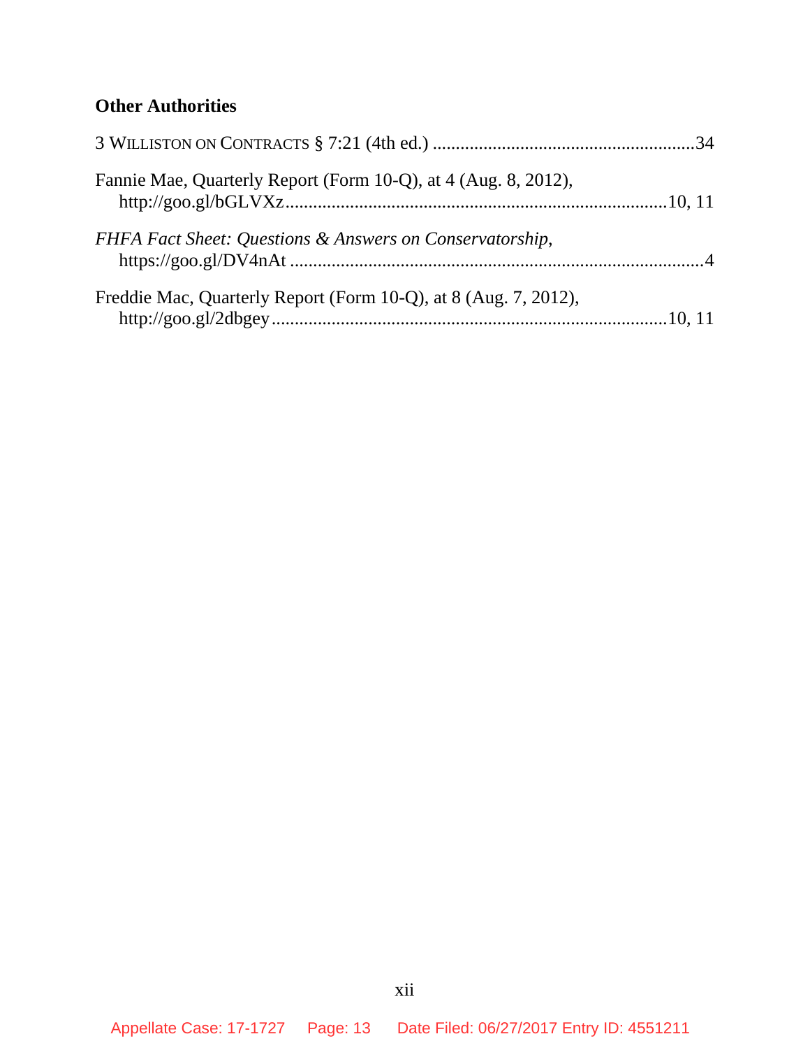**Other Authorities**

3 WILLISTON ON CONTRACTS § 7:21 (4th ed.) .........................................................34

Fannie Mae, Quarterly Report (Form 10-Q), at 4 (Aug. 8, 2012),
http://goo.gl/bGLVXz...................................................................................10, 11

*FHFA Fact Sheet: Questions & Answers on Conservatorship*,
https://goo.gl/DV4nAt ..........................................................................................4

Freddie Mac, Quarterly Report (Form 10-Q), at 8 (Aug. 7, 2012),
http://goo.gl/2dbgey......................................................................................10, 11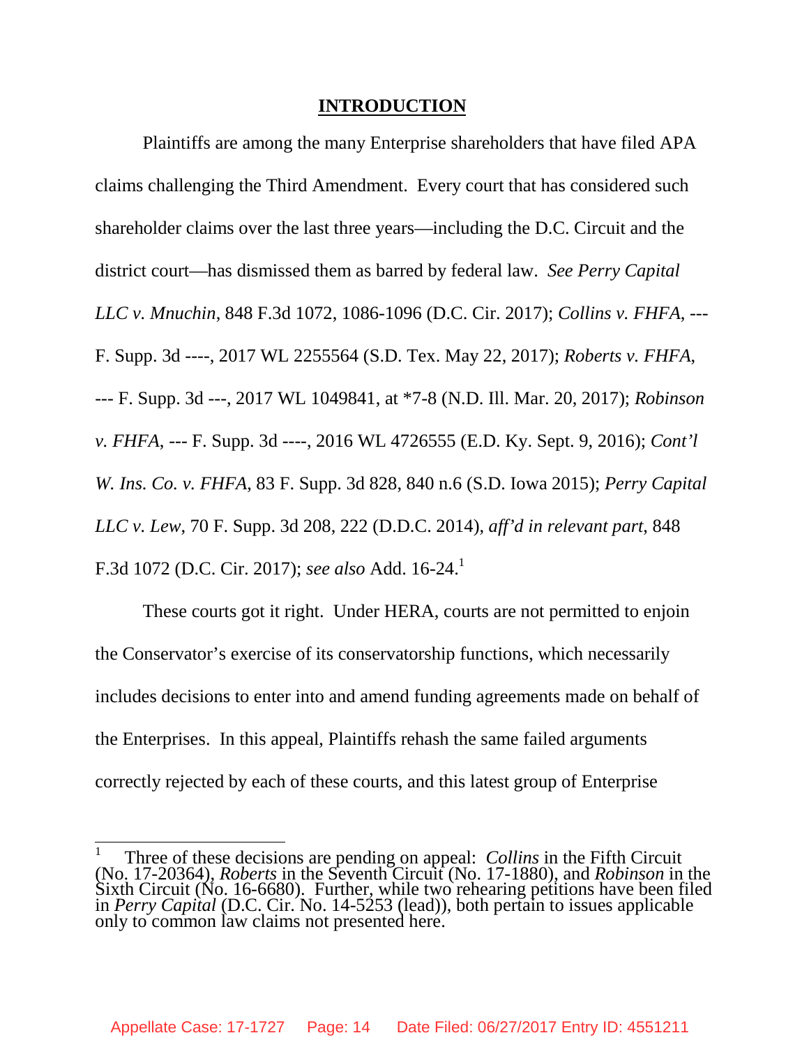## INTRODUCTION

Plaintiffs are among the many Enterprise shareholders that have filed APA claims challenging the Third Amendment. Every court that has considered such shareholder claims over the last three years—including the D.C. Circuit and the district court—has dismissed them as barred by federal law. *See Perry Capital LLC v. Mnuchin*, 848 F.3d 1072, 1086-1096 (D.C. Cir. 2017); *Collins v. FHFA*, --- F. Supp. 3d ----, 2017 WL 2255564 (S.D. Tex. May 22, 2017); *Roberts v. FHFA*, --- F. Supp. 3d ---, 2017 WL 1049841, at *7-8 (N.D. Ill. Mar. 20, 2017); *Robinson v. FHFA*, --- F. Supp. 3d ----, 2016 WL 4726555 (E.D. Ky. Sept. 9, 2016); *Cont'l W. Ins. Co. v. FHFA*, 83 F. Supp. 3d 828, 840 n.6 (S.D. Iowa 2015); *Perry Capital LLC v. Lew*, 70 F. Supp. 3d 208, 222 (D.D.C. 2014), *aff'd in relevant part*, 848 F.3d 1072 (D.C. Cir. 2017); *see also* Add. 16-24.[1]

These courts got it right. Under HERA, courts are not permitted to enjoin the Conservator's exercise of its conservatorship functions, which necessarily includes decisions to enter into and amend funding agreements made on behalf of the Enterprises. In this appeal, Plaintiffs rehash the same failed arguments correctly rejected by each of these courts, and this latest group of Enterprise

[1] Three of these decisions are pending on appeal: *Collins* in the Fifth Circuit (No. 17-20364), *Roberts* in the Seventh Circuit (No. 17-1880), and *Robinson* in the Sixth Circuit (No. 16-6680). Further, while two rehearing petitions have been filed in *Perry Capital* (D.C. Cir. No. 14-5253 (lead)), both pertain to issues applicable only to common law claims not presented here.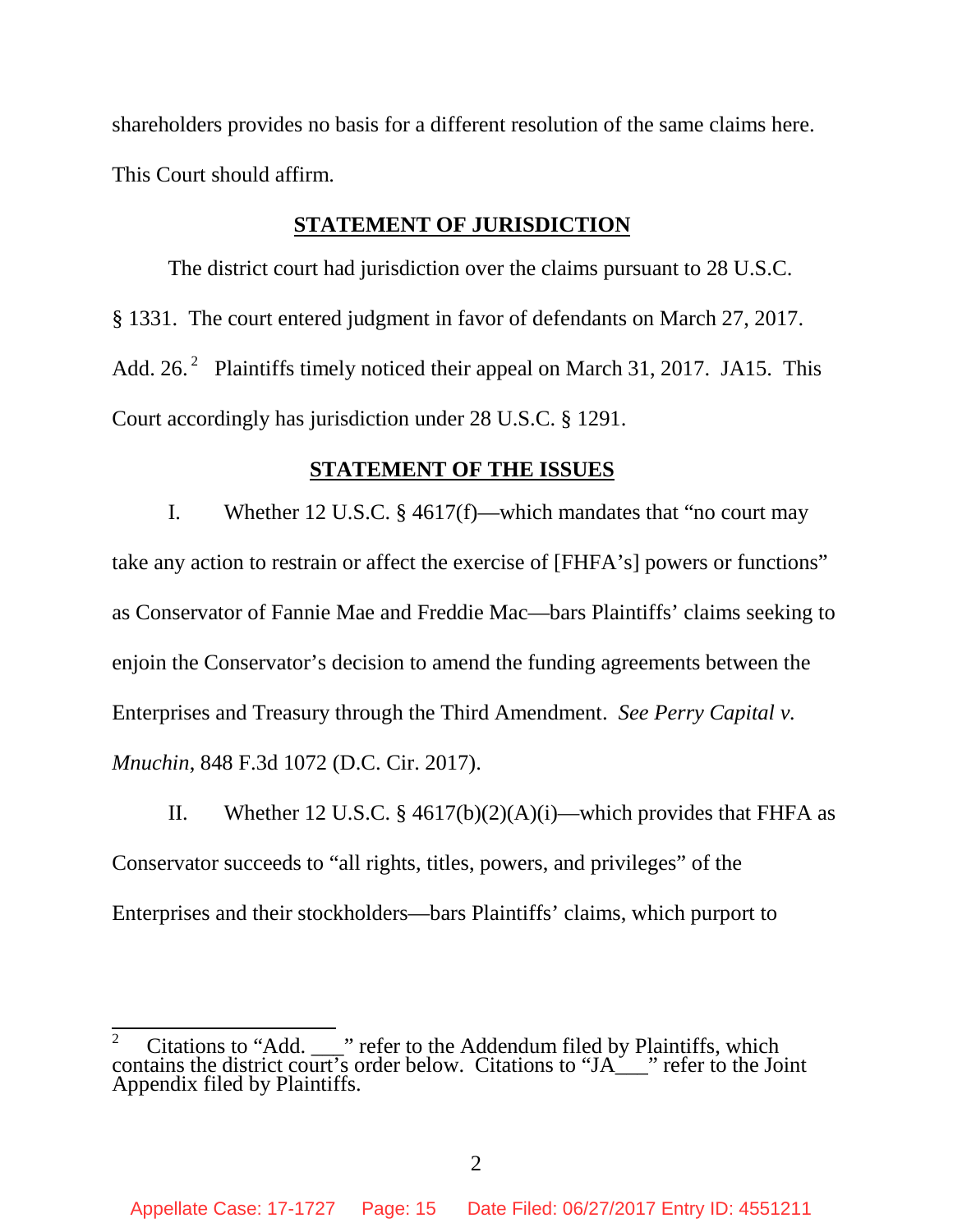shareholders provides no basis for a different resolution of the same claims here. This Court should affirm.

## STATEMENT OF JURISDICTION

The district court had jurisdiction over the claims pursuant to 28 U.S.C. § 1331. The court entered judgment in favor of defendants on March 27, 2017. Add. 26.[2] Plaintiffs timely noticed their appeal on March 31, 2017. JA15. This Court accordingly has jurisdiction under 28 U.S.C. § 1291.

## STATEMENT OF THE ISSUES

I. Whether 12 U.S.C. § 4617(f)—which mandates that "no court may take any action to restrain or affect the exercise of [FHFA's] powers or functions" as Conservator of Fannie Mae and Freddie Mac—bars Plaintiffs' claims seeking to enjoin the Conservator's decision to amend the funding agreements between the Enterprises and Treasury through the Third Amendment. *See Perry Capital v. Mnuchin*, 848 F.3d 1072 (D.C. Cir. 2017).

II. Whether 12 U.S.C. § 4617(b)(2)(A)(i)—which provides that FHFA as Conservator succeeds to "all rights, titles, powers, and privileges" of the Enterprises and their stockholders—bars Plaintiffs' claims, which purport to

---

[2] Citations to "Add. ___" refer to the Addendum filed by Plaintiffs, which contains the district court's order below. Citations to "JA___" refer to the Joint Appendix filed by Plaintiffs.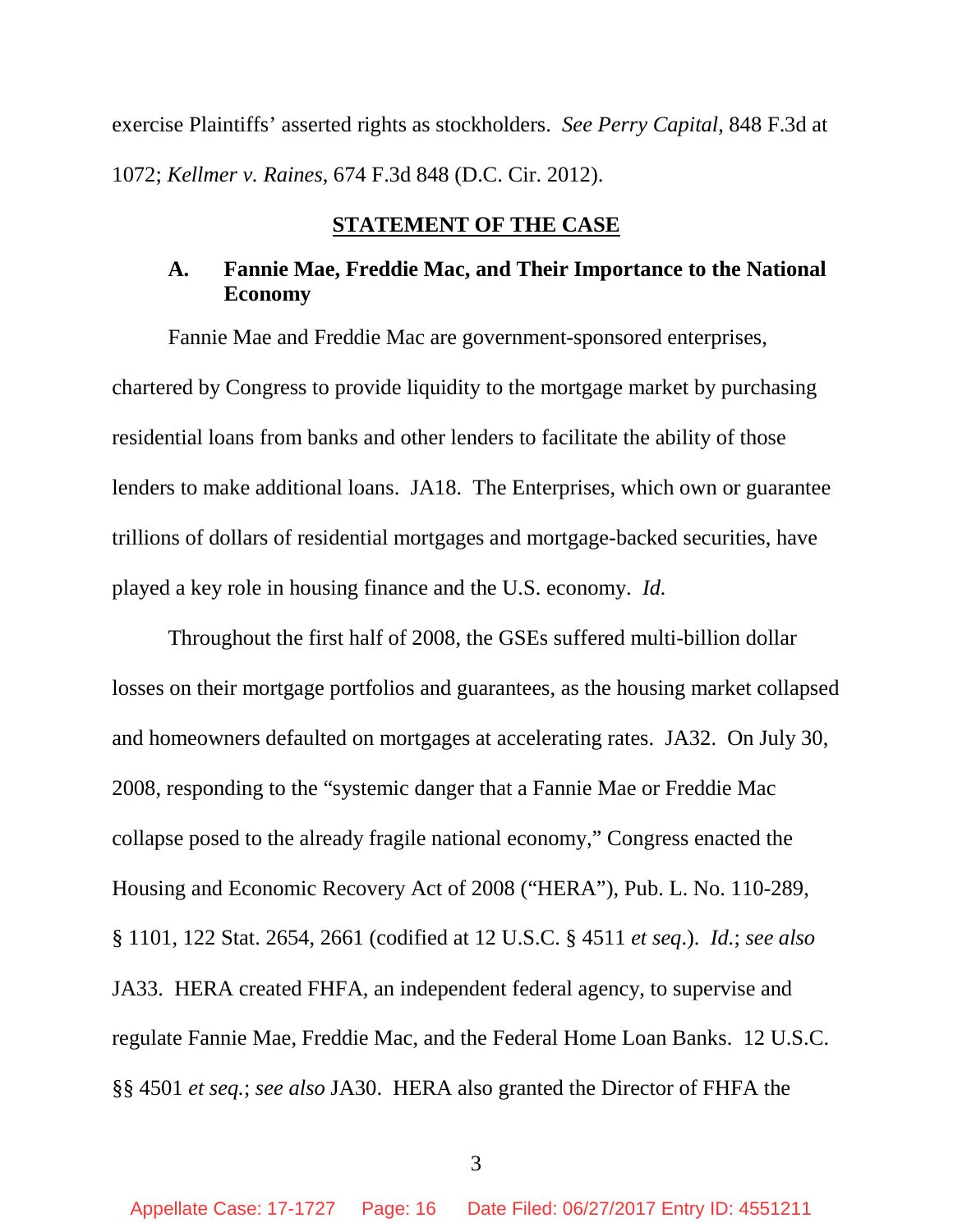exercise Plaintiffs' asserted rights as stockholders. *See Perry Capital*, 848 F.3d at 1072; *Kellmer v. Raines*, 674 F.3d 848 (D.C. Cir. 2012).

## STATEMENT OF THE CASE

### A. Fannie Mae, Freddie Mac, and Their Importance to the National Economy

Fannie Mae and Freddie Mac are government-sponsored enterprises, chartered by Congress to provide liquidity to the mortgage market by purchasing residential loans from banks and other lenders to facilitate the ability of those lenders to make additional loans. JA18. The Enterprises, which own or guarantee trillions of dollars of residential mortgages and mortgage-backed securities, have played a key role in housing finance and the U.S. economy. *Id.*

Throughout the first half of 2008, the GSEs suffered multi-billion dollar losses on their mortgage portfolios and guarantees, as the housing market collapsed and homeowners defaulted on mortgages at accelerating rates. JA32. On July 30, 2008, responding to the "systemic danger that a Fannie Mae or Freddie Mac collapse posed to the already fragile national economy," Congress enacted the Housing and Economic Recovery Act of 2008 ("HERA"), Pub. L. No. 110-289, § 1101, 122 Stat. 2654, 2661 (codified at 12 U.S.C. § 4511 *et seq*.). *Id.*; *see also* JA33. HERA created FHFA, an independent federal agency, to supervise and regulate Fannie Mae, Freddie Mac, and the Federal Home Loan Banks. 12 U.S.C. §§ 4501 *et seq.*; *see also* JA30. HERA also granted the Director of FHFA the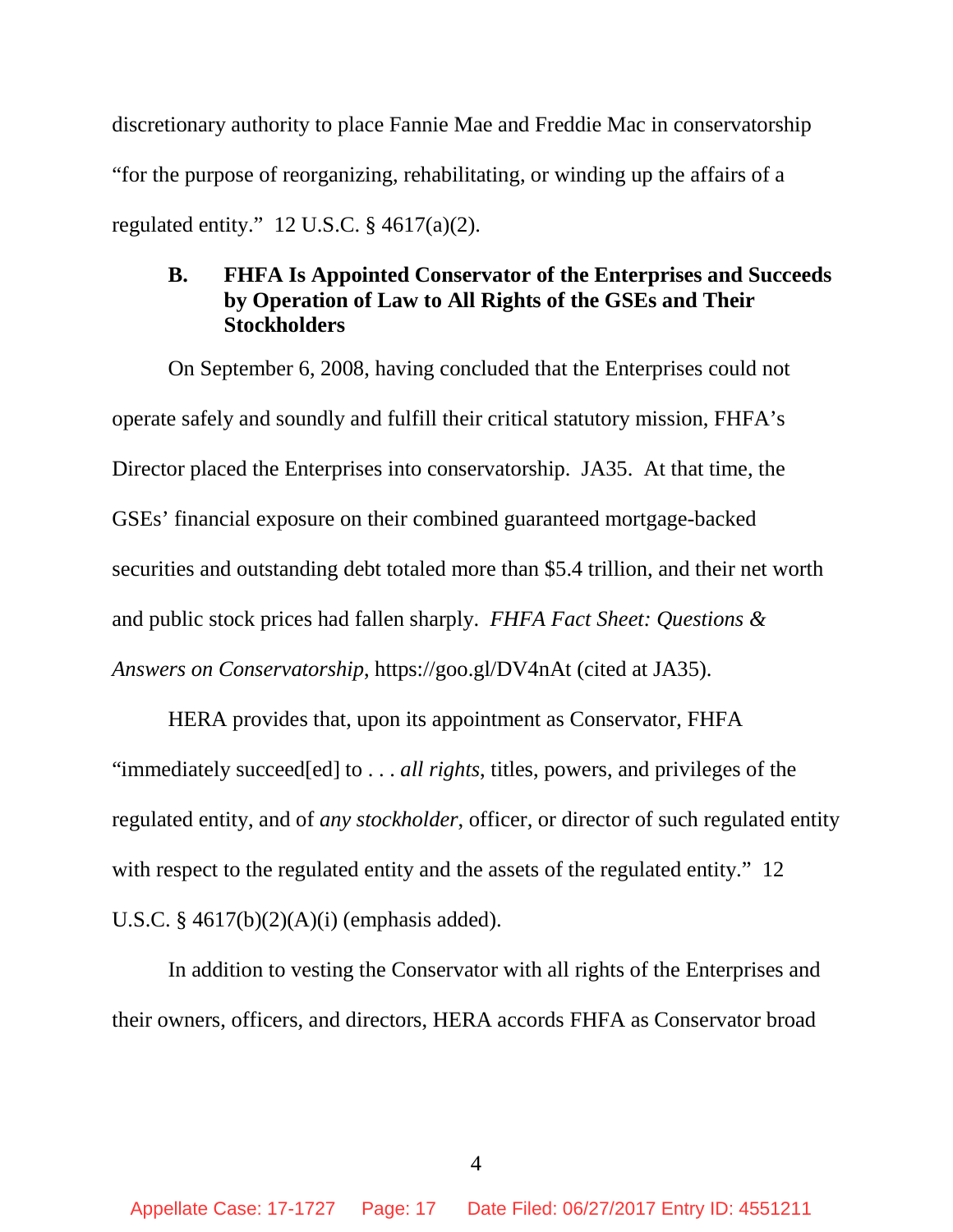discretionary authority to place Fannie Mae and Freddie Mac in conservatorship "for the purpose of reorganizing, rehabilitating, or winding up the affairs of a regulated entity." 12 U.S.C. § 4617(a)(2).

### B. FHFA Is Appointed Conservator of the Enterprises and Succeeds by Operation of Law to All Rights of the GSEs and Their Stockholders

On September 6, 2008, having concluded that the Enterprises could not operate safely and soundly and fulfill their critical statutory mission, FHFA's Director placed the Enterprises into conservatorship. JA35. At that time, the GSEs' financial exposure on their combined guaranteed mortgage-backed securities and outstanding debt totaled more than $5.4 trillion, and their net worth and public stock prices had fallen sharply. *FHFA Fact Sheet: Questions & Answers on Conservatorship*, https://goo.gl/DV4nAt (cited at JA35).

HERA provides that, upon its appointment as Conservator, FHFA "immediately succeed[ed] to . . . *all rights*, titles, powers, and privileges of the regulated entity, and of *any stockholder*, officer, or director of such regulated entity with respect to the regulated entity and the assets of the regulated entity." 12 U.S.C. § 4617(b)(2)(A)(i) (emphasis added).

In addition to vesting the Conservator with all rights of the Enterprises and their owners, officers, and directors, HERA accords FHFA as Conservator broad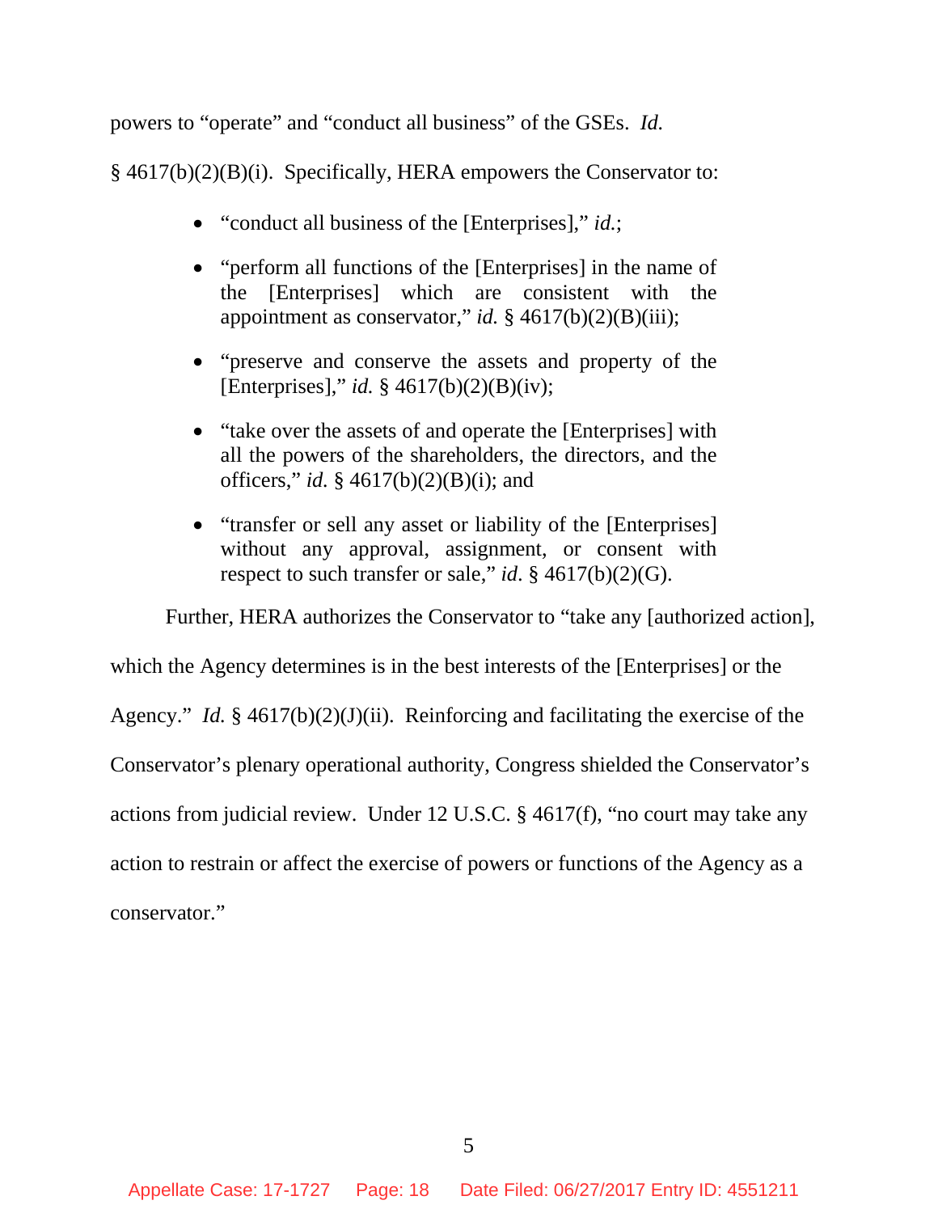powers to "operate" and "conduct all business" of the GSEs. *Id.* § 4617(b)(2)(B)(i). Specifically, HERA empowers the Conservator to:

- "conduct all business of the [Enterprises]," *id.*;
- "perform all functions of the [Enterprises] in the name of the [Enterprises] which are consistent with the appointment as conservator," *id.* § 4617(b)(2)(B)(iii);
- "preserve and conserve the assets and property of the [Enterprises]," *id.* § 4617(b)(2)(B)(iv);
- "take over the assets of and operate the [Enterprises] with all the powers of the shareholders, the directors, and the officers," *id.* § 4617(b)(2)(B)(i); and
- "transfer or sell any asset or liability of the [Enterprises] without any approval, assignment, or consent with respect to such transfer or sale," *id.* § 4617(b)(2)(G).

Further, HERA authorizes the Conservator to "take any [authorized action], which the Agency determines is in the best interests of the [Enterprises] or the Agency." *Id.* § 4617(b)(2)(J)(ii). Reinforcing and facilitating the exercise of the Conservator's plenary operational authority, Congress shielded the Conservator's actions from judicial review. Under 12 U.S.C. § 4617(f), "no court may take any action to restrain or affect the exercise of powers or functions of the Agency as a conservator."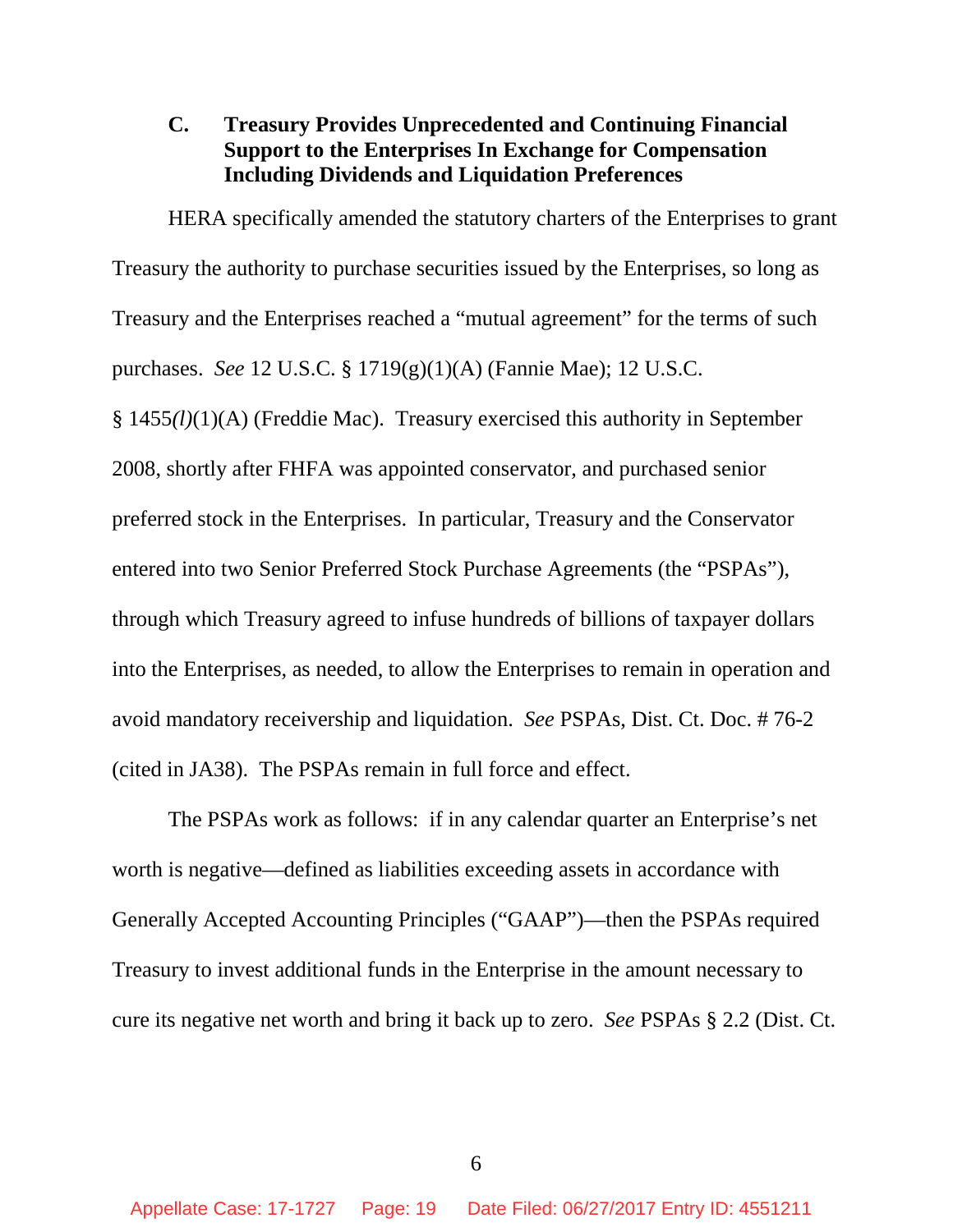### C. Treasury Provides Unprecedented and Continuing Financial Support to the Enterprises In Exchange for Compensation Including Dividends and Liquidation Preferences

HERA specifically amended the statutory charters of the Enterprises to grant Treasury the authority to purchase securities issued by the Enterprises, so long as Treasury and the Enterprises reached a "mutual agreement" for the terms of such purchases. *See* 12 U.S.C. § 1719(g)(1)(A) (Fannie Mae); 12 U.S.C. § 1455*(l)*(1)(A) (Freddie Mac). Treasury exercised this authority in September 2008, shortly after FHFA was appointed conservator, and purchased senior preferred stock in the Enterprises. In particular, Treasury and the Conservator entered into two Senior Preferred Stock Purchase Agreements (the "PSPAs"), through which Treasury agreed to infuse hundreds of billions of taxpayer dollars into the Enterprises, as needed, to allow the Enterprises to remain in operation and avoid mandatory receivership and liquidation. *See* PSPAs, Dist. Ct. Doc. # 76-2 (cited in JA38). The PSPAs remain in full force and effect.

The PSPAs work as follows: if in any calendar quarter an Enterprise's net worth is negative—defined as liabilities exceeding assets in accordance with Generally Accepted Accounting Principles ("GAAP")—then the PSPAs required Treasury to invest additional funds in the Enterprise in the amount necessary to cure its negative net worth and bring it back up to zero. *See* PSPAs § 2.2 (Dist. Ct.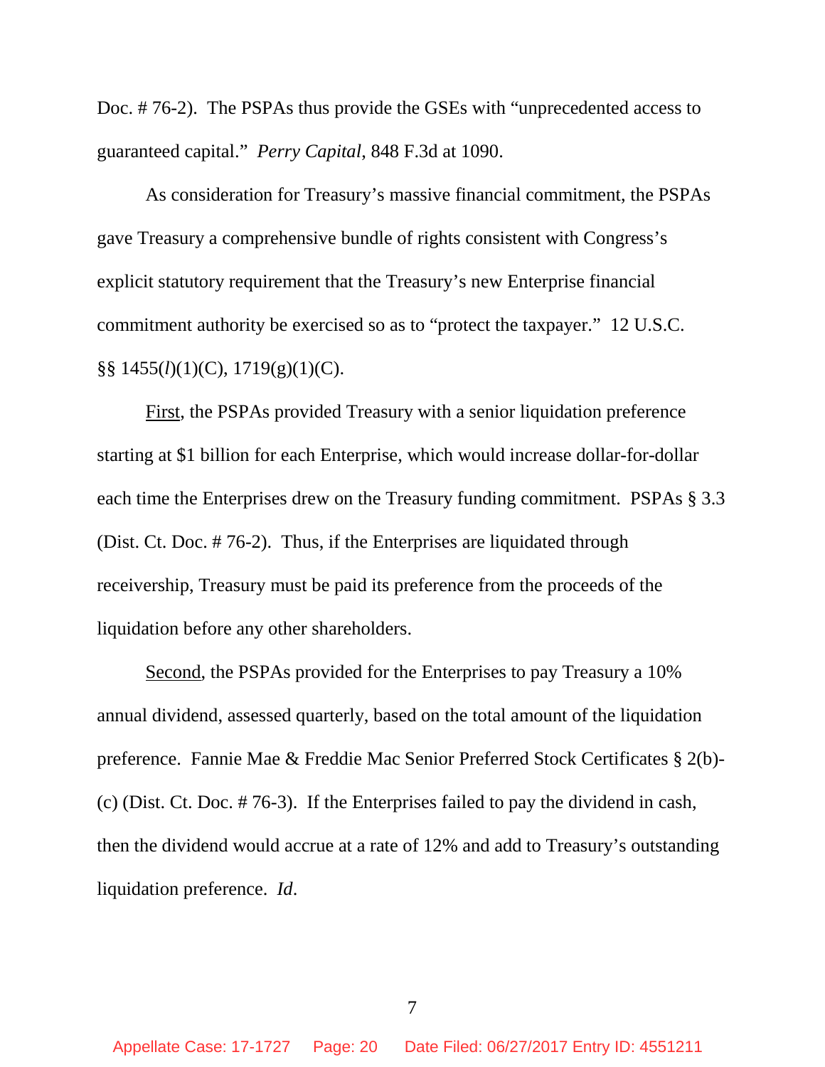Doc. # 76-2). The PSPAs thus provide the GSEs with "unprecedented access to guaranteed capital." *Perry Capital*, 848 F.3d at 1090.

As consideration for Treasury's massive financial commitment, the PSPAs gave Treasury a comprehensive bundle of rights consistent with Congress's explicit statutory requirement that the Treasury's new Enterprise financial commitment authority be exercised so as to "protect the taxpayer." 12 U.S.C. §§ 1455(*l*)(1)(C), 1719(g)(1)(C).

First, the PSPAs provided Treasury with a senior liquidation preference starting at $1 billion for each Enterprise, which would increase dollar-for-dollar each time the Enterprises drew on the Treasury funding commitment. PSPAs § 3.3 (Dist. Ct. Doc. # 76-2). Thus, if the Enterprises are liquidated through receivership, Treasury must be paid its preference from the proceeds of the liquidation before any other shareholders.

Second, the PSPAs provided for the Enterprises to pay Treasury a 10% annual dividend, assessed quarterly, based on the total amount of the liquidation preference. Fannie Mae & Freddie Mac Senior Preferred Stock Certificates § 2(b)-(c) (Dist. Ct. Doc. # 76-3). If the Enterprises failed to pay the dividend in cash, then the dividend would accrue at a rate of 12% and add to Treasury's outstanding liquidation preference. *Id*.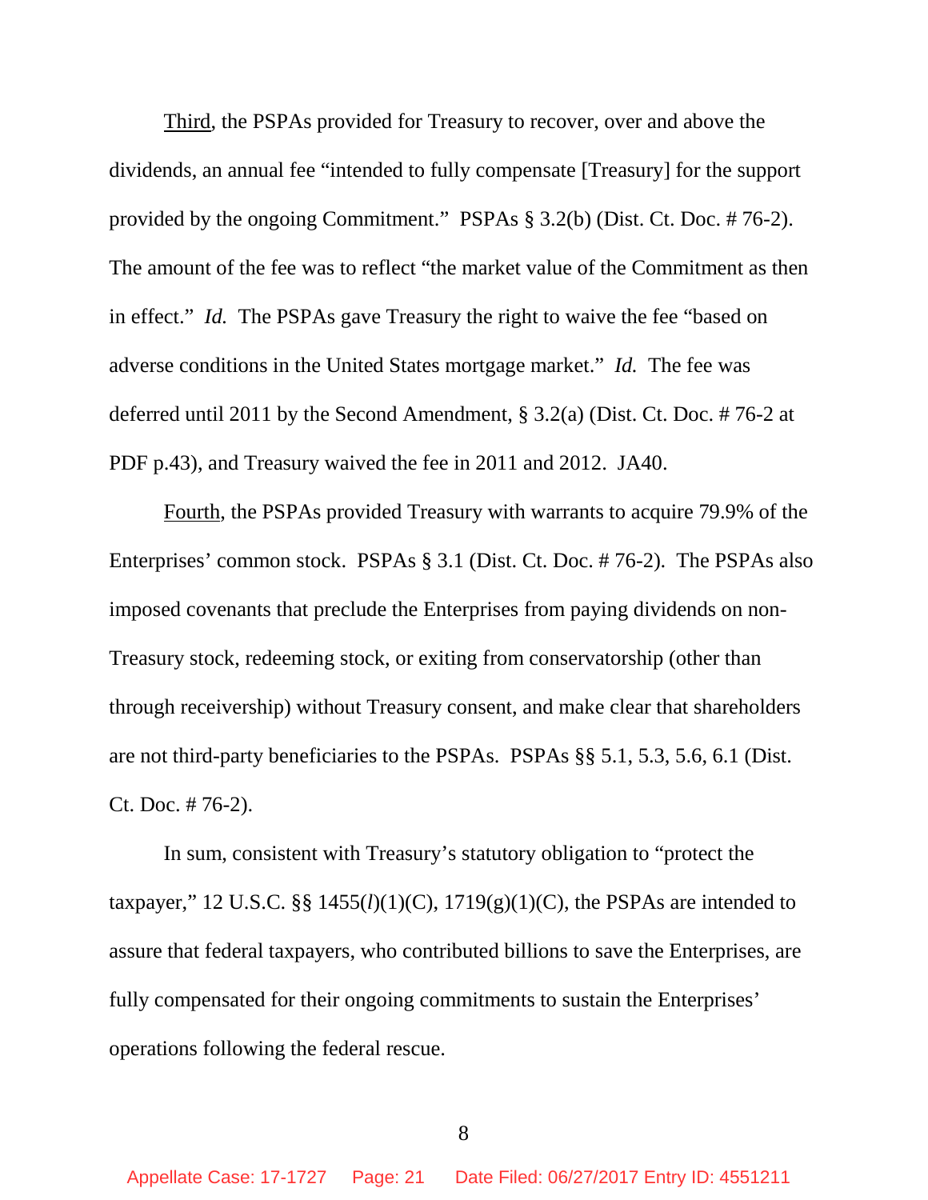Third, the PSPAs provided for Treasury to recover, over and above the dividends, an annual fee "intended to fully compensate [Treasury] for the support provided by the ongoing Commitment." PSPAs § 3.2(b) (Dist. Ct. Doc. # 76-2). The amount of the fee was to reflect "the market value of the Commitment as then in effect." *Id.* The PSPAs gave Treasury the right to waive the fee "based on adverse conditions in the United States mortgage market." *Id.* The fee was deferred until 2011 by the Second Amendment, § 3.2(a) (Dist. Ct. Doc. # 76-2 at PDF p.43), and Treasury waived the fee in 2011 and 2012. JA40.

Fourth, the PSPAs provided Treasury with warrants to acquire 79.9% of the Enterprises' common stock. PSPAs § 3.1 (Dist. Ct. Doc. # 76-2). The PSPAs also imposed covenants that preclude the Enterprises from paying dividends on non-Treasury stock, redeeming stock, or exiting from conservatorship (other than through receivership) without Treasury consent, and make clear that shareholders are not third-party beneficiaries to the PSPAs. PSPAs §§ 5.1, 5.3, 5.6, 6.1 (Dist. Ct. Doc. # 76-2).

In sum, consistent with Treasury's statutory obligation to "protect the taxpayer," 12 U.S.C. §§ 1455(*l*)(1)(C), 1719(g)(1)(C), the PSPAs are intended to assure that federal taxpayers, who contributed billions to save the Enterprises, are fully compensated for their ongoing commitments to sustain the Enterprises' operations following the federal rescue.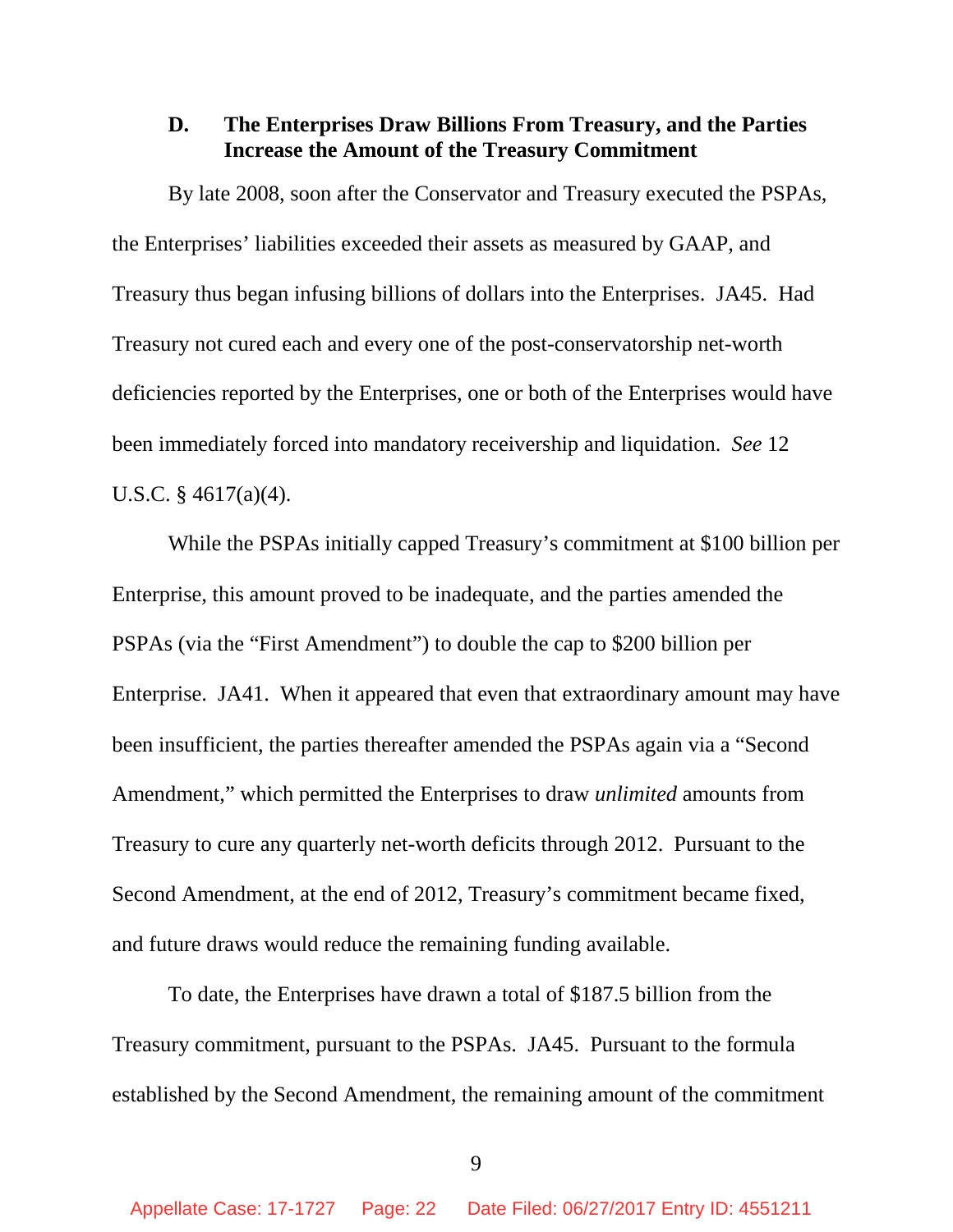### D. The Enterprises Draw Billions From Treasury, and the Parties Increase the Amount of the Treasury Commitment

By late 2008, soon after the Conservator and Treasury executed the PSPAs, the Enterprises' liabilities exceeded their assets as measured by GAAP, and Treasury thus began infusing billions of dollars into the Enterprises. JA45. Had Treasury not cured each and every one of the post-conservatorship net-worth deficiencies reported by the Enterprises, one or both of the Enterprises would have been immediately forced into mandatory receivership and liquidation. *See* 12 U.S.C. § 4617(a)(4).

While the PSPAs initially capped Treasury's commitment at $100 billion per Enterprise, this amount proved to be inadequate, and the parties amended the PSPAs (via the "First Amendment") to double the cap to $200 billion per Enterprise. JA41. When it appeared that even that extraordinary amount may have been insufficient, the parties thereafter amended the PSPAs again via a "Second Amendment," which permitted the Enterprises to draw *unlimited* amounts from Treasury to cure any quarterly net-worth deficits through 2012. Pursuant to the Second Amendment, at the end of 2012, Treasury's commitment became fixed, and future draws would reduce the remaining funding available.

To date, the Enterprises have drawn a total of $187.5 billion from the Treasury commitment, pursuant to the PSPAs. JA45. Pursuant to the formula established by the Second Amendment, the remaining amount of the commitment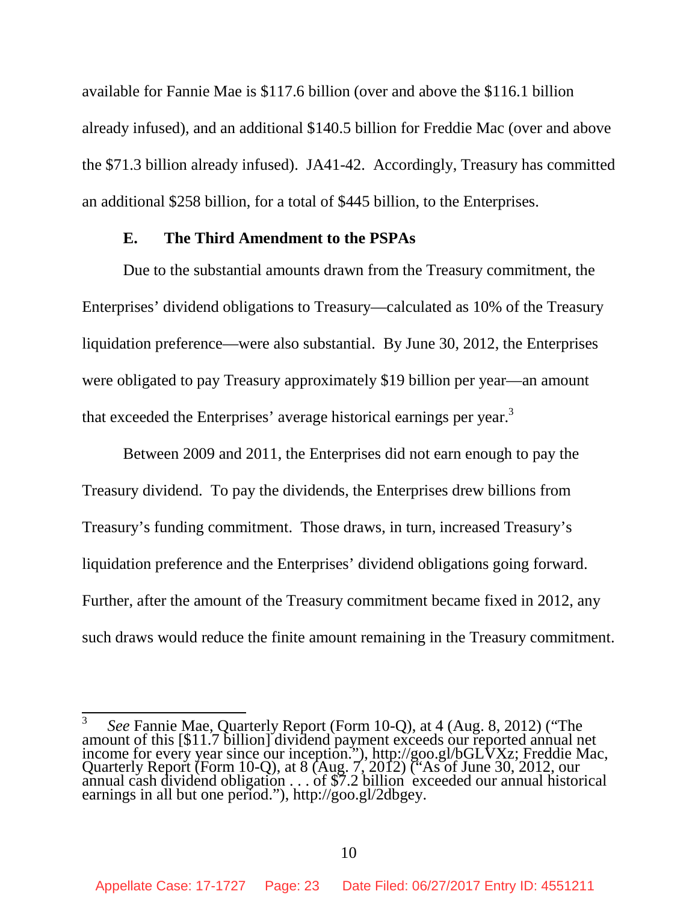available for Fannie Mae is $117.6 billion (over and above the $116.1 billion already infused), and an additional $140.5 billion for Freddie Mac (over and above the $71.3 billion already infused). JA41-42. Accordingly, Treasury has committed an additional $258 billion, for a total of $445 billion, to the Enterprises.

### E. The Third Amendment to the PSPAs

Due to the substantial amounts drawn from the Treasury commitment, the Enterprises' dividend obligations to Treasury—calculated as 10% of the Treasury liquidation preference—were also substantial. By June 30, 2012, the Enterprises were obligated to pay Treasury approximately $19 billion per year—an amount that exceeded the Enterprises' average historical earnings per year.[3]

Between 2009 and 2011, the Enterprises did not earn enough to pay the Treasury dividend. To pay the dividends, the Enterprises drew billions from Treasury's funding commitment. Those draws, in turn, increased Treasury's liquidation preference and the Enterprises' dividend obligations going forward. Further, after the amount of the Treasury commitment became fixed in 2012, any such draws would reduce the finite amount remaining in the Treasury commitment.

---

[3] *See* Fannie Mae, Quarterly Report (Form 10-Q), at 4 (Aug. 8, 2012) ("The amount of this [$11.7 billion] dividend payment exceeds our reported annual net income for every year since our inception."), http://goo.gl/bGLVXz; Freddie Mac, Quarterly Report (Form 10-Q), at 8 (Aug. 7, 2012) ("As of June 30, 2012, our annual cash dividend obligation . . . of $7.2 billion exceeded our annual historical earnings in all but one period."), http://goo.gl/2dbgey.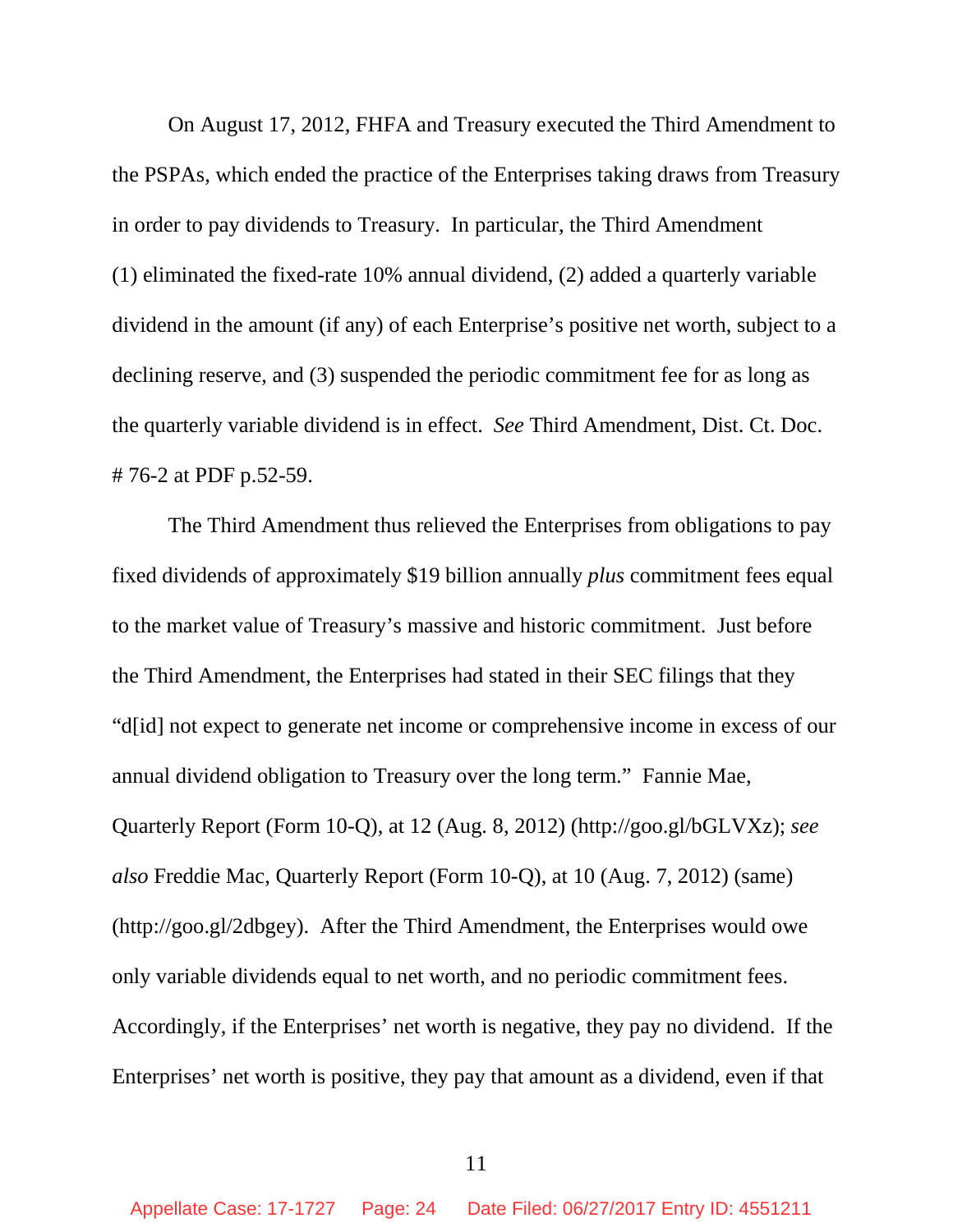On August 17, 2012, FHFA and Treasury executed the Third Amendment to the PSPAs, which ended the practice of the Enterprises taking draws from Treasury in order to pay dividends to Treasury. In particular, the Third Amendment (1) eliminated the fixed-rate 10% annual dividend, (2) added a quarterly variable dividend in the amount (if any) of each Enterprise's positive net worth, subject to a declining reserve, and (3) suspended the periodic commitment fee for as long as the quarterly variable dividend is in effect. *See* Third Amendment, Dist. Ct. Doc. # 76-2 at PDF p.52-59.

The Third Amendment thus relieved the Enterprises from obligations to pay fixed dividends of approximately $19 billion annually *plus* commitment fees equal to the market value of Treasury's massive and historic commitment. Just before the Third Amendment, the Enterprises had stated in their SEC filings that they "d[id] not expect to generate net income or comprehensive income in excess of our annual dividend obligation to Treasury over the long term." Fannie Mae, Quarterly Report (Form 10-Q), at 12 (Aug. 8, 2012) (http://goo.gl/bGLVXz); *see also* Freddie Mac, Quarterly Report (Form 10-Q), at 10 (Aug. 7, 2012) (same) (http://goo.gl/2dbgey). After the Third Amendment, the Enterprises would owe only variable dividends equal to net worth, and no periodic commitment fees. Accordingly, if the Enterprises' net worth is negative, they pay no dividend. If the Enterprises' net worth is positive, they pay that amount as a dividend, even if that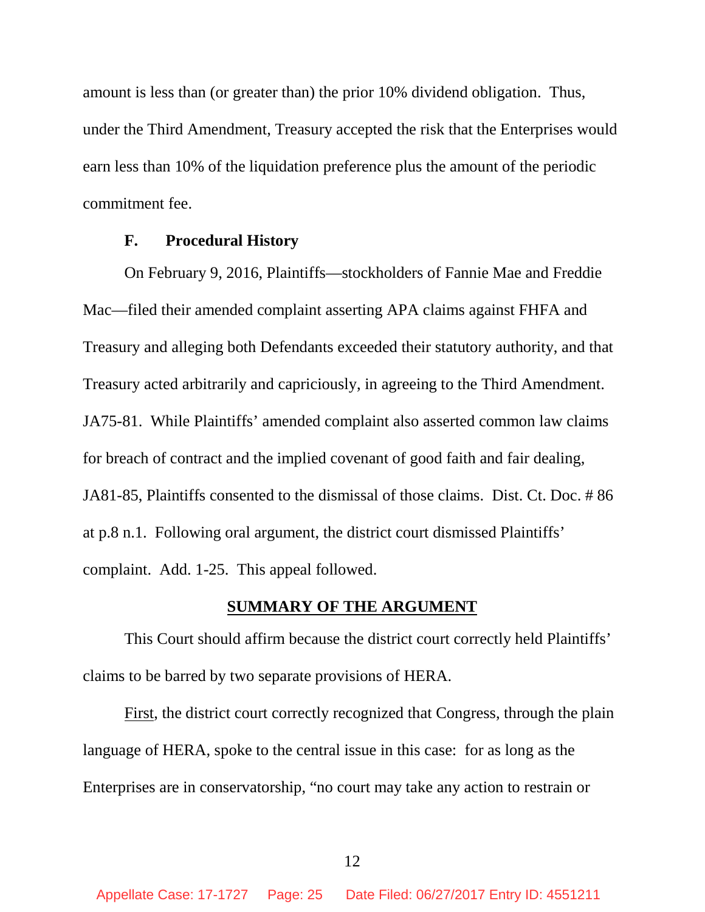amount is less than (or greater than) the prior 10% dividend obligation. Thus, under the Third Amendment, Treasury accepted the risk that the Enterprises would earn less than 10% of the liquidation preference plus the amount of the periodic commitment fee.

### F. Procedural History

On February 9, 2016, Plaintiffs—stockholders of Fannie Mae and Freddie Mac—filed their amended complaint asserting APA claims against FHFA and Treasury and alleging both Defendants exceeded their statutory authority, and that Treasury acted arbitrarily and capriciously, in agreeing to the Third Amendment. JA75-81. While Plaintiffs' amended complaint also asserted common law claims for breach of contract and the implied covenant of good faith and fair dealing, JA81-85, Plaintiffs consented to the dismissal of those claims. Dist. Ct. Doc. # 86 at p.8 n.1. Following oral argument, the district court dismissed Plaintiffs' complaint. Add. 1-25. This appeal followed.

## SUMMARY OF THE ARGUMENT

This Court should affirm because the district court correctly held Plaintiffs' claims to be barred by two separate provisions of HERA.

First, the district court correctly recognized that Congress, through the plain language of HERA, spoke to the central issue in this case: for as long as the Enterprises are in conservatorship, "no court may take any action to restrain or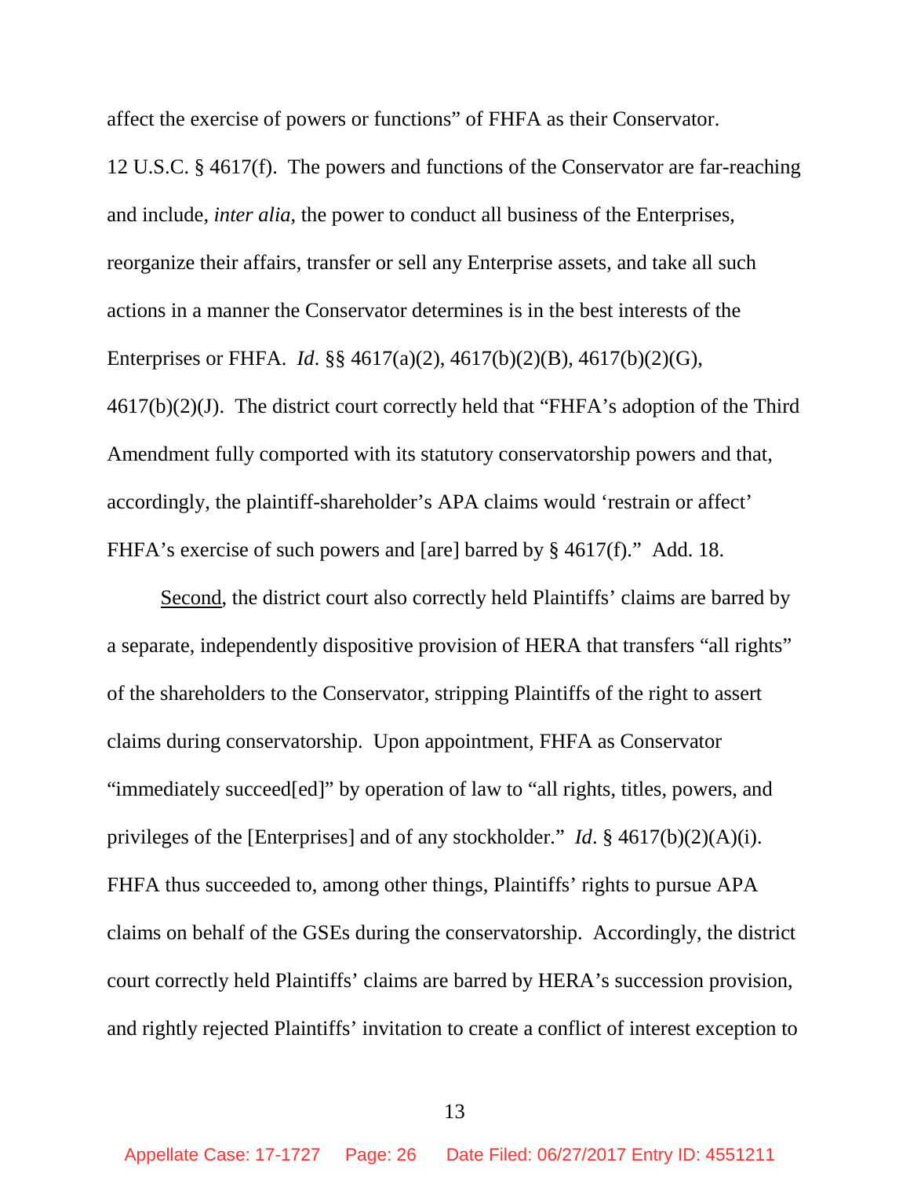affect the exercise of powers or functions" of FHFA as their Conservator. 12 U.S.C. § 4617(f). The powers and functions of the Conservator are far-reaching and include, *inter alia*, the power to conduct all business of the Enterprises, reorganize their affairs, transfer or sell any Enterprise assets, and take all such actions in a manner the Conservator determines is in the best interests of the Enterprises or FHFA. *Id*. §§ 4617(a)(2), 4617(b)(2)(B), 4617(b)(2)(G), 4617(b)(2)(J). The district court correctly held that "FHFA's adoption of the Third Amendment fully comported with its statutory conservatorship powers and that, accordingly, the plaintiff-shareholder's APA claims would 'restrain or affect' FHFA's exercise of such powers and [are] barred by § 4617(f)." Add. 18.

<u>Second</u>, the district court also correctly held Plaintiffs' claims are barred by a separate, independently dispositive provision of HERA that transfers "all rights" of the shareholders to the Conservator, stripping Plaintiffs of the right to assert claims during conservatorship. Upon appointment, FHFA as Conservator "immediately succeed[ed]" by operation of law to "all rights, titles, powers, and privileges of the [Enterprises] and of any stockholder." *Id*. § 4617(b)(2)(A)(i). FHFA thus succeeded to, among other things, Plaintiffs' rights to pursue APA claims on behalf of the GSEs during the conservatorship. Accordingly, the district court correctly held Plaintiffs' claims are barred by HERA's succession provision, and rightly rejected Plaintiffs' invitation to create a conflict of interest exception to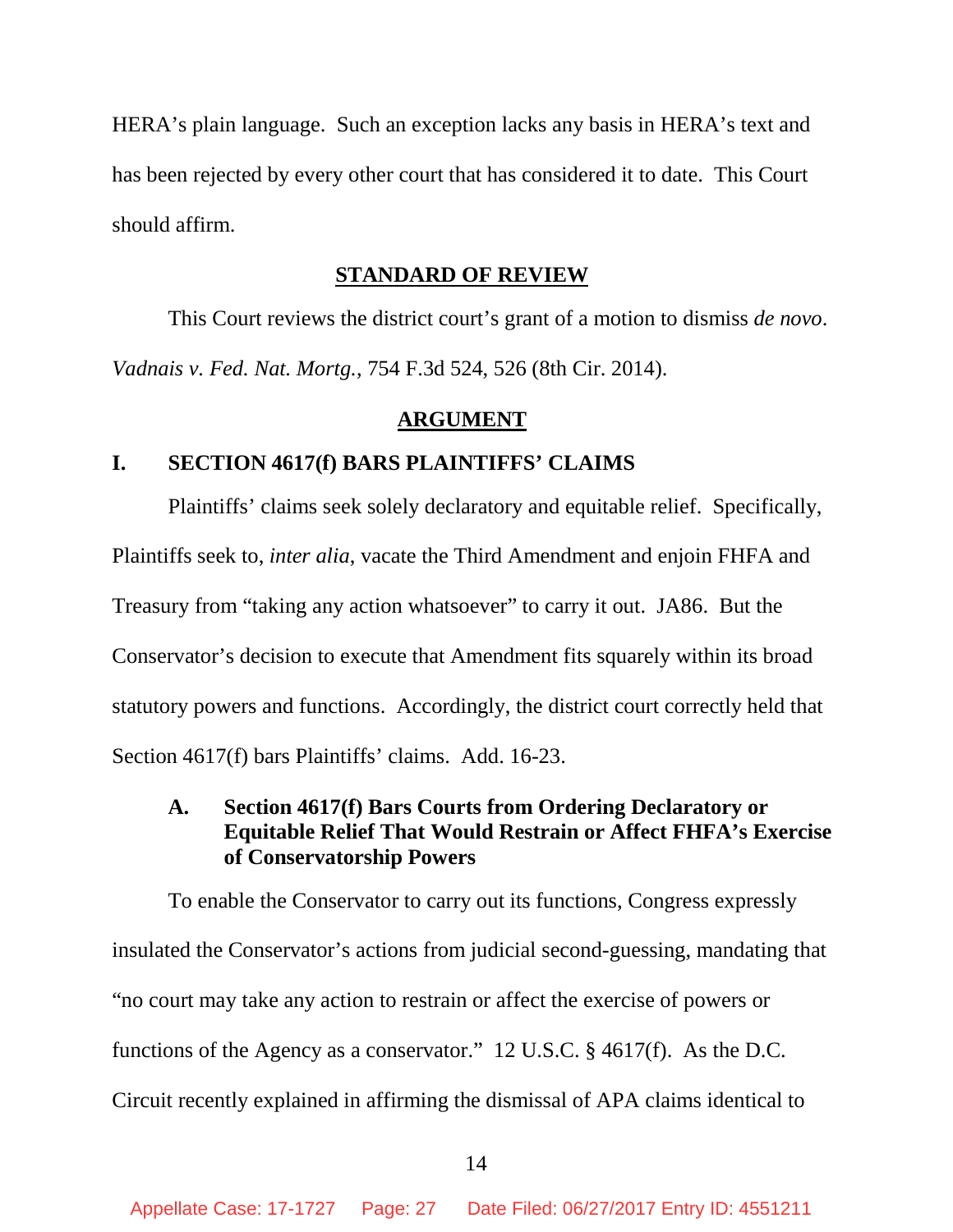HERA's plain language. Such an exception lacks any basis in HERA's text and has been rejected by every other court that has considered it to date. This Court should affirm.

## STANDARD OF REVIEW

This Court reviews the district court's grant of a motion to dismiss *de novo*. *Vadnais v. Fed. Nat. Mortg.*, 754 F.3d 524, 526 (8th Cir. 2014).

## ARGUMENT

### I. SECTION 4617(f) BARS PLAINTIFFS' CLAIMS

Plaintiffs' claims seek solely declaratory and equitable relief. Specifically, Plaintiffs seek to, *inter alia*, vacate the Third Amendment and enjoin FHFA and Treasury from "taking any action whatsoever" to carry it out. JA86. But the Conservator's decision to execute that Amendment fits squarely within its broad statutory powers and functions. Accordingly, the district court correctly held that Section 4617(f) bars Plaintiffs' claims. Add. 16-23.

#### A. Section 4617(f) Bars Courts from Ordering Declaratory or Equitable Relief That Would Restrain or Affect FHFA's Exercise of Conservatorship Powers

To enable the Conservator to carry out its functions, Congress expressly insulated the Conservator's actions from judicial second-guessing, mandating that "no court may take any action to restrain or affect the exercise of powers or functions of the Agency as a conservator." 12 U.S.C. § 4617(f). As the D.C. Circuit recently explained in affirming the dismissal of APA claims identical to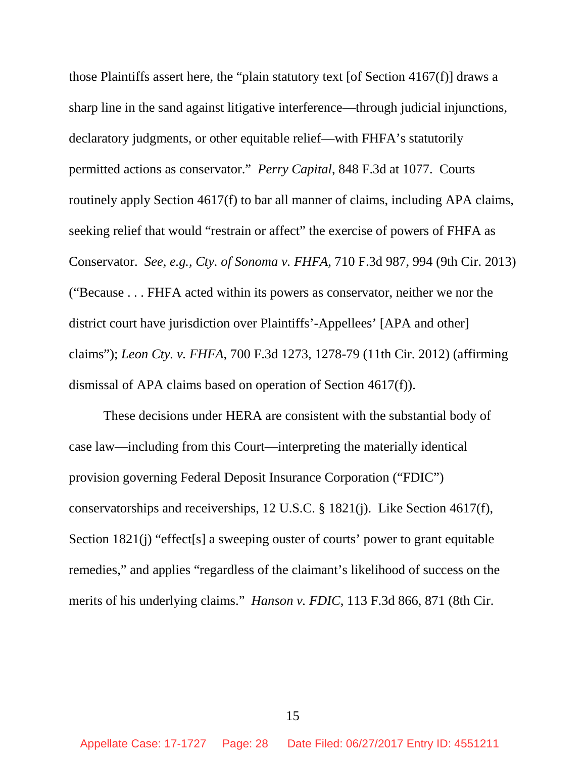those Plaintiffs assert here, the "plain statutory text [of Section 4167(f)] draws a sharp line in the sand against litigative interference—through judicial injunctions, declaratory judgments, or other equitable relief—with FHFA's statutorily permitted actions as conservator." *Perry Capital*, 848 F.3d at 1077. Courts routinely apply Section 4617(f) to bar all manner of claims, including APA claims, seeking relief that would "restrain or affect" the exercise of powers of FHFA as Conservator. *See, e.g.*, *Cty. of Sonoma v. FHFA*, 710 F.3d 987, 994 (9th Cir. 2013) ("Because . . . FHFA acted within its powers as conservator, neither we nor the district court have jurisdiction over Plaintiffs'-Appellees' [APA and other] claims"); *Leon Cty. v. FHFA*, 700 F.3d 1273, 1278-79 (11th Cir. 2012) (affirming dismissal of APA claims based on operation of Section 4617(f)).

These decisions under HERA are consistent with the substantial body of case law—including from this Court—interpreting the materially identical provision governing Federal Deposit Insurance Corporation ("FDIC") conservatorships and receiverships, 12 U.S.C. § 1821(j). Like Section 4617(f), Section 1821(j) "effect[s] a sweeping ouster of courts' power to grant equitable remedies," and applies "regardless of the claimant's likelihood of success on the merits of his underlying claims." *Hanson v. FDIC*, 113 F.3d 866, 871 (8th Cir.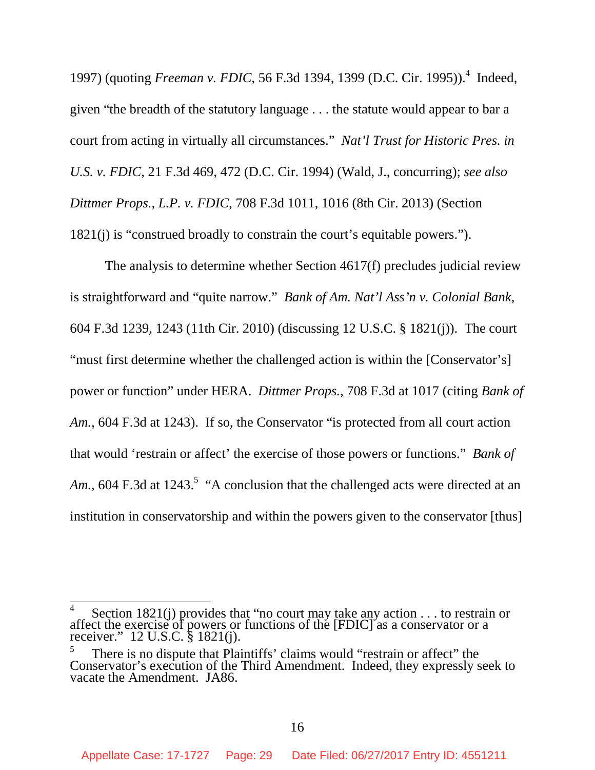1997) (quoting *Freeman v. FDIC*, 56 F.3d 1394, 1399 (D.C. Cir. 1995)).[4] Indeed, given "the breadth of the statutory language . . . the statute would appear to bar a court from acting in virtually all circumstances." *Nat'l Trust for Historic Pres. in U.S. v. FDIC*, 21 F.3d 469, 472 (D.C. Cir. 1994) (Wald, J., concurring); *see also Dittmer Props., L.P. v. FDIC*, 708 F.3d 1011, 1016 (8th Cir. 2013) (Section 1821(j) is "construed broadly to constrain the court's equitable powers.").

The analysis to determine whether Section 4617(f) precludes judicial review is straightforward and "quite narrow." *Bank of Am. Nat'l Ass'n v. Colonial Bank*, 604 F.3d 1239, 1243 (11th Cir. 2010) (discussing 12 U.S.C. § 1821(j)). The court "must first determine whether the challenged action is within the [Conservator's] power or function" under HERA. *Dittmer Props.*, 708 F.3d at 1017 (citing *Bank of Am.*, 604 F.3d at 1243). If so, the Conservator "is protected from all court action that would 'restrain or affect' the exercise of those powers or functions." *Bank of Am.*, 604 F.3d at 1243.[5] "A conclusion that the challenged acts were directed at an institution in conservatorship and within the powers given to the conservator [thus]

---

[4] Section 1821(j) provides that "no court may take any action . . . to restrain or affect the exercise of powers or functions of the [FDIC] as a conservator or a receiver." 12 U.S.C. § 1821(j).

[5] There is no dispute that Plaintiffs' claims would "restrain or affect" the Conservator's execution of the Third Amendment. Indeed, they expressly seek to vacate the Amendment. JA86.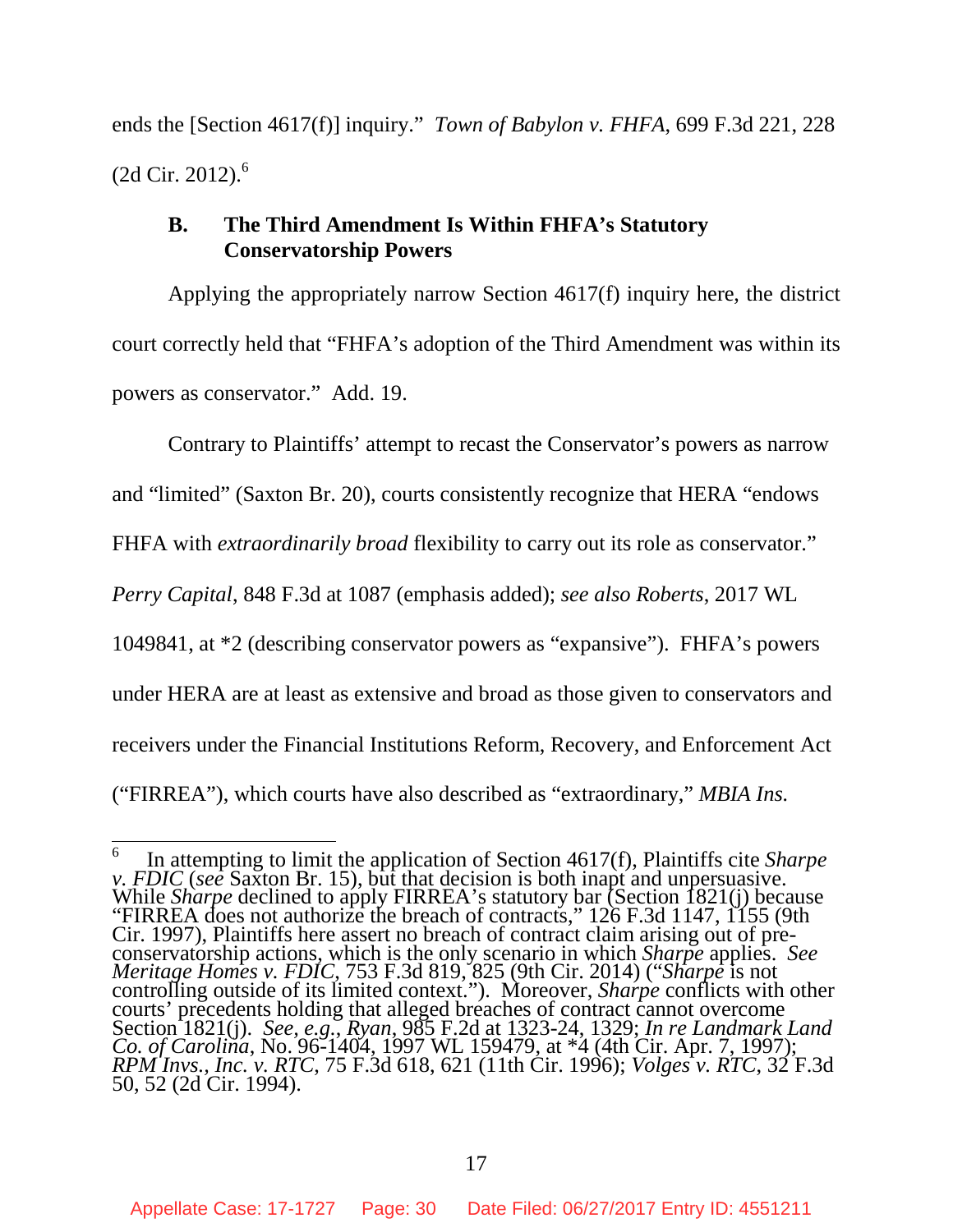ends the [Section 4617(f)] inquiry." *Town of Babylon v. FHFA*, 699 F.3d 221, 228 (2d Cir. 2012).[6]

### B. The Third Amendment Is Within FHFA's Statutory Conservatorship Powers

Applying the appropriately narrow Section 4617(f) inquiry here, the district court correctly held that "FHFA's adoption of the Third Amendment was within its powers as conservator." Add. 19.

Contrary to Plaintiffs' attempt to recast the Conservator's powers as narrow and "limited" (Saxton Br. 20), courts consistently recognize that HERA "endows FHFA with *extraordinarily broad* flexibility to carry out its role as conservator." *Perry Capital*, 848 F.3d at 1087 (emphasis added); *see also Roberts*, 2017 WL 1049841, at *2 (describing conservator powers as "expansive"). FHFA's powers under HERA are at least as extensive and broad as those given to conservators and receivers under the Financial Institutions Reform, Recovery, and Enforcement Act ("FIRREA"), which courts have also described as "extraordinary," *MBIA Ins.*

---

[6] In attempting to limit the application of Section 4617(f), Plaintiffs cite *Sharpe v. FDIC* (*see* Saxton Br. 15), but that decision is both inapt and unpersuasive. While *Sharpe* declined to apply FIRREA's statutory bar (Section 1821(j) because "FIRREA does not authorize the breach of contracts," 126 F.3d 1147, 1155 (9th Cir. 1997), Plaintiffs here assert no breach of contract claim arising out of pre-conservatorship actions, which is the only scenario in which *Sharpe* applies. *See Meritage Homes v. FDIC*, 753 F.3d 819, 825 (9th Cir. 2014) ("*Sharpe* is not controlling outside of its limited context."). Moreover, *Sharpe* conflicts with other courts' precedents holding that alleged breaches of contract cannot overcome Section 1821(j). *See, e.g.*, *Ryan*, 985 F.2d at 1323-24, 1329; *In re Landmark Land Co. of Carolina*, No. 96-1404, 1997 WL 159479, at *4 (4th Cir. Apr. 7, 1997); *RPM Invs., Inc. v. RTC*, 75 F.3d 618, 621 (11th Cir. 1996); *Volges v. RTC*, 32 F.3d 50, 52 (2d Cir. 1994).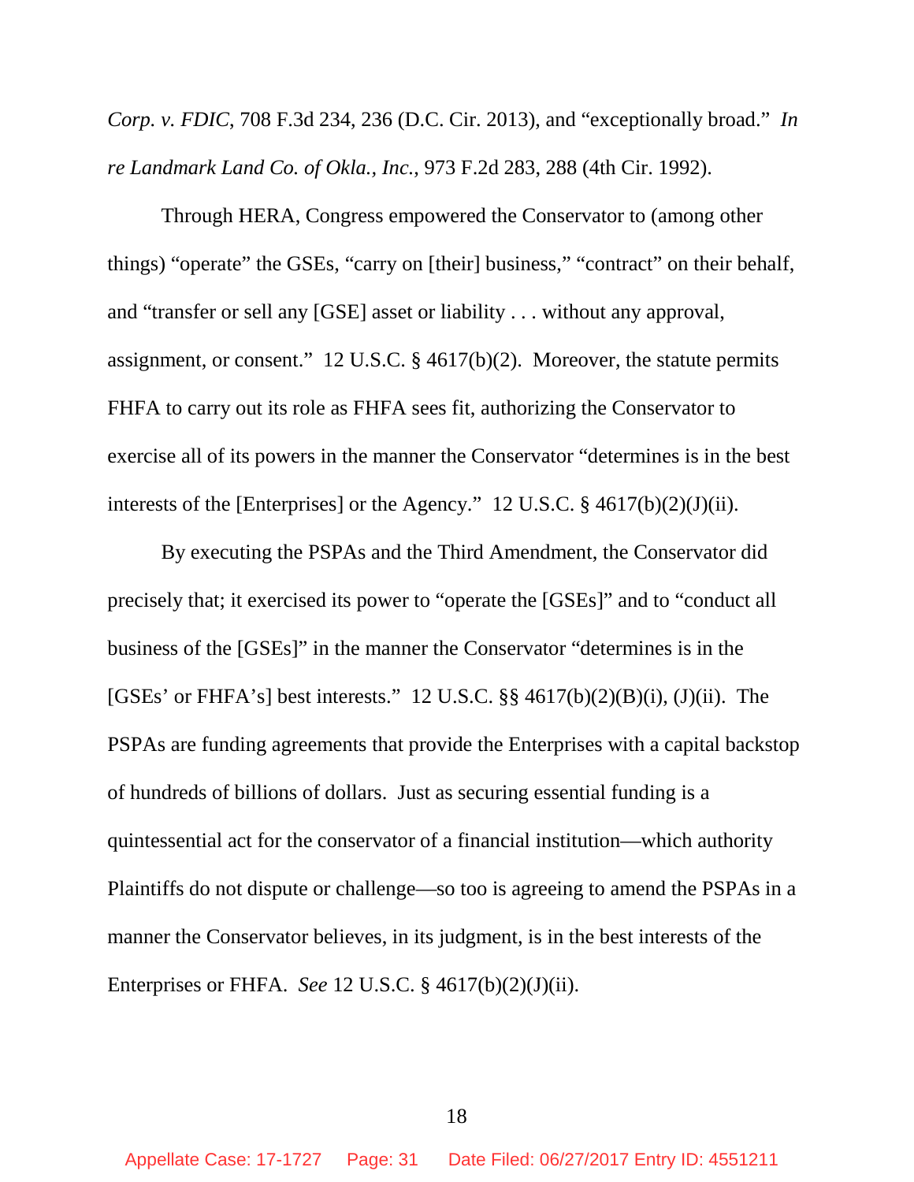*Corp. v. FDIC*, 708 F.3d 234, 236 (D.C. Cir. 2013), and "exceptionally broad." *In re Landmark Land Co. of Okla., Inc.*, 973 F.2d 283, 288 (4th Cir. 1992).

Through HERA, Congress empowered the Conservator to (among other things) "operate" the GSEs, "carry on [their] business," "contract" on their behalf, and "transfer or sell any [GSE] asset or liability . . . without any approval, assignment, or consent." 12 U.S.C. § 4617(b)(2). Moreover, the statute permits FHFA to carry out its role as FHFA sees fit, authorizing the Conservator to exercise all of its powers in the manner the Conservator "determines is in the best interests of the [Enterprises] or the Agency." 12 U.S.C. § 4617(b)(2)(J)(ii).

By executing the PSPAs and the Third Amendment, the Conservator did precisely that; it exercised its power to "operate the [GSEs]" and to "conduct all business of the [GSEs]" in the manner the Conservator "determines is in the [GSEs' or FHFA's] best interests." 12 U.S.C. §§ 4617(b)(2)(B)(i), (J)(ii). The PSPAs are funding agreements that provide the Enterprises with a capital backstop of hundreds of billions of dollars. Just as securing essential funding is a quintessential act for the conservator of a financial institution—which authority Plaintiffs do not dispute or challenge—so too is agreeing to amend the PSPAs in a manner the Conservator believes, in its judgment, is in the best interests of the Enterprises or FHFA. *See* 12 U.S.C. § 4617(b)(2)(J)(ii).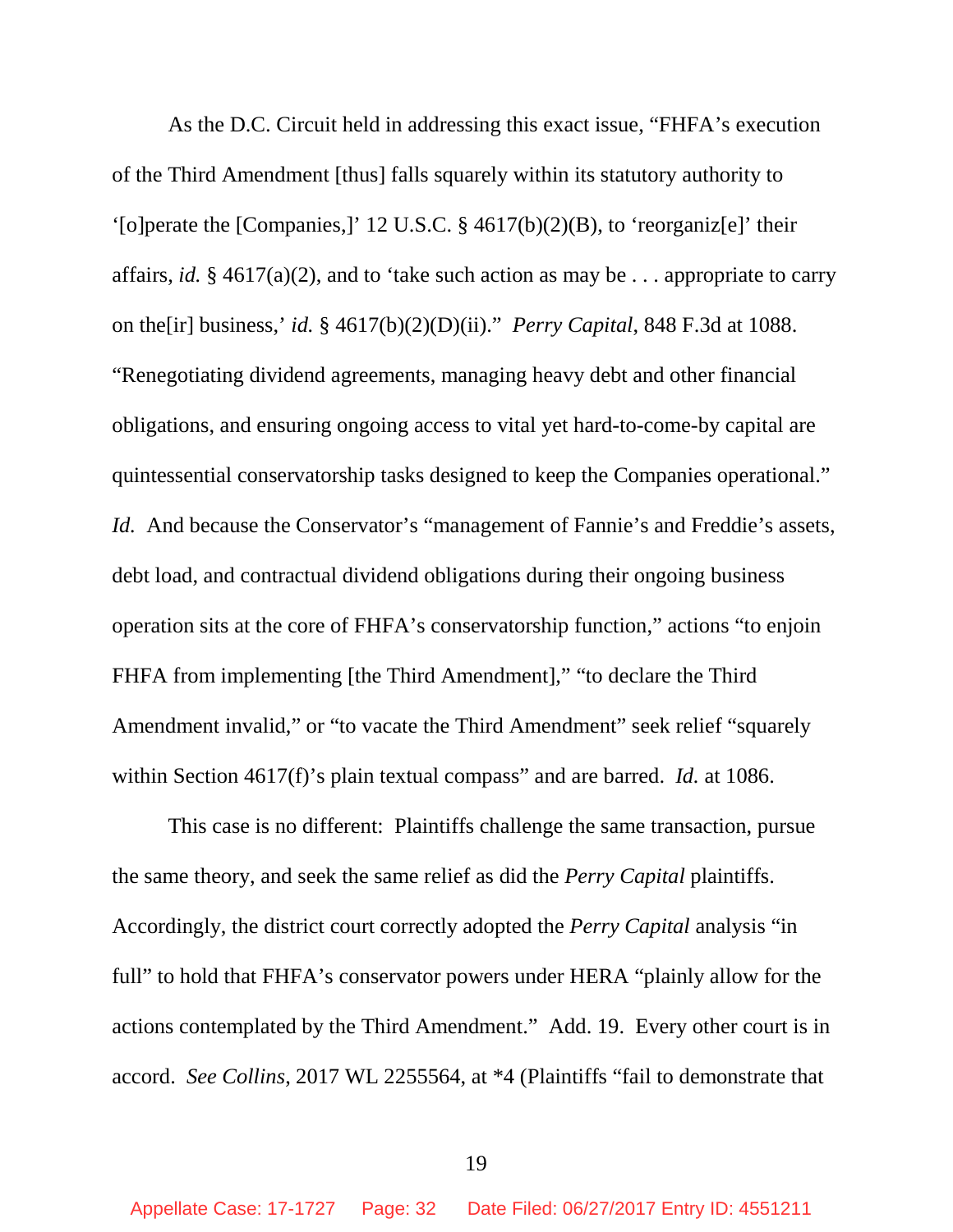As the D.C. Circuit held in addressing this exact issue, "FHFA's execution of the Third Amendment [thus] falls squarely within its statutory authority to '[o]perate the [Companies,]' 12 U.S.C. § 4617(b)(2)(B), to 'reorganiz[e]' their affairs, *id.* § 4617(a)(2), and to 'take such action as may be . . . appropriate to carry on the[ir] business,' *id.* § 4617(b)(2)(D)(ii)." *Perry Capital*, 848 F.3d at 1088. "Renegotiating dividend agreements, managing heavy debt and other financial obligations, and ensuring ongoing access to vital yet hard-to-come-by capital are quintessential conservatorship tasks designed to keep the Companies operational." *Id.* And because the Conservator's "management of Fannie's and Freddie's assets, debt load, and contractual dividend obligations during their ongoing business operation sits at the core of FHFA's conservatorship function," actions "to enjoin FHFA from implementing [the Third Amendment]," "to declare the Third Amendment invalid," or "to vacate the Third Amendment" seek relief "squarely within Section 4617(f)'s plain textual compass" and are barred. *Id.* at 1086.

This case is no different: Plaintiffs challenge the same transaction, pursue the same theory, and seek the same relief as did the *Perry Capital* plaintiffs. Accordingly, the district court correctly adopted the *Perry Capital* analysis "in full" to hold that FHFA's conservator powers under HERA "plainly allow for the actions contemplated by the Third Amendment." Add. 19. Every other court is in accord. *See Collins*, 2017 WL 2255564, at *4 (Plaintiffs "fail to demonstrate that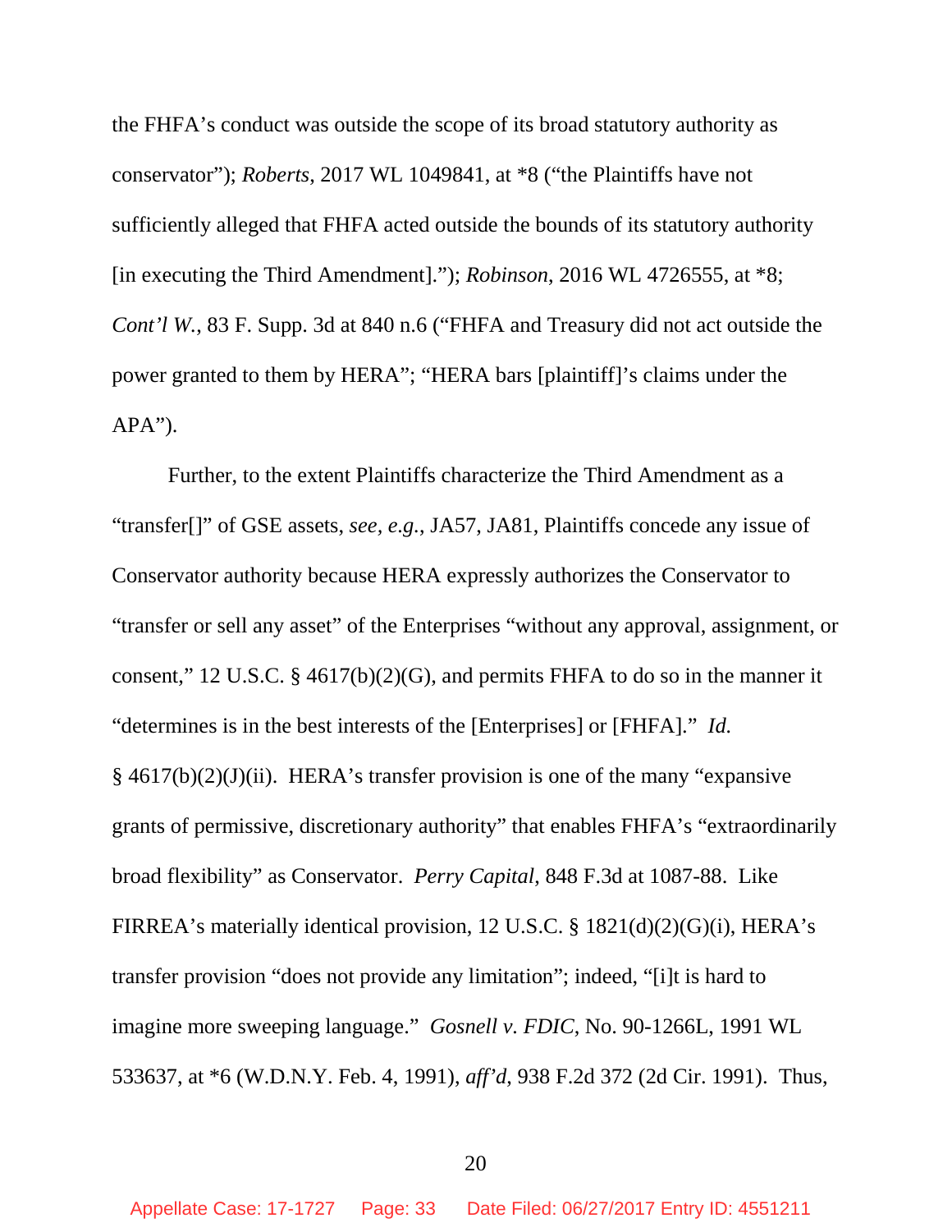the FHFA's conduct was outside the scope of its broad statutory authority as conservator"); *Roberts*, 2017 WL 1049841, at *8 ("the Plaintiffs have not sufficiently alleged that FHFA acted outside the bounds of its statutory authority [in executing the Third Amendment]."); *Robinson*, 2016 WL 4726555, at *8; *Cont'l W.*, 83 F. Supp. 3d at 840 n.6 ("FHFA and Treasury did not act outside the power granted to them by HERA"; "HERA bars [plaintiff]'s claims under the APA").

Further, to the extent Plaintiffs characterize the Third Amendment as a "transfer[]" of GSE assets, *see, e.g.*, JA57, JA81, Plaintiffs concede any issue of Conservator authority because HERA expressly authorizes the Conservator to "transfer or sell any asset" of the Enterprises "without any approval, assignment, or consent," 12 U.S.C. § 4617(b)(2)(G), and permits FHFA to do so in the manner it "determines is in the best interests of the [Enterprises] or [FHFA]." *Id.* § 4617(b)(2)(J)(ii). HERA's transfer provision is one of the many "expansive grants of permissive, discretionary authority" that enables FHFA's "extraordinarily broad flexibility" as Conservator. *Perry Capital*, 848 F.3d at 1087-88. Like FIRREA's materially identical provision, 12 U.S.C. § 1821(d)(2)(G)(i), HERA's transfer provision "does not provide any limitation"; indeed, "[i]t is hard to imagine more sweeping language." *Gosnell v. FDIC*, No. 90-1266L, 1991 WL 533637, at *6 (W.D.N.Y. Feb. 4, 1991), *aff'd*, 938 F.2d 372 (2d Cir. 1991). Thus,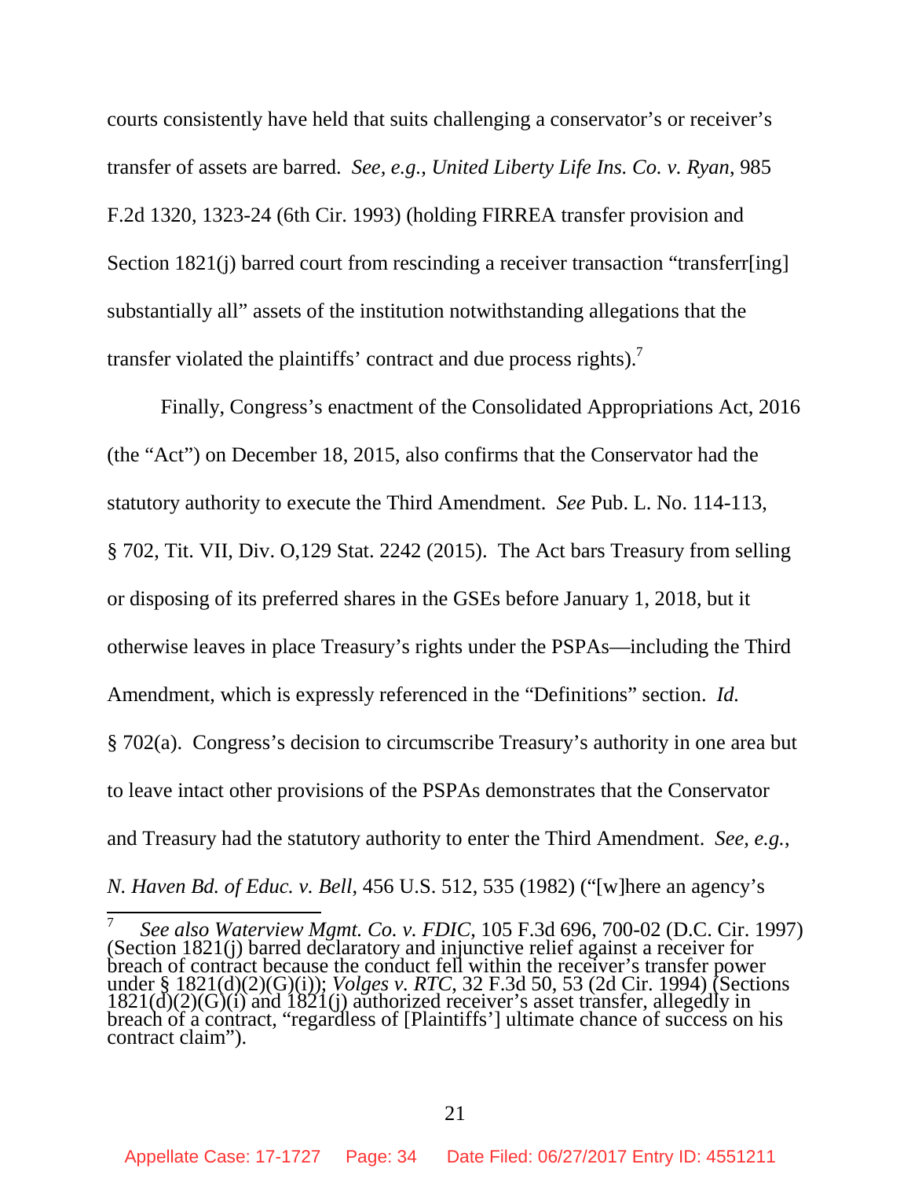courts consistently have held that suits challenging a conservator's or receiver's transfer of assets are barred. *See, e.g.*, *United Liberty Life Ins. Co. v. Ryan*, 985 F.2d 1320, 1323-24 (6th Cir. 1993) (holding FIRREA transfer provision and Section 1821(j) barred court from rescinding a receiver transaction "transferr[ing] substantially all" assets of the institution notwithstanding allegations that the transfer violated the plaintiffs' contract and due process rights).[7]

Finally, Congress's enactment of the Consolidated Appropriations Act, 2016 (the "Act") on December 18, 2015, also confirms that the Conservator had the statutory authority to execute the Third Amendment. *See* Pub. L. No. 114-113, § 702, Tit. VII, Div. O,129 Stat. 2242 (2015). The Act bars Treasury from selling or disposing of its preferred shares in the GSEs before January 1, 2018, but it otherwise leaves in place Treasury's rights under the PSPAs—including the Third Amendment, which is expressly referenced in the "Definitions" section. *Id.* § 702(a). Congress's decision to circumscribe Treasury's authority in one area but to leave intact other provisions of the PSPAs demonstrates that the Conservator and Treasury had the statutory authority to enter the Third Amendment. *See, e.g.*, *N. Haven Bd. of Educ. v. Bell*, 456 U.S. 512, 535 (1982) ("[w]here an agency's

---

[7] *See also Waterview Mgmt. Co. v. FDIC*, 105 F.3d 696, 700-02 (D.C. Cir. 1997) (Section 1821(j) barred declaratory and injunctive relief against a receiver for breach of contract because the conduct fell within the receiver's transfer power under § 1821(d)(2)(G)(i)); *Volges v. RTC*, 32 F.3d 50, 53 (2d Cir. 1994) (Sections 1821(d)(2)(G)(i) and 1821(j) authorized receiver's asset transfer, allegedly in breach of a contract, "regardless of [Plaintiffs'] ultimate chance of success on his contract claim").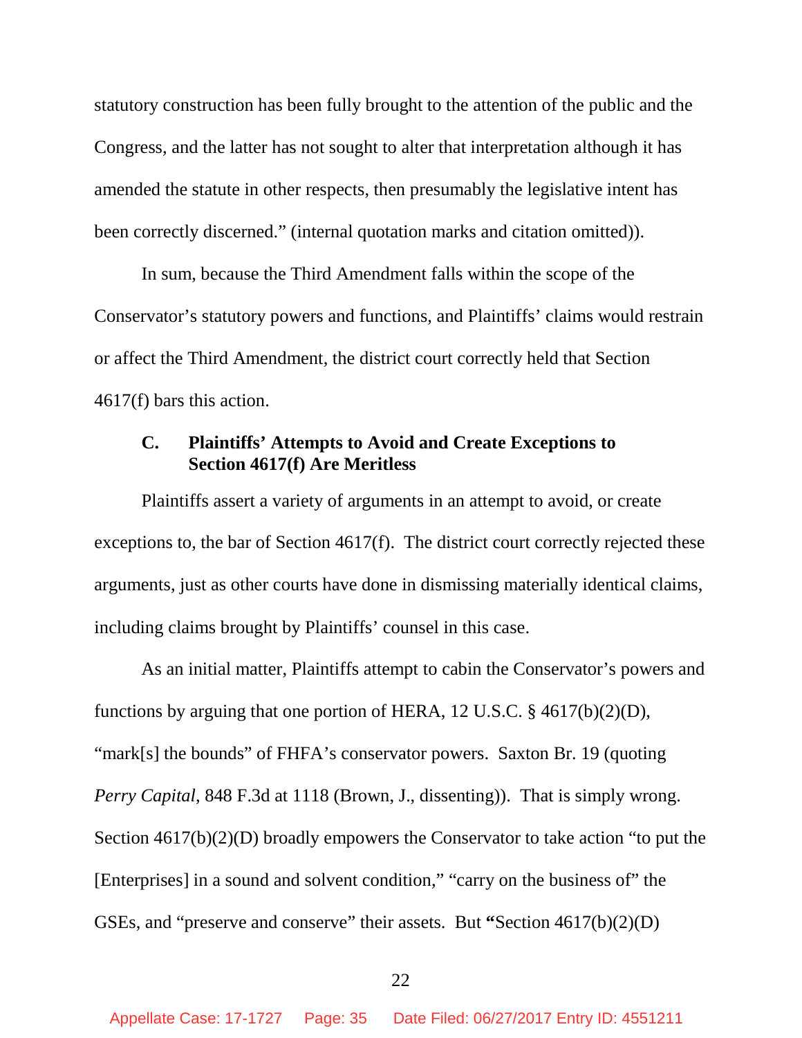statutory construction has been fully brought to the attention of the public and the Congress, and the latter has not sought to alter that interpretation although it has amended the statute in other respects, then presumably the legislative intent has been correctly discerned." (internal quotation marks and citation omitted)).

In sum, because the Third Amendment falls within the scope of the Conservator's statutory powers and functions, and Plaintiffs' claims would restrain or affect the Third Amendment, the district court correctly held that Section 4617(f) bars this action.

### C. Plaintiffs' Attempts to Avoid and Create Exceptions to Section 4617(f) Are Meritless

Plaintiffs assert a variety of arguments in an attempt to avoid, or create exceptions to, the bar of Section 4617(f). The district court correctly rejected these arguments, just as other courts have done in dismissing materially identical claims, including claims brought by Plaintiffs' counsel in this case.

As an initial matter, Plaintiffs attempt to cabin the Conservator's powers and functions by arguing that one portion of HERA, 12 U.S.C. § 4617(b)(2)(D), "mark[s] the bounds" of FHFA's conservator powers. Saxton Br. 19 (quoting *Perry Capital*, 848 F.3d at 1118 (Brown, J., dissenting)). That is simply wrong. Section 4617(b)(2)(D) broadly empowers the Conservator to take action "to put the [Enterprises] in a sound and solvent condition," "carry on the business of" the GSEs, and "preserve and conserve" their assets. But "Section 4617(b)(2)(D)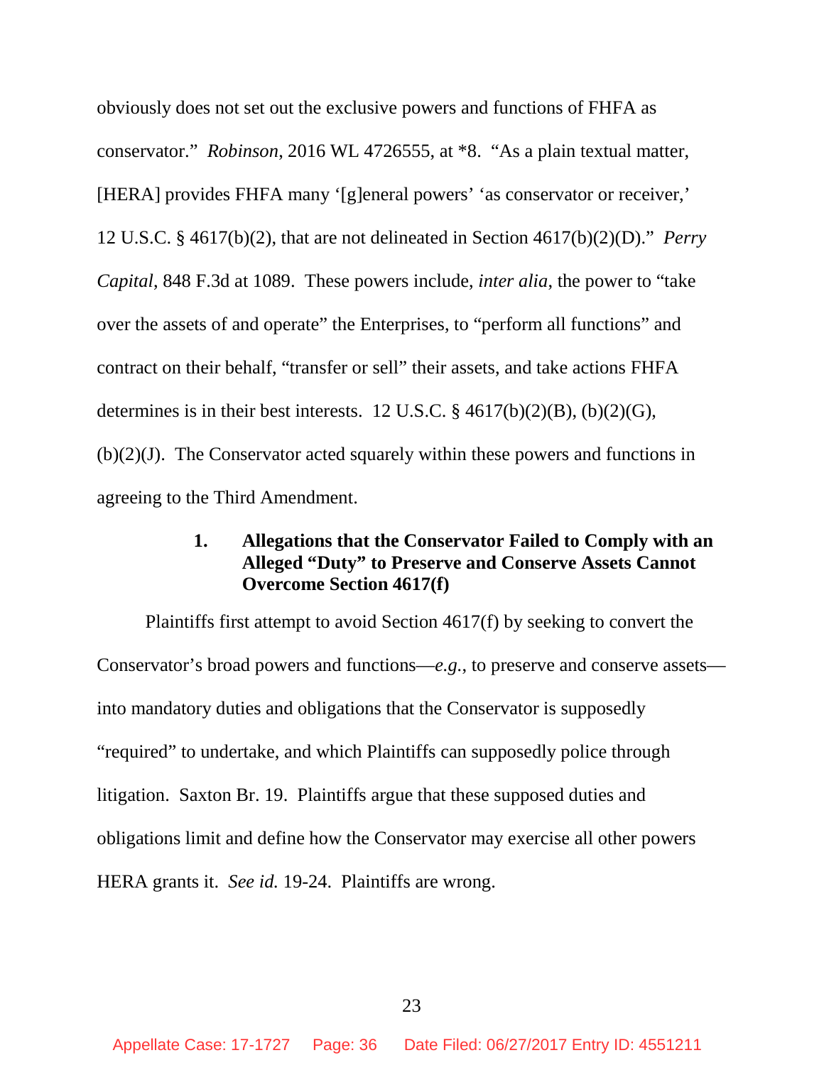obviously does not set out the exclusive powers and functions of FHFA as conservator." *Robinson*, 2016 WL 4726555, at *8. "As a plain textual matter, [HERA] provides FHFA many '[g]eneral powers' 'as conservator or receiver,' 12 U.S.C. § 4617(b)(2), that are not delineated in Section 4617(b)(2)(D)." *Perry Capital*, 848 F.3d at 1089. These powers include, *inter alia*, the power to "take over the assets of and operate" the Enterprises, to "perform all functions" and contract on their behalf, "transfer or sell" their assets, and take actions FHFA determines is in their best interests. 12 U.S.C. § 4617(b)(2)(B), (b)(2)(G), (b)(2)(J). The Conservator acted squarely within these powers and functions in agreeing to the Third Amendment.

### 1. Allegations that the Conservator Failed to Comply with an Alleged "Duty" to Preserve and Conserve Assets Cannot Overcome Section 4617(f)

Plaintiffs first attempt to avoid Section 4617(f) by seeking to convert the Conservator's broad powers and functions—*e.g.*, to preserve and conserve assets—into mandatory duties and obligations that the Conservator is supposedly "required" to undertake, and which Plaintiffs can supposedly police through litigation. Saxton Br. 19. Plaintiffs argue that these supposed duties and obligations limit and define how the Conservator may exercise all other powers HERA grants it. *See id.* 19-24. Plaintiffs are wrong.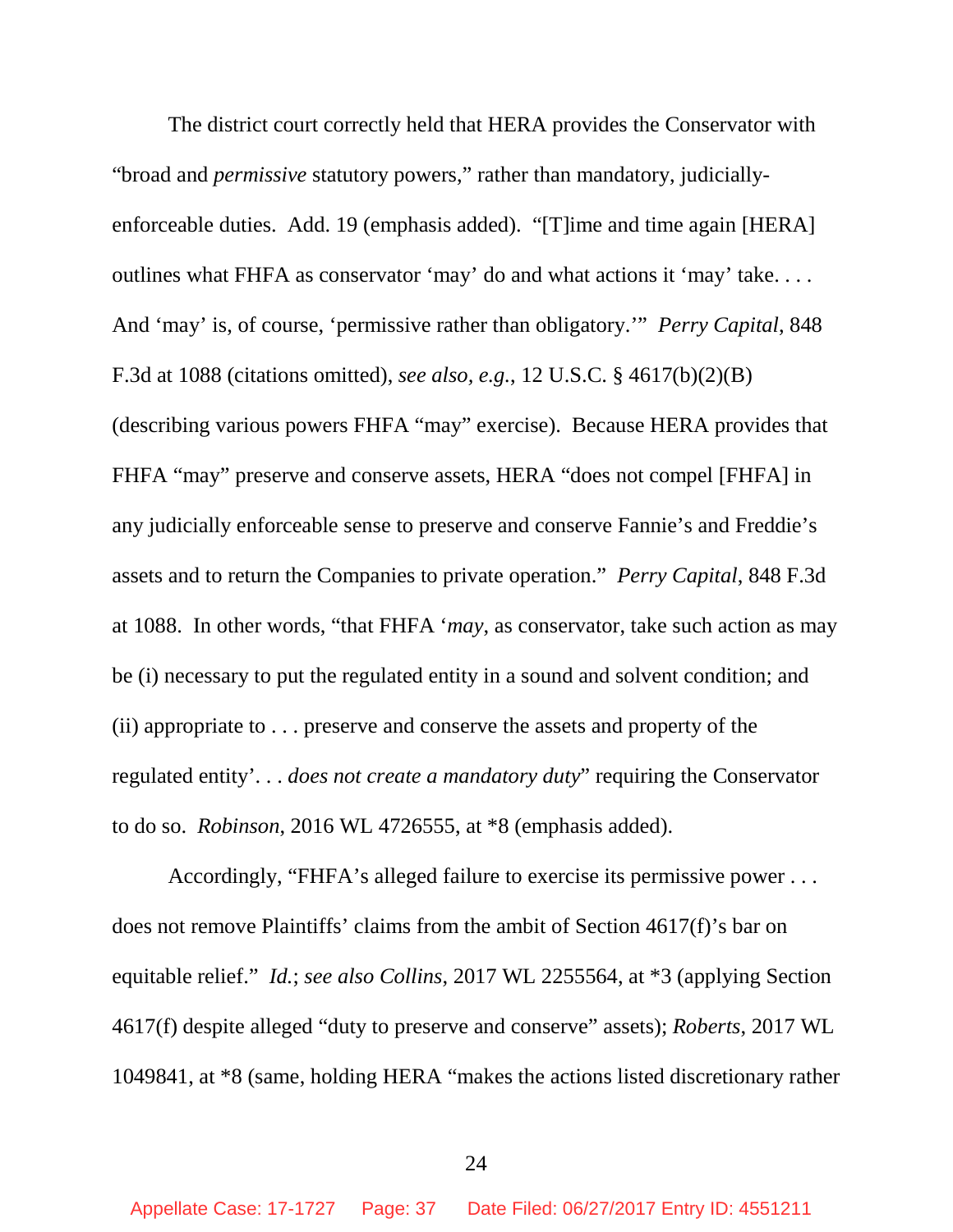The district court correctly held that HERA provides the Conservator with "broad and *permissive* statutory powers," rather than mandatory, judicially-enforceable duties. Add. 19 (emphasis added). "[T]ime and time again [HERA] outlines what FHFA as conservator 'may' do and what actions it 'may' take. . . . And 'may' is, of course, 'permissive rather than obligatory.'" *Perry Capital*, 848 F.3d at 1088 (citations omitted), *see also, e.g.*, 12 U.S.C. § 4617(b)(2)(B) (describing various powers FHFA "may" exercise). Because HERA provides that FHFA "may" preserve and conserve assets, HERA "does not compel [FHFA] in any judicially enforceable sense to preserve and conserve Fannie's and Freddie's assets and to return the Companies to private operation." *Perry Capital*, 848 F.3d at 1088. In other words, "that FHFA '*may*, as conservator, take such action as may be (i) necessary to put the regulated entity in a sound and solvent condition; and (ii) appropriate to . . . preserve and conserve the assets and property of the regulated entity'. . . *does not create a mandatory duty*" requiring the Conservator to do so. *Robinson*, 2016 WL 4726555, at *8 (emphasis added).

Accordingly, "FHFA's alleged failure to exercise its permissive power . . . does not remove Plaintiffs' claims from the ambit of Section 4617(f)'s bar on equitable relief." *Id.*; *see also Collins*, 2017 WL 2255564, at *3 (applying Section 4617(f) despite alleged "duty to preserve and conserve" assets); *Roberts*, 2017 WL 1049841, at *8 (same, holding HERA "makes the actions listed discretionary rather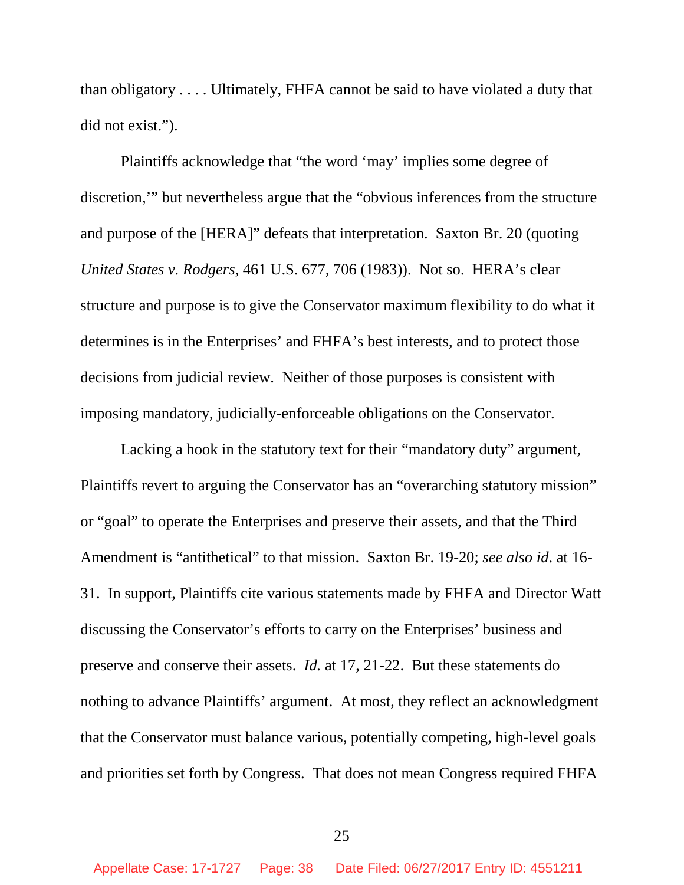than obligatory . . . . Ultimately, FHFA cannot be said to have violated a duty that did not exist.").

Plaintiffs acknowledge that "the word 'may' implies some degree of discretion,'" but nevertheless argue that the "obvious inferences from the structure and purpose of the [HERA]" defeats that interpretation. Saxton Br. 20 (quoting *United States v. Rodgers*, 461 U.S. 677, 706 (1983)). Not so. HERA's clear structure and purpose is to give the Conservator maximum flexibility to do what it determines is in the Enterprises' and FHFA's best interests, and to protect those decisions from judicial review. Neither of those purposes is consistent with imposing mandatory, judicially-enforceable obligations on the Conservator.

Lacking a hook in the statutory text for their "mandatory duty" argument, Plaintiffs revert to arguing the Conservator has an "overarching statutory mission" or "goal" to operate the Enterprises and preserve their assets, and that the Third Amendment is "antithetical" to that mission. Saxton Br. 19-20; *see also id*. at 16-31. In support, Plaintiffs cite various statements made by FHFA and Director Watt discussing the Conservator's efforts to carry on the Enterprises' business and preserve and conserve their assets. *Id.* at 17, 21-22. But these statements do nothing to advance Plaintiffs' argument. At most, they reflect an acknowledgment that the Conservator must balance various, potentially competing, high-level goals and priorities set forth by Congress. That does not mean Congress required FHFA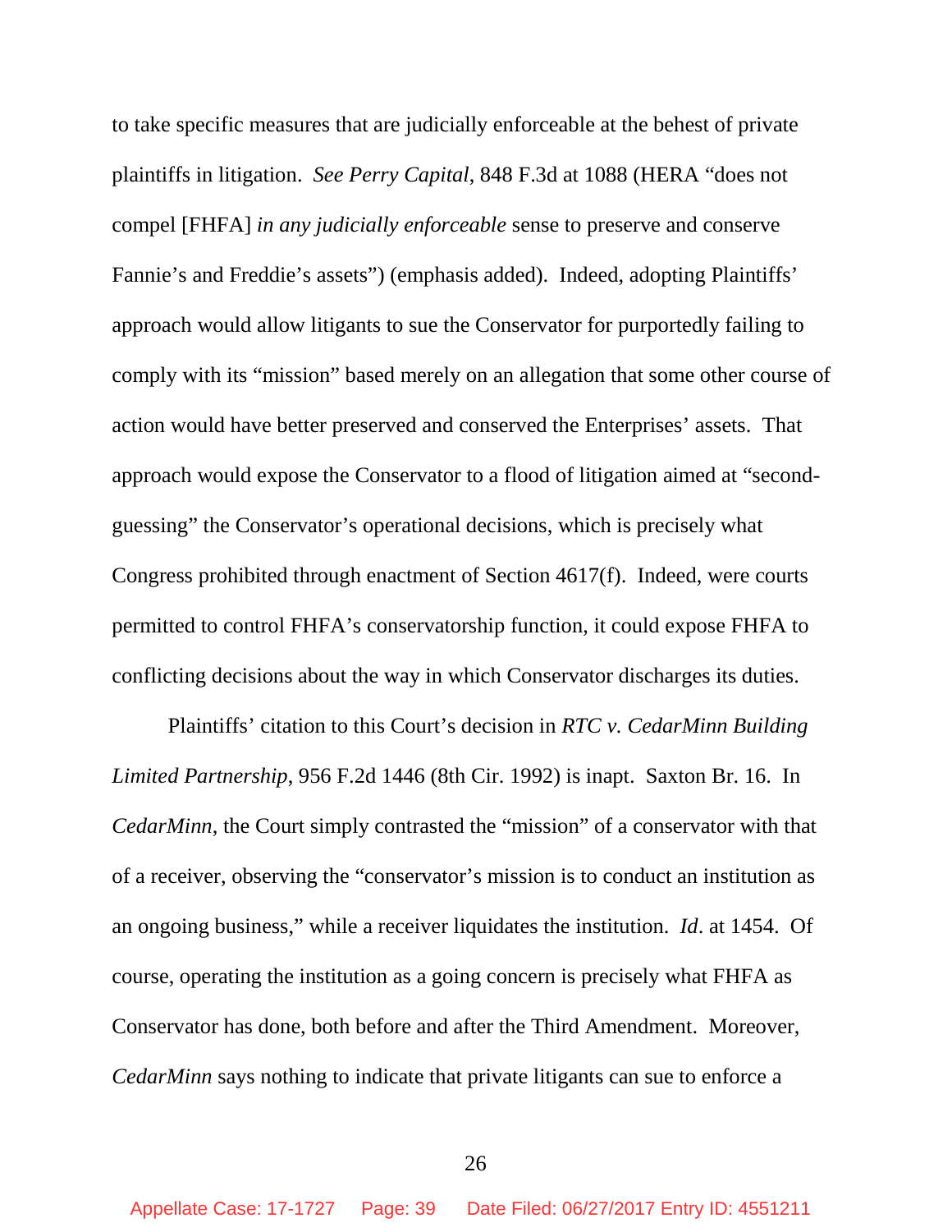to take specific measures that are judicially enforceable at the behest of private plaintiffs in litigation. *See Perry Capital*, 848 F.3d at 1088 (HERA "does not compel [FHFA] *in any judicially enforceable* sense to preserve and conserve Fannie's and Freddie's assets") (emphasis added). Indeed, adopting Plaintiffs' approach would allow litigants to sue the Conservator for purportedly failing to comply with its "mission" based merely on an allegation that some other course of action would have better preserved and conserved the Enterprises' assets. That approach would expose the Conservator to a flood of litigation aimed at "second-guessing" the Conservator's operational decisions, which is precisely what Congress prohibited through enactment of Section 4617(f). Indeed, were courts permitted to control FHFA's conservatorship function, it could expose FHFA to conflicting decisions about the way in which Conservator discharges its duties.

Plaintiffs' citation to this Court's decision in *RTC v. CedarMinn Building Limited Partnership*, 956 F.2d 1446 (8th Cir. 1992) is inapt. Saxton Br. 16. In *CedarMinn*, the Court simply contrasted the "mission" of a conservator with that of a receiver, observing the "conservator's mission is to conduct an institution as an ongoing business," while a receiver liquidates the institution. *Id*. at 1454. Of course, operating the institution as a going concern is precisely what FHFA as Conservator has done, both before and after the Third Amendment. Moreover, *CedarMinn* says nothing to indicate that private litigants can sue to enforce a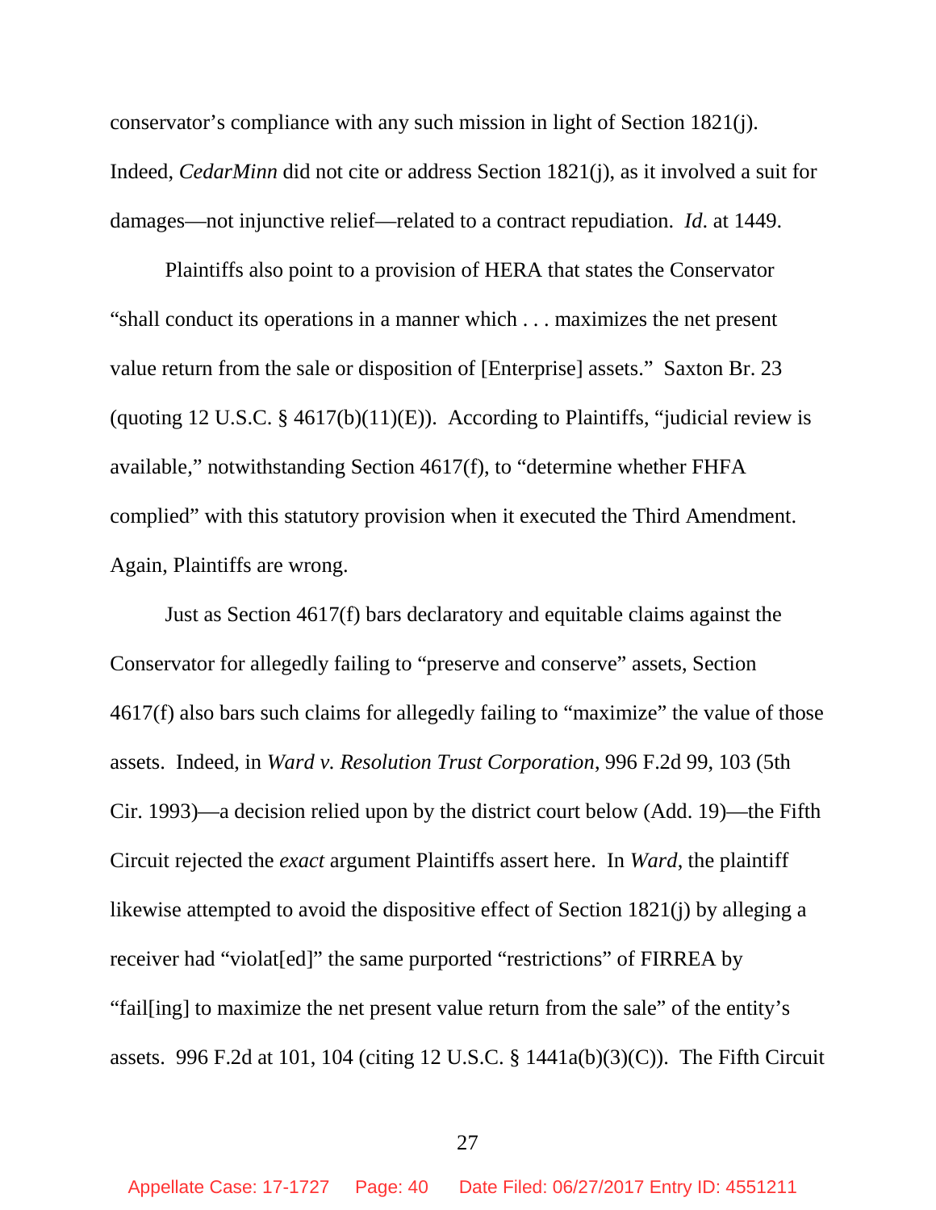conservator's compliance with any such mission in light of Section 1821(j). Indeed, *CedarMinn* did not cite or address Section 1821(j), as it involved a suit for damages—not injunctive relief—related to a contract repudiation. *Id*. at 1449.

Plaintiffs also point to a provision of HERA that states the Conservator "shall conduct its operations in a manner which . . . maximizes the net present value return from the sale or disposition of [Enterprise] assets." Saxton Br. 23 (quoting 12 U.S.C. § 4617(b)(11)(E)). According to Plaintiffs, "judicial review is available," notwithstanding Section 4617(f), to "determine whether FHFA complied" with this statutory provision when it executed the Third Amendment. Again, Plaintiffs are wrong.

Just as Section 4617(f) bars declaratory and equitable claims against the Conservator for allegedly failing to "preserve and conserve" assets, Section 4617(f) also bars such claims for allegedly failing to "maximize" the value of those assets. Indeed, in *Ward v. Resolution Trust Corporation*, 996 F.2d 99, 103 (5th Cir. 1993)—a decision relied upon by the district court below (Add. 19)—the Fifth Circuit rejected the *exact* argument Plaintiffs assert here. In *Ward*, the plaintiff likewise attempted to avoid the dispositive effect of Section 1821(j) by alleging a receiver had "violat[ed]" the same purported "restrictions" of FIRREA by "fail[ing] to maximize the net present value return from the sale" of the entity's assets. 996 F.2d at 101, 104 (citing 12 U.S.C. § 1441a(b)(3)(C)). The Fifth Circuit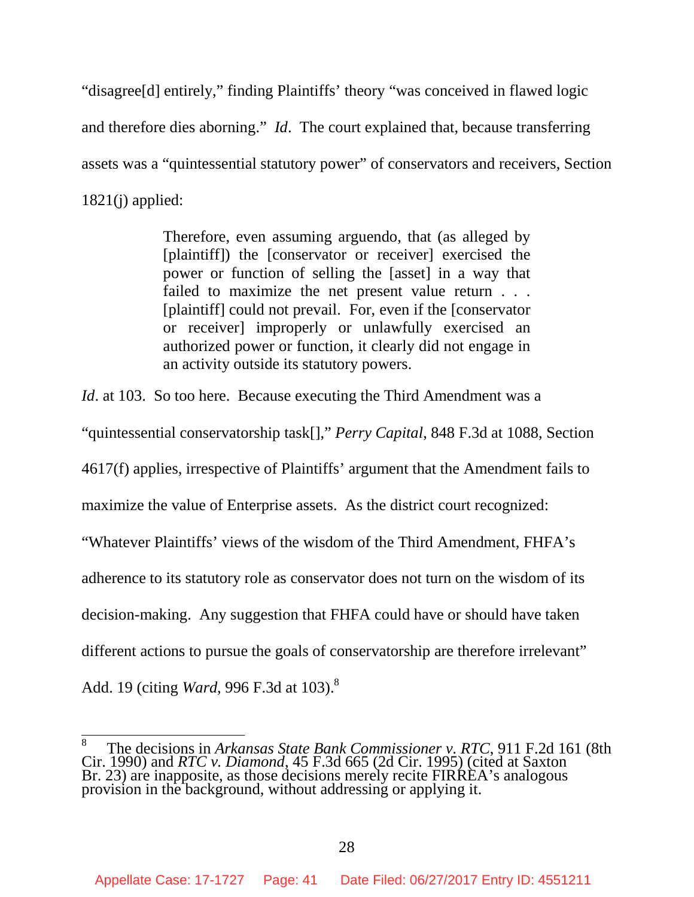"disagree[d] entirely," finding Plaintiffs' theory "was conceived in flawed logic and therefore dies aborning." *Id*. The court explained that, because transferring assets was a "quintessential statutory power" of conservators and receivers, Section 1821(j) applied:

> Therefore, even assuming arguendo, that (as alleged by [plaintiff]) the [conservator or receiver] exercised the power or function of selling the [asset] in a way that failed to maximize the net present value return . . . [plaintiff] could not prevail. For, even if the [conservator or receiver] improperly or unlawfully exercised an authorized power or function, it clearly did not engage in an activity outside its statutory powers.

*Id*. at 103. So too here. Because executing the Third Amendment was a "quintessential conservatorship task[]," *Perry Capital*, 848 F.3d at 1088, Section 4617(f) applies, irrespective of Plaintiffs' argument that the Amendment fails to maximize the value of Enterprise assets. As the district court recognized: "Whatever Plaintiffs' views of the wisdom of the Third Amendment, FHFA's adherence to its statutory role as conservator does not turn on the wisdom of its decision-making. Any suggestion that FHFA could have or should have taken different actions to pursue the goals of conservatorship are therefore irrelevant" Add. 19 (citing *Ward*, 996 F.3d at 103).[8]

---

[8] The decisions in *Arkansas State Bank Commissioner v. RTC*, 911 F.2d 161 (8th Cir. 1990) and *RTC v. Diamond*, 45 F.3d 665 (2d Cir. 1995) (cited at Saxton Br. 23) are inapposite, as those decisions merely recite FIRREA's analogous provision in the background, without addressing or applying it.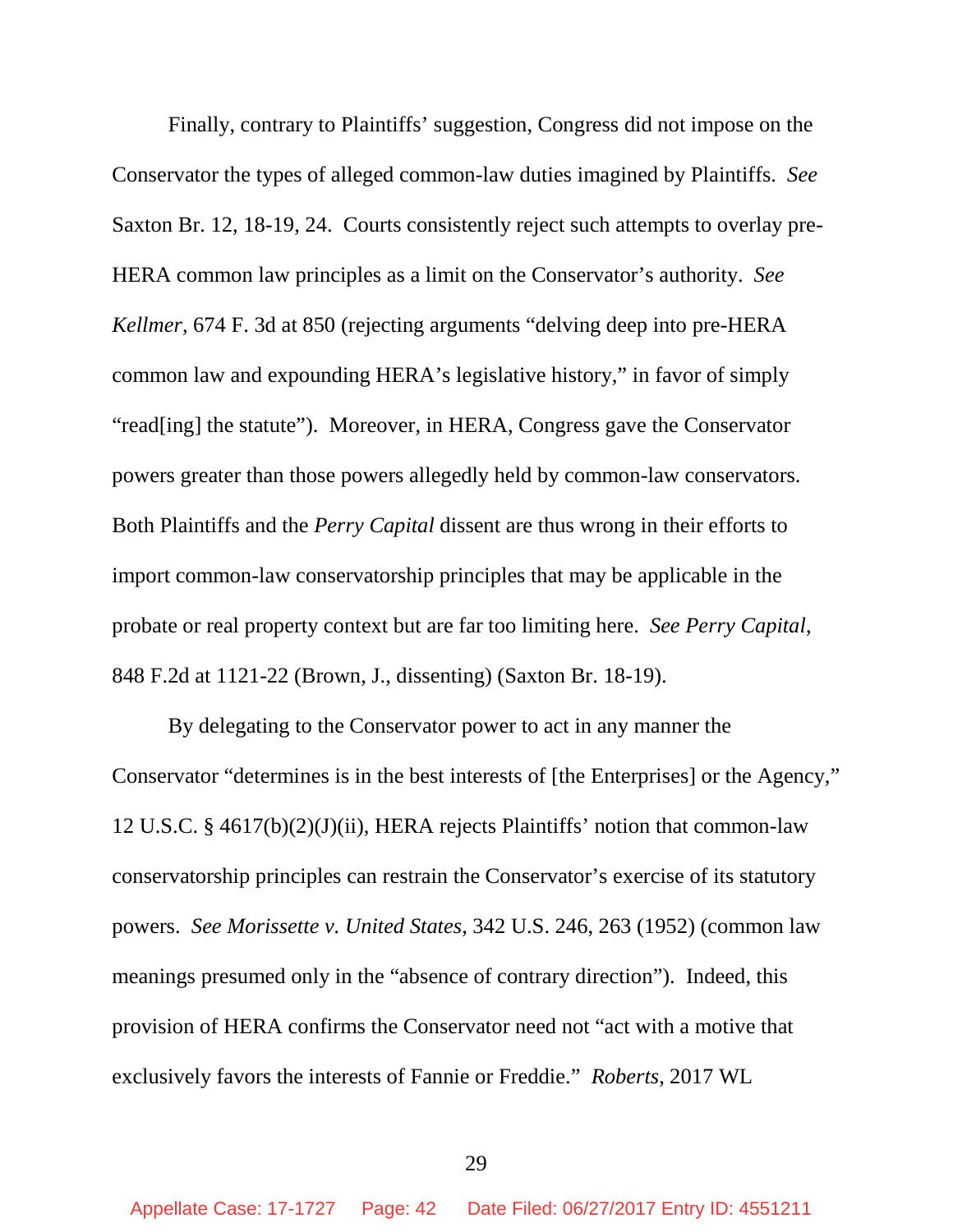Finally, contrary to Plaintiffs' suggestion, Congress did not impose on the Conservator the types of alleged common-law duties imagined by Plaintiffs. *See* Saxton Br. 12, 18-19, 24. Courts consistently reject such attempts to overlay pre-HERA common law principles as a limit on the Conservator's authority. *See Kellmer*, 674 F. 3d at 850 (rejecting arguments "delving deep into pre-HERA common law and expounding HERA's legislative history," in favor of simply "read[ing] the statute"). Moreover, in HERA, Congress gave the Conservator powers greater than those powers allegedly held by common-law conservators. Both Plaintiffs and the *Perry Capital* dissent are thus wrong in their efforts to import common-law conservatorship principles that may be applicable in the probate or real property context but are far too limiting here. *See Perry Capital*, 848 F.2d at 1121-22 (Brown, J., dissenting) (Saxton Br. 18-19).

By delegating to the Conservator power to act in any manner the Conservator "determines is in the best interests of [the Enterprises] or the Agency," 12 U.S.C. § 4617(b)(2)(J)(ii), HERA rejects Plaintiffs' notion that common-law conservatorship principles can restrain the Conservator's exercise of its statutory powers. *See Morissette v. United States*, 342 U.S. 246, 263 (1952) (common law meanings presumed only in the "absence of contrary direction"). Indeed, this provision of HERA confirms the Conservator need not "act with a motive that exclusively favors the interests of Fannie or Freddie." *Roberts*, 2017 WL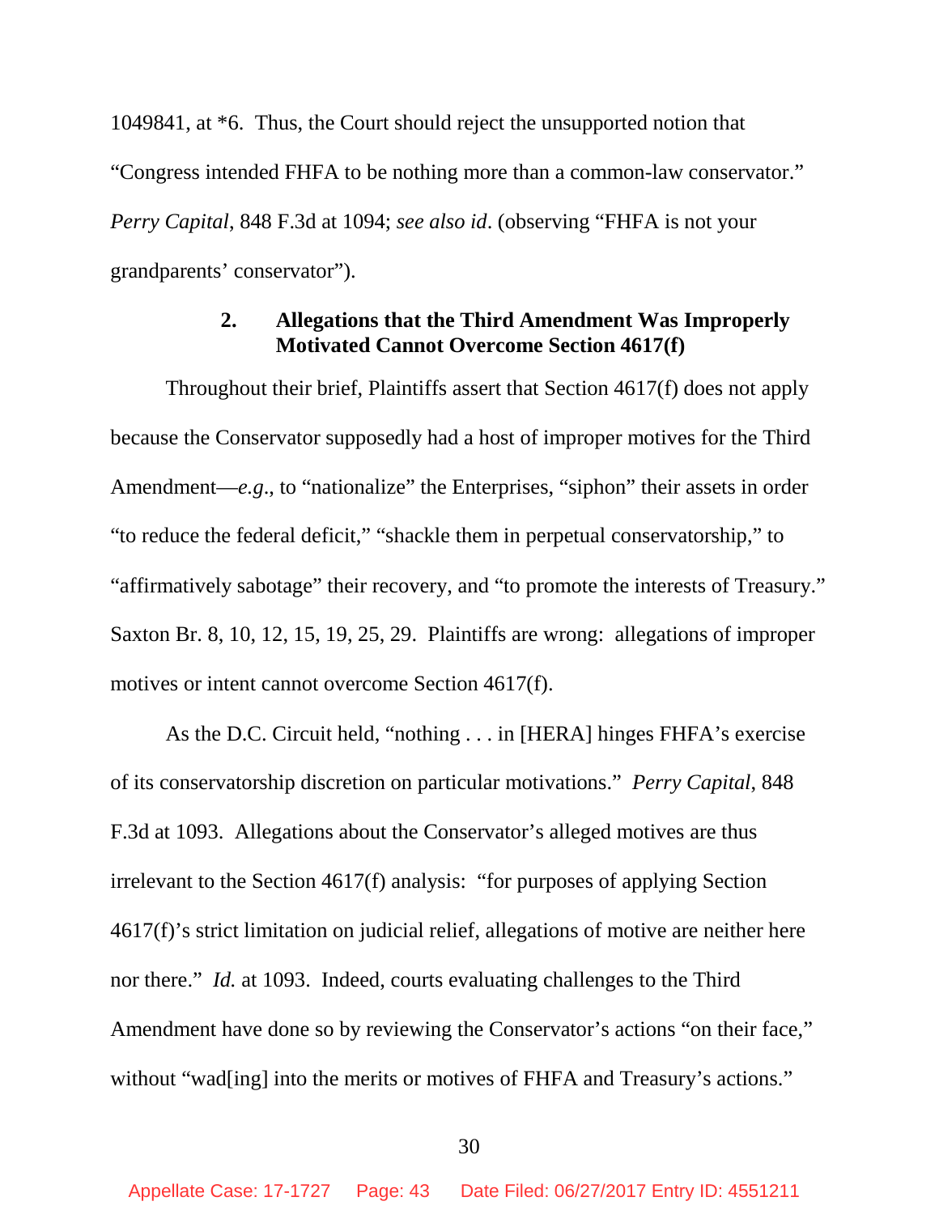1049841, at *6. Thus, the Court should reject the unsupported notion that "Congress intended FHFA to be nothing more than a common-law conservator." *Perry Capital*, 848 F.3d at 1094; *see also id*. (observing "FHFA is not your grandparents' conservator").

### 2. Allegations that the Third Amendment Was Improperly Motivated Cannot Overcome Section 4617(f)

Throughout their brief, Plaintiffs assert that Section 4617(f) does not apply because the Conservator supposedly had a host of improper motives for the Third Amendment—*e.g*., to "nationalize" the Enterprises, "siphon" their assets in order "to reduce the federal deficit," "shackle them in perpetual conservatorship," to "affirmatively sabotage" their recovery, and "to promote the interests of Treasury." Saxton Br. 8, 10, 12, 15, 19, 25, 29. Plaintiffs are wrong: allegations of improper motives or intent cannot overcome Section 4617(f).

As the D.C. Circuit held, "nothing . . . in [HERA] hinges FHFA's exercise of its conservatorship discretion on particular motivations." *Perry Capital*, 848 F.3d at 1093. Allegations about the Conservator's alleged motives are thus irrelevant to the Section 4617(f) analysis: "for purposes of applying Section 4617(f)'s strict limitation on judicial relief, allegations of motive are neither here nor there." *Id.* at 1093. Indeed, courts evaluating challenges to the Third Amendment have done so by reviewing the Conservator's actions "on their face," without "wad[ing] into the merits or motives of FHFA and Treasury's actions."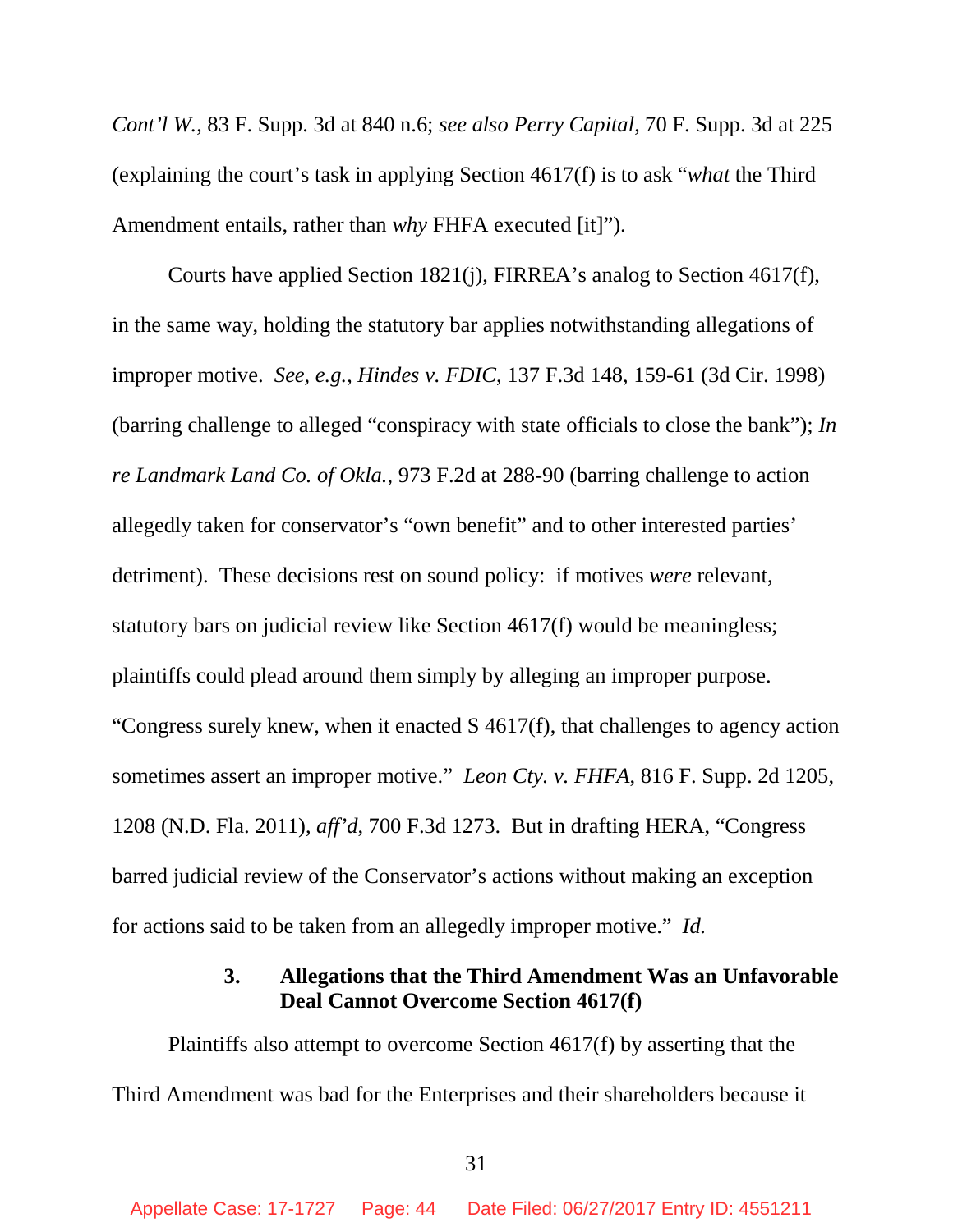*Cont'l W.*, 83 F. Supp. 3d at 840 n.6; *see also Perry Capital*, 70 F. Supp. 3d at 225 (explaining the court's task in applying Section 4617(f) is to ask "*what* the Third Amendment entails, rather than *why* FHFA executed [it]").

Courts have applied Section 1821(j), FIRREA's analog to Section 4617(f), in the same way, holding the statutory bar applies notwithstanding allegations of improper motive. *See, e.g.*, *Hindes v. FDIC*, 137 F.3d 148, 159-61 (3d Cir. 1998) (barring challenge to alleged "conspiracy with state officials to close the bank"); *In re Landmark Land Co. of Okla.*, 973 F.2d at 288-90 (barring challenge to action allegedly taken for conservator's "own benefit" and to other interested parties' detriment). These decisions rest on sound policy: if motives *were* relevant, statutory bars on judicial review like Section 4617(f) would be meaningless; plaintiffs could plead around them simply by alleging an improper purpose. "Congress surely knew, when it enacted S 4617(f), that challenges to agency action sometimes assert an improper motive." *Leon Cty. v. FHFA*, 816 F. Supp. 2d 1205, 1208 (N.D. Fla. 2011), *aff'd*, 700 F.3d 1273. But in drafting HERA, "Congress barred judicial review of the Conservator's actions without making an exception for actions said to be taken from an allegedly improper motive." *Id.*

### 3. Allegations that the Third Amendment Was an Unfavorable Deal Cannot Overcome Section 4617(f)

Plaintiffs also attempt to overcome Section 4617(f) by asserting that the Third Amendment was bad for the Enterprises and their shareholders because it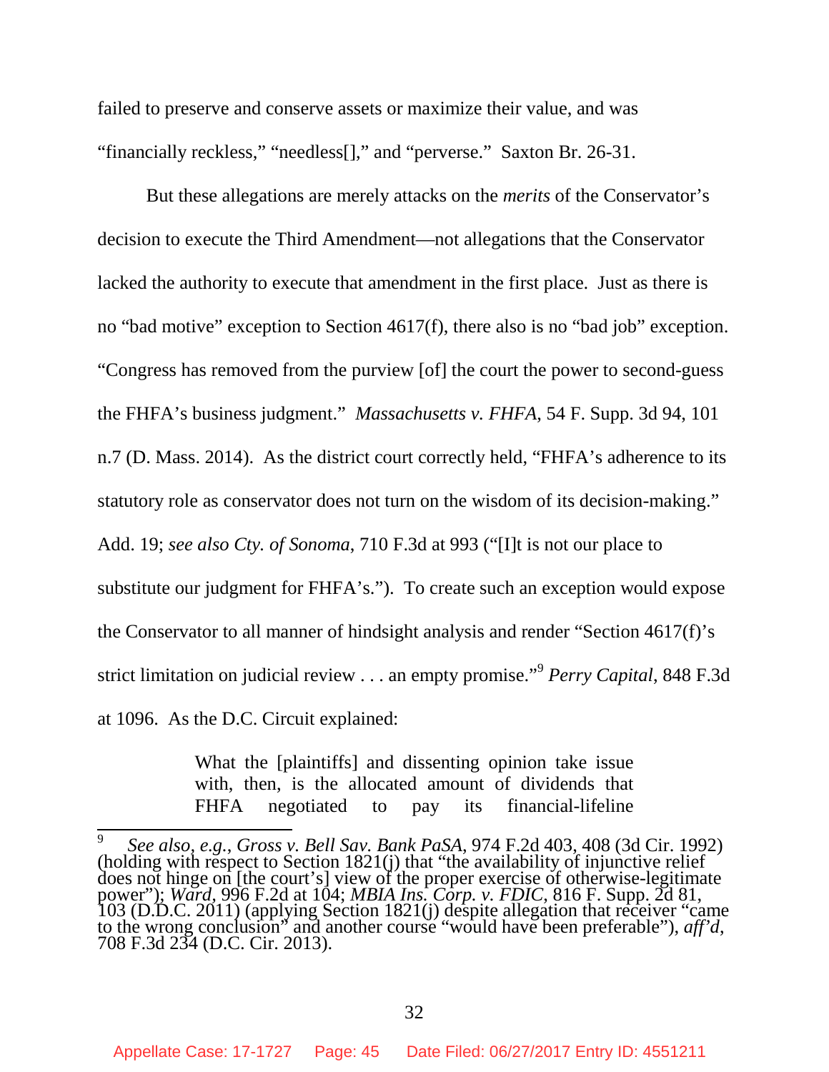failed to preserve and conserve assets or maximize their value, and was "financially reckless," "needless[]," and "perverse." Saxton Br. 26-31.

But these allegations are merely attacks on the *merits* of the Conservator's decision to execute the Third Amendment—not allegations that the Conservator lacked the authority to execute that amendment in the first place. Just as there is no "bad motive" exception to Section 4617(f), there also is no "bad job" exception. "Congress has removed from the purview [of] the court the power to second-guess the FHFA's business judgment." *Massachusetts v. FHFA*, 54 F. Supp. 3d 94, 101 n.7 (D. Mass. 2014). As the district court correctly held, "FHFA's adherence to its statutory role as conservator does not turn on the wisdom of its decision-making." Add. 19; *see also Cty. of Sonoma*, 710 F.3d at 993 ("[I]t is not our place to substitute our judgment for FHFA's."). To create such an exception would expose the Conservator to all manner of hindsight analysis and render "Section 4617(f)'s strict limitation on judicial review . . . an empty promise."[9] *Perry Capital*, 848 F.3d at 1096. As the D.C. Circuit explained:

> What the [plaintiffs] and dissenting opinion take issue with, then, is the allocated amount of dividends that FHFA negotiated to pay its financial-lifeline

[9] *See also, e.g.*, *Gross v. Bell Sav. Bank PaSA*, 974 F.2d 403, 408 (3d Cir. 1992) (holding with respect to Section 1821(j) that "the availability of injunctive relief does not hinge on [the court's] view of the proper exercise of otherwise-legitimate power"); *Ward*, 996 F.2d at 104; *MBIA Ins. Corp. v. FDIC*, 816 F. Supp. 2d 81, 103 (D.D.C. 2011) (applying Section 1821(j) despite allegation that receiver "came to the wrong conclusion" and another course "would have been preferable"), *aff'd*, 708 F.3d 234 (D.C. Cir. 2013).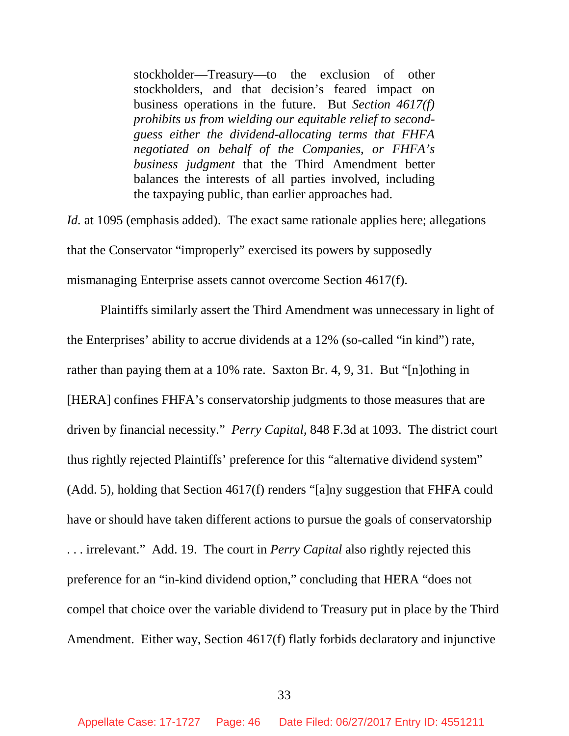> stockholder—Treasury—to the exclusion of other stockholders, and that decision's feared impact on business operations in the future. But *Section 4617(f) prohibits us from wielding our equitable relief to second-guess either the dividend-allocating terms that FHFA negotiated on behalf of the Companies, or FHFA's business judgment* that the Third Amendment better balances the interests of all parties involved, including the taxpaying public, than earlier approaches had.

*Id.* at 1095 (emphasis added). The exact same rationale applies here; allegations that the Conservator "improperly" exercised its powers by supposedly mismanaging Enterprise assets cannot overcome Section 4617(f).

Plaintiffs similarly assert the Third Amendment was unnecessary in light of the Enterprises' ability to accrue dividends at a 12% (so-called "in kind") rate, rather than paying them at a 10% rate. Saxton Br. 4, 9, 31. But "[n]othing in [HERA] confines FHFA's conservatorship judgments to those measures that are driven by financial necessity." *Perry Capital*, 848 F.3d at 1093. The district court thus rightly rejected Plaintiffs' preference for this "alternative dividend system" (Add. 5), holding that Section 4617(f) renders "[a]ny suggestion that FHFA could have or should have taken different actions to pursue the goals of conservatorship . . . irrelevant." Add. 19. The court in *Perry Capital* also rightly rejected this preference for an "in-kind dividend option," concluding that HERA "does not compel that choice over the variable dividend to Treasury put in place by the Third Amendment. Either way, Section 4617(f) flatly forbids declaratory and injunctive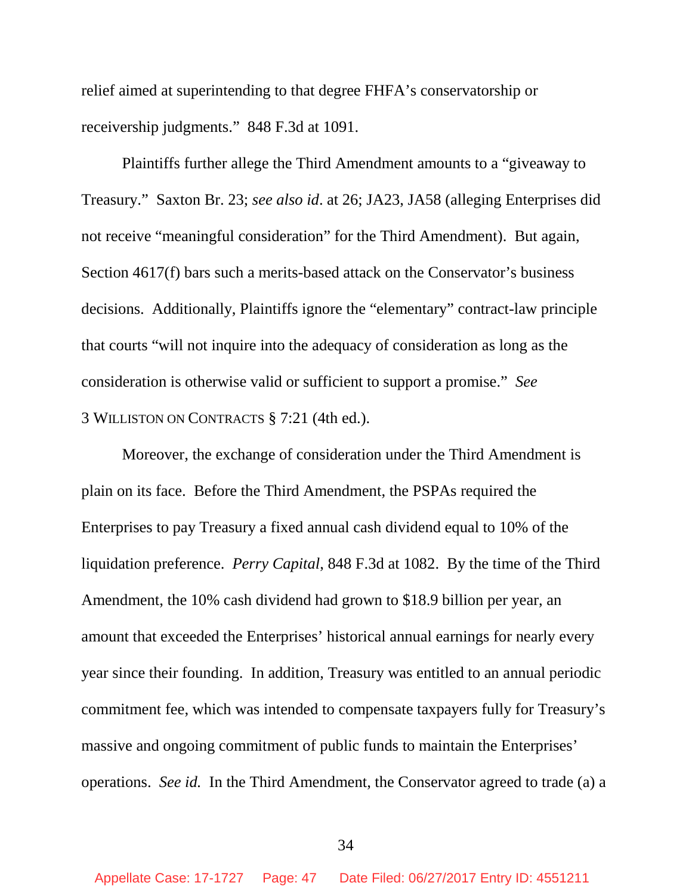relief aimed at superintending to that degree FHFA's conservatorship or receivership judgments." 848 F.3d at 1091.

Plaintiffs further allege the Third Amendment amounts to a "giveaway to Treasury." Saxton Br. 23; *see also id*. at 26; JA23, JA58 (alleging Enterprises did not receive "meaningful consideration" for the Third Amendment). But again, Section 4617(f) bars such a merits-based attack on the Conservator's business decisions. Additionally, Plaintiffs ignore the "elementary" contract-law principle that courts "will not inquire into the adequacy of consideration as long as the consideration is otherwise valid or sufficient to support a promise." *See* 3 WILLISTON ON CONTRACTS § 7:21 (4th ed.).

Moreover, the exchange of consideration under the Third Amendment is plain on its face. Before the Third Amendment, the PSPAs required the Enterprises to pay Treasury a fixed annual cash dividend equal to 10% of the liquidation preference. *Perry Capital*, 848 F.3d at 1082. By the time of the Third Amendment, the 10% cash dividend had grown to $18.9 billion per year, an amount that exceeded the Enterprises' historical annual earnings for nearly every year since their founding. In addition, Treasury was entitled to an annual periodic commitment fee, which was intended to compensate taxpayers fully for Treasury's massive and ongoing commitment of public funds to maintain the Enterprises' operations. *See id.* In the Third Amendment, the Conservator agreed to trade (a) a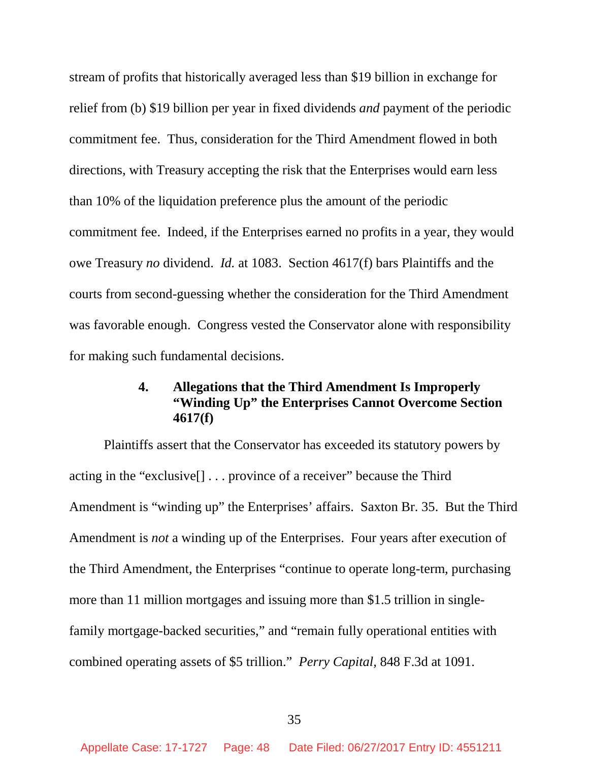stream of profits that historically averaged less than $19 billion in exchange for relief from (b) $19 billion per year in fixed dividends *and* payment of the periodic commitment fee. Thus, consideration for the Third Amendment flowed in both directions, with Treasury accepting the risk that the Enterprises would earn less than 10% of the liquidation preference plus the amount of the periodic commitment fee. Indeed, if the Enterprises earned no profits in a year, they would owe Treasury *no* dividend. *Id.* at 1083. Section 4617(f) bars Plaintiffs and the courts from second-guessing whether the consideration for the Third Amendment was favorable enough. Congress vested the Conservator alone with responsibility for making such fundamental decisions.

#### 4. Allegations that the Third Amendment Is Improperly "Winding Up" the Enterprises Cannot Overcome Section 4617(f)

Plaintiffs assert that the Conservator has exceeded its statutory powers by acting in the "exclusive[] . . . province of a receiver" because the Third Amendment is "winding up" the Enterprises' affairs. Saxton Br. 35. But the Third Amendment is *not* a winding up of the Enterprises. Four years after execution of the Third Amendment, the Enterprises "continue to operate long-term, purchasing more than 11 million mortgages and issuing more than $1.5 trillion in single-family mortgage-backed securities," and "remain fully operational entities with combined operating assets of $5 trillion." *Perry Capital*, 848 F.3d at 1091.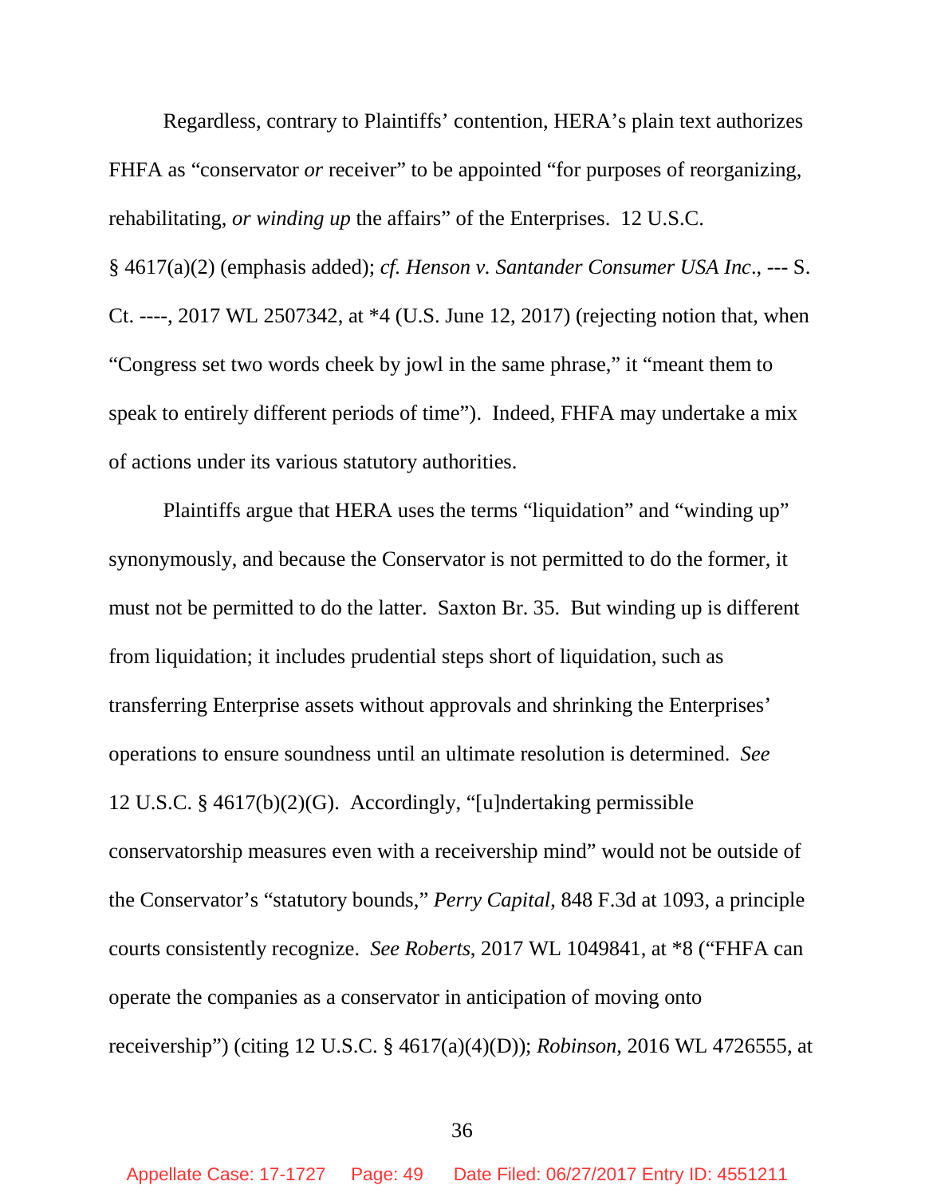Regardless, contrary to Plaintiffs' contention, HERA's plain text authorizes FHFA as "conservator *or* receiver" to be appointed "for purposes of reorganizing, rehabilitating, *or winding up* the affairs" of the Enterprises. 12 U.S.C. § 4617(a)(2) (emphasis added); *cf. Henson v. Santander Consumer USA Inc*., --- S. Ct. ----, 2017 WL 2507342, at *4 (U.S. June 12, 2017) (rejecting notion that, when "Congress set two words cheek by jowl in the same phrase," it "meant them to speak to entirely different periods of time"). Indeed, FHFA may undertake a mix of actions under its various statutory authorities.

Plaintiffs argue that HERA uses the terms "liquidation" and "winding up" synonymously, and because the Conservator is not permitted to do the former, it must not be permitted to do the latter. Saxton Br. 35. But winding up is different from liquidation; it includes prudential steps short of liquidation, such as transferring Enterprise assets without approvals and shrinking the Enterprises' operations to ensure soundness until an ultimate resolution is determined. *See* 12 U.S.C. § 4617(b)(2)(G). Accordingly, "[u]ndertaking permissible conservatorship measures even with a receivership mind" would not be outside of the Conservator's "statutory bounds," *Perry Capital*, 848 F.3d at 1093, a principle courts consistently recognize. *See Roberts*, 2017 WL 1049841, at *8 ("FHFA can operate the companies as a conservator in anticipation of moving onto receivership") (citing 12 U.S.C. § 4617(a)(4)(D)); *Robinson*, 2016 WL 4726555, at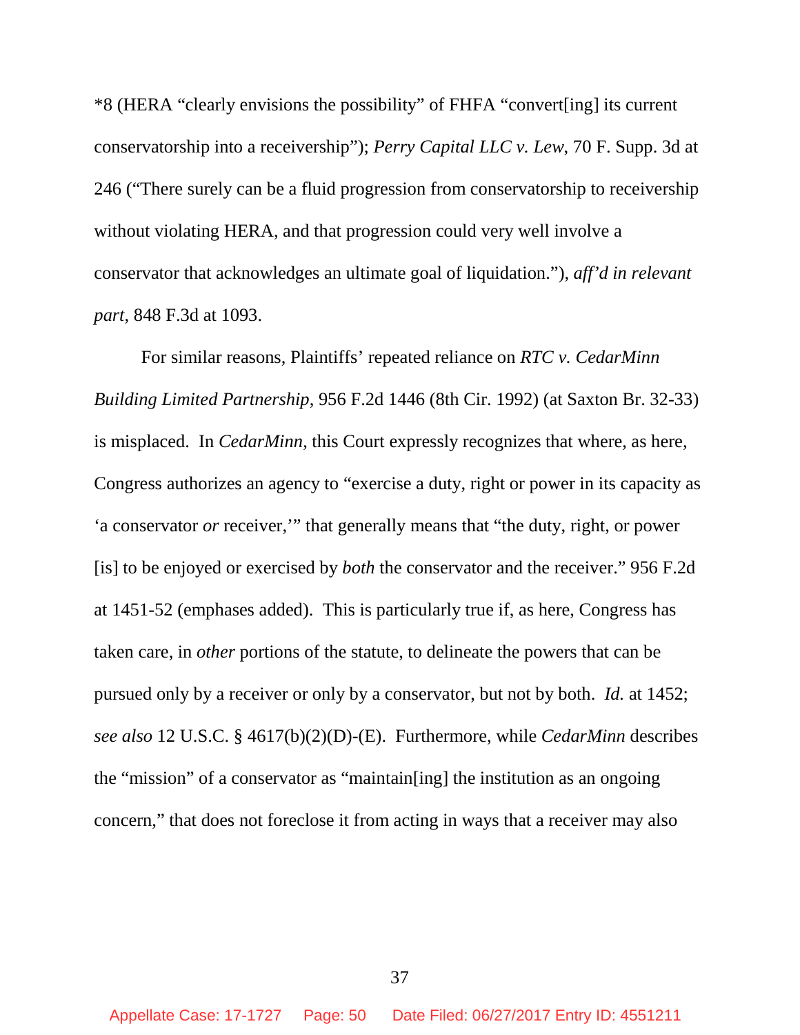*8 (HERA "clearly envisions the possibility" of FHFA "convert[ing] its current conservatorship into a receivership"); *Perry Capital LLC v. Lew*, 70 F. Supp. 3d at 246 ("There surely can be a fluid progression from conservatorship to receivership without violating HERA, and that progression could very well involve a conservator that acknowledges an ultimate goal of liquidation."), *aff'd in relevant part*, 848 F.3d at 1093.

For similar reasons, Plaintiffs' repeated reliance on *RTC v. CedarMinn Building Limited Partnership*, 956 F.2d 1446 (8th Cir. 1992) (at Saxton Br. 32-33) is misplaced. In *CedarMinn*, this Court expressly recognizes that where, as here, Congress authorizes an agency to "exercise a duty, right or power in its capacity as 'a conservator *or* receiver,'" that generally means that "the duty, right, or power [is] to be enjoyed or exercised by *both* the conservator and the receiver." 956 F.2d at 1451-52 (emphases added). This is particularly true if, as here, Congress has taken care, in *other* portions of the statute, to delineate the powers that can be pursued only by a receiver or only by a conservator, but not by both. *Id.* at 1452; *see also* 12 U.S.C. § 4617(b)(2)(D)-(E). Furthermore, while *CedarMinn* describes the "mission" of a conservator as "maintain[ing] the institution as an ongoing concern," that does not foreclose it from acting in ways that a receiver may also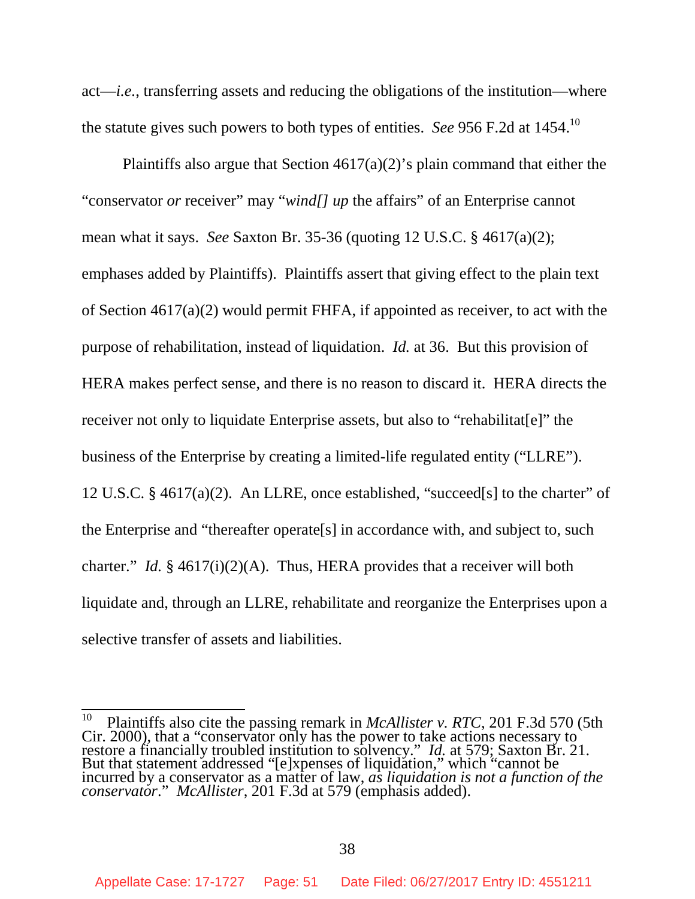act—*i.e.*, transferring assets and reducing the obligations of the institution—where the statute gives such powers to both types of entities. *See* 956 F.2d at 1454.[10]

Plaintiffs also argue that Section 4617(a)(2)'s plain command that either the "conservator *or* receiver" may "*wind[] up* the affairs" of an Enterprise cannot mean what it says. *See* Saxton Br. 35-36 (quoting 12 U.S.C. § 4617(a)(2); emphases added by Plaintiffs). Plaintiffs assert that giving effect to the plain text of Section 4617(a)(2) would permit FHFA, if appointed as receiver, to act with the purpose of rehabilitation, instead of liquidation. *Id.* at 36. But this provision of HERA makes perfect sense, and there is no reason to discard it. HERA directs the receiver not only to liquidate Enterprise assets, but also to "rehabilitat[e]" the business of the Enterprise by creating a limited-life regulated entity ("LLRE"). 12 U.S.C. § 4617(a)(2). An LLRE, once established, "succeed[s] to the charter" of the Enterprise and "thereafter operate[s] in accordance with, and subject to, such charter." *Id.* § 4617(i)(2)(A). Thus, HERA provides that a receiver will both liquidate and, through an LLRE, rehabilitate and reorganize the Enterprises upon a selective transfer of assets and liabilities.

---

[10] Plaintiffs also cite the passing remark in *McAllister v. RTC*, 201 F.3d 570 (5th Cir. 2000), that a "conservator only has the power to take actions necessary to restore a financially troubled institution to solvency." *Id.* at 579; Saxton Br. 21. But that statement addressed "[e]xpenses of liquidation," which "cannot be incurred by a conservator as a matter of law, *as liquidation is not a function of the conservator*." *McAllister*, 201 F.3d at 579 (emphasis added).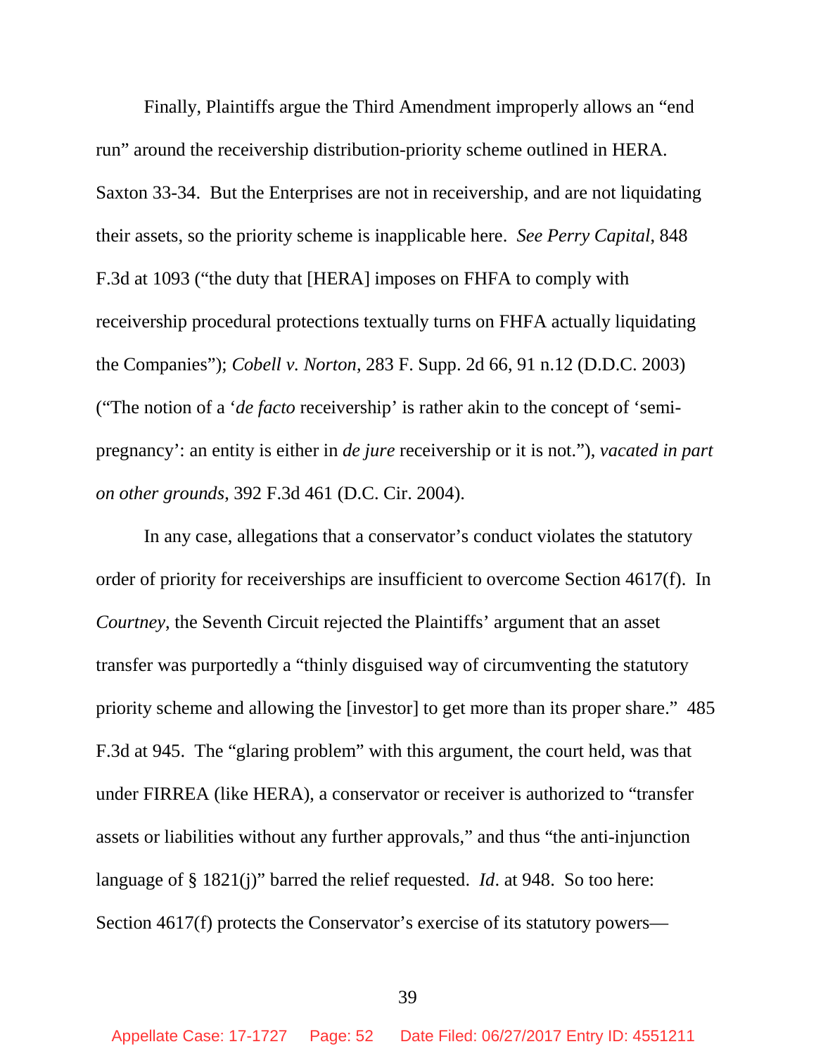Finally, Plaintiffs argue the Third Amendment improperly allows an "end run" around the receivership distribution-priority scheme outlined in HERA. Saxton 33-34. But the Enterprises are not in receivership, and are not liquidating their assets, so the priority scheme is inapplicable here. *See Perry Capital*, 848 F.3d at 1093 ("the duty that [HERA] imposes on FHFA to comply with receivership procedural protections textually turns on FHFA actually liquidating the Companies"); *Cobell v. Norton*, 283 F. Supp. 2d 66, 91 n.12 (D.D.C. 2003) ("The notion of a '*de facto* receivership' is rather akin to the concept of 'semi-pregnancy': an entity is either in *de jure* receivership or it is not."), *vacated in part on other grounds*, 392 F.3d 461 (D.C. Cir. 2004).

In any case, allegations that a conservator's conduct violates the statutory order of priority for receiverships are insufficient to overcome Section 4617(f). In *Courtney*, the Seventh Circuit rejected the Plaintiffs' argument that an asset transfer was purportedly a "thinly disguised way of circumventing the statutory priority scheme and allowing the [investor] to get more than its proper share." 485 F.3d at 945. The "glaring problem" with this argument, the court held, was that under FIRREA (like HERA), a conservator or receiver is authorized to "transfer assets or liabilities without any further approvals," and thus "the anti-injunction language of § 1821(j)" barred the relief requested. *Id*. at 948. So too here: Section 4617(f) protects the Conservator's exercise of its statutory powers—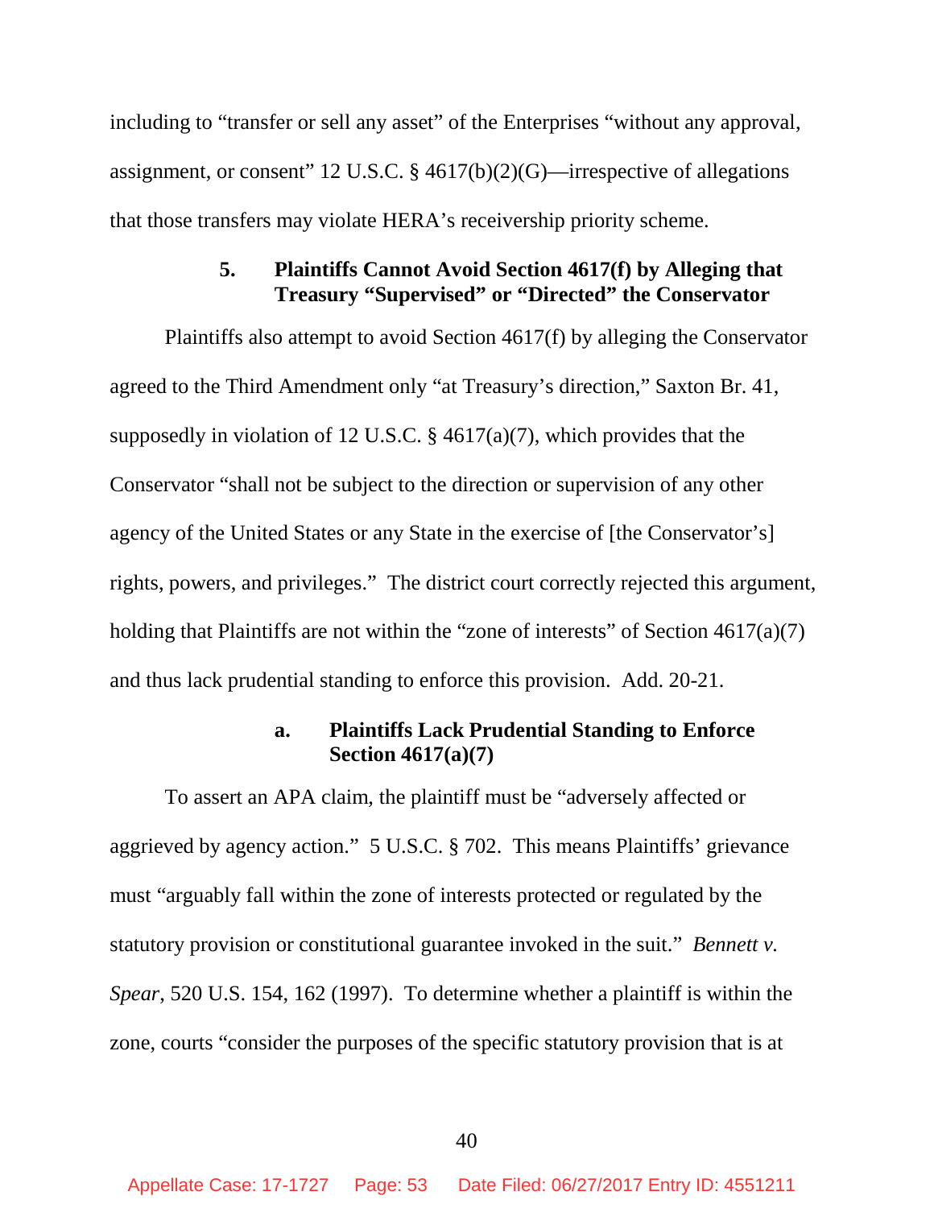including to "transfer or sell any asset" of the Enterprises "without any approval, assignment, or consent" 12 U.S.C. § 4617(b)(2)(G)—irrespective of allegations that those transfers may violate HERA's receivership priority scheme.

### 5. Plaintiffs Cannot Avoid Section 4617(f) by Alleging that Treasury "Supervised" or "Directed" the Conservator

Plaintiffs also attempt to avoid Section 4617(f) by alleging the Conservator agreed to the Third Amendment only "at Treasury's direction," Saxton Br. 41, supposedly in violation of 12 U.S.C. § 4617(a)(7), which provides that the Conservator "shall not be subject to the direction or supervision of any other agency of the United States or any State in the exercise of [the Conservator's] rights, powers, and privileges." The district court correctly rejected this argument, holding that Plaintiffs are not within the "zone of interests" of Section 4617(a)(7) and thus lack prudential standing to enforce this provision. Add. 20-21.

#### a. Plaintiffs Lack Prudential Standing to Enforce Section 4617(a)(7)

To assert an APA claim, the plaintiff must be "adversely affected or aggrieved by agency action." 5 U.S.C. § 702. This means Plaintiffs' grievance must "arguably fall within the zone of interests protected or regulated by the statutory provision or constitutional guarantee invoked in the suit." *Bennett v. Spear*, 520 U.S. 154, 162 (1997). To determine whether a plaintiff is within the zone, courts "consider the purposes of the specific statutory provision that is at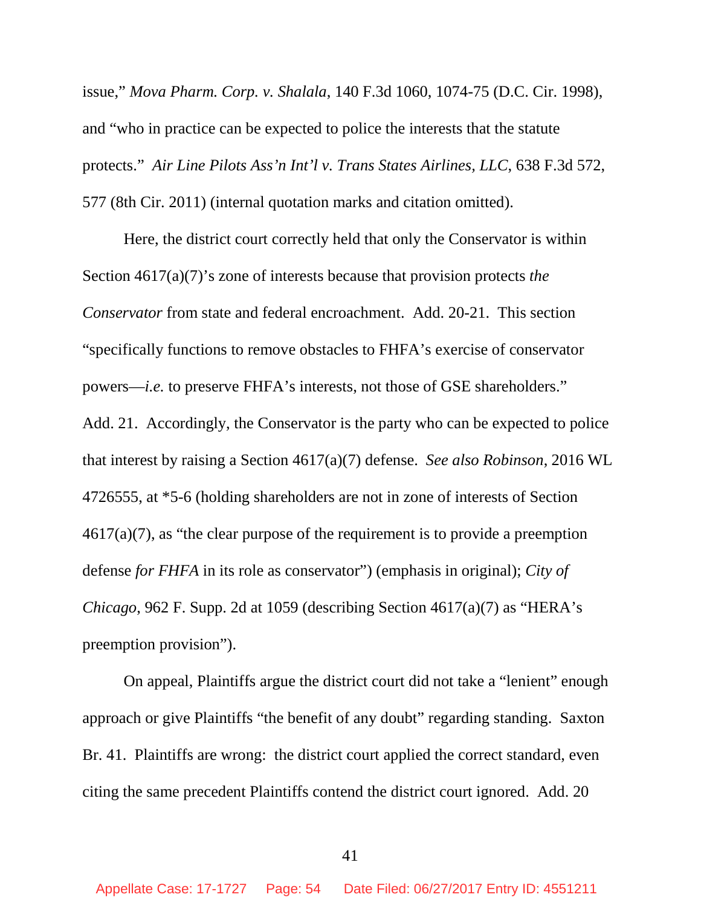issue," *Mova Pharm. Corp. v. Shalala*, 140 F.3d 1060, 1074-75 (D.C. Cir. 1998), and "who in practice can be expected to police the interests that the statute protects." *Air Line Pilots Ass'n Int'l v. Trans States Airlines, LLC*, 638 F.3d 572, 577 (8th Cir. 2011) (internal quotation marks and citation omitted).

Here, the district court correctly held that only the Conservator is within Section 4617(a)(7)'s zone of interests because that provision protects *the Conservator* from state and federal encroachment. Add. 20-21. This section "specifically functions to remove obstacles to FHFA's exercise of conservator powers—*i.e.* to preserve FHFA's interests, not those of GSE shareholders." Add. 21. Accordingly, the Conservator is the party who can be expected to police that interest by raising a Section 4617(a)(7) defense. *See also Robinson*, 2016 WL 4726555, at *5-6 (holding shareholders are not in zone of interests of Section 4617(a)(7), as "the clear purpose of the requirement is to provide a preemption defense *for FHFA* in its role as conservator") (emphasis in original); *City of Chicago*, 962 F. Supp. 2d at 1059 (describing Section 4617(a)(7) as "HERA's preemption provision").

On appeal, Plaintiffs argue the district court did not take a "lenient" enough approach or give Plaintiffs "the benefit of any doubt" regarding standing. Saxton Br. 41. Plaintiffs are wrong: the district court applied the correct standard, even citing the same precedent Plaintiffs contend the district court ignored. Add. 20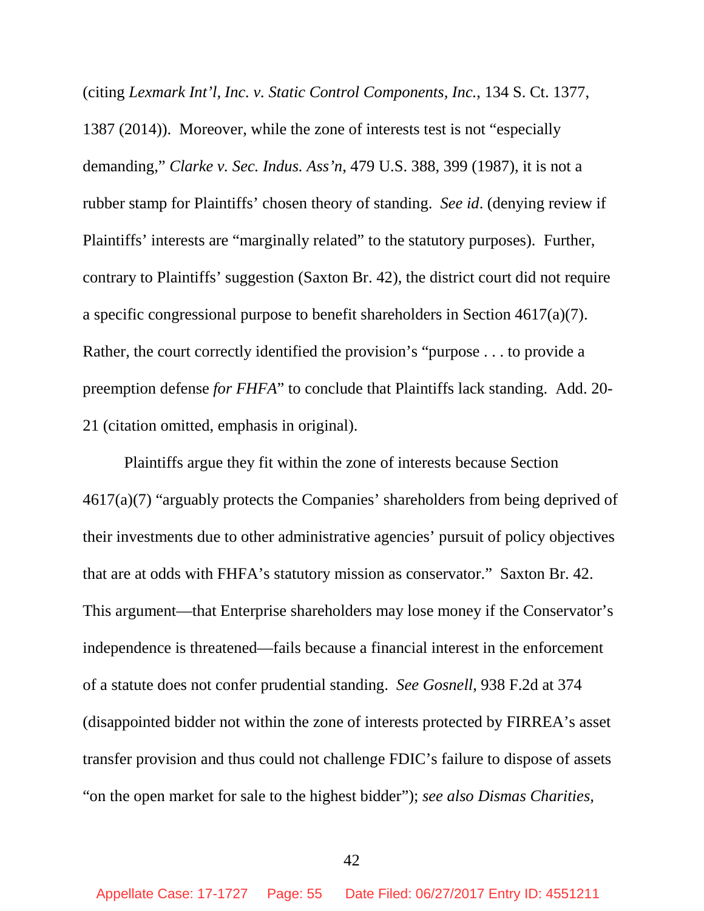(citing *Lexmark Int'l, Inc. v. Static Control Components, Inc.*, 134 S. Ct. 1377, 1387 (2014)). Moreover, while the zone of interests test is not "especially demanding," *Clarke v. Sec. Indus. Ass'n*, 479 U.S. 388, 399 (1987), it is not a rubber stamp for Plaintiffs' chosen theory of standing. *See id*. (denying review if Plaintiffs' interests are "marginally related" to the statutory purposes). Further, contrary to Plaintiffs' suggestion (Saxton Br. 42), the district court did not require a specific congressional purpose to benefit shareholders in Section 4617(a)(7). Rather, the court correctly identified the provision's "purpose . . . to provide a preemption defense *for FHFA*" to conclude that Plaintiffs lack standing. Add. 20-21 (citation omitted, emphasis in original).

Plaintiffs argue they fit within the zone of interests because Section 4617(a)(7) "arguably protects the Companies' shareholders from being deprived of their investments due to other administrative agencies' pursuit of policy objectives that are at odds with FHFA's statutory mission as conservator." Saxton Br. 42. This argument—that Enterprise shareholders may lose money if the Conservator's independence is threatened—fails because a financial interest in the enforcement of a statute does not confer prudential standing. *See Gosnell*, 938 F.2d at 374 (disappointed bidder not within the zone of interests protected by FIRREA's asset transfer provision and thus could not challenge FDIC's failure to dispose of assets "on the open market for sale to the highest bidder"); *see also Dismas Charities,*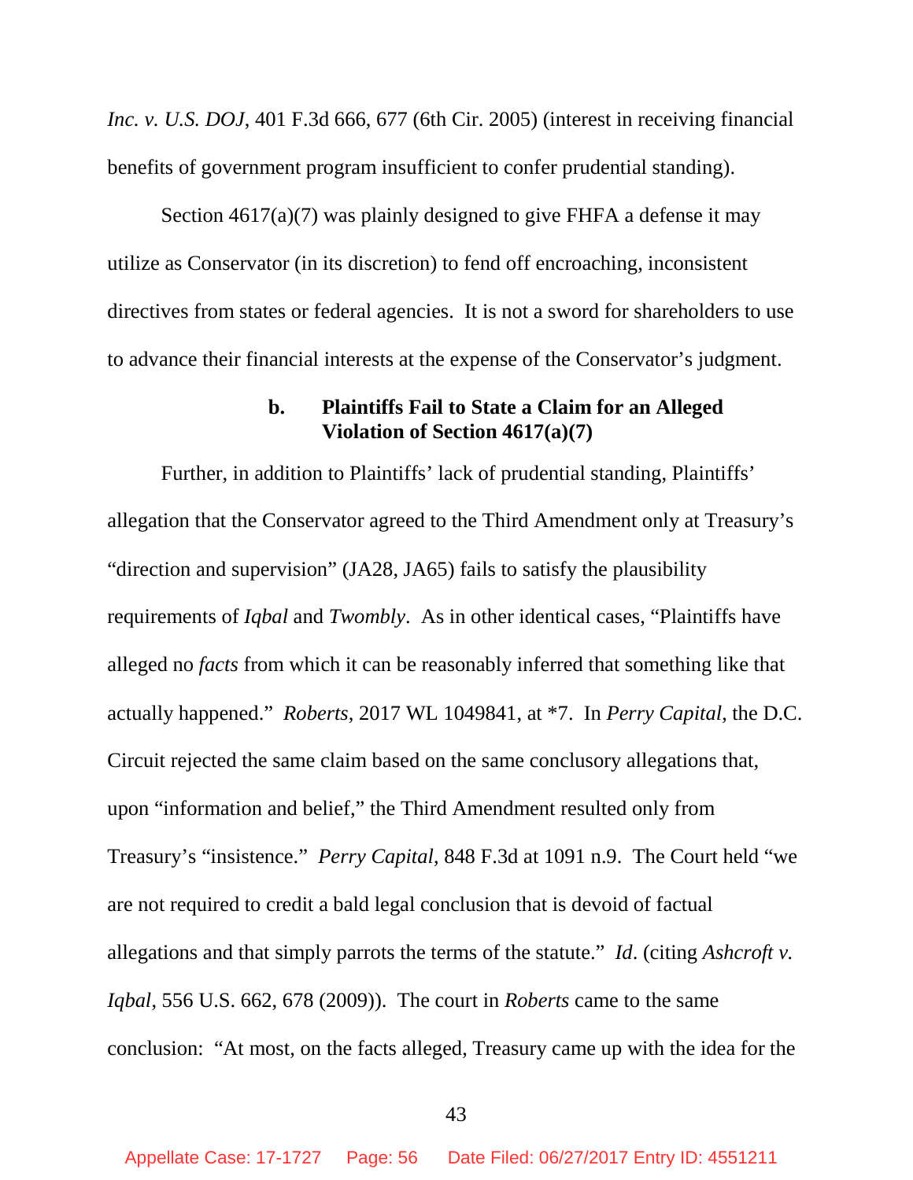*Inc. v. U.S. DOJ*, 401 F.3d 666, 677 (6th Cir. 2005) (interest in receiving financial benefits of government program insufficient to confer prudential standing).

Section 4617(a)(7) was plainly designed to give FHFA a defense it may utilize as Conservator (in its discretion) to fend off encroaching, inconsistent directives from states or federal agencies. It is not a sword for shareholders to use to advance their financial interests at the expense of the Conservator's judgment.

#### b. Plaintiffs Fail to State a Claim for an Alleged Violation of Section 4617(a)(7)

Further, in addition to Plaintiffs' lack of prudential standing, Plaintiffs' allegation that the Conservator agreed to the Third Amendment only at Treasury's "direction and supervision" (JA28, JA65) fails to satisfy the plausibility requirements of *Iqbal* and *Twombly*. As in other identical cases, "Plaintiffs have alleged no *facts* from which it can be reasonably inferred that something like that actually happened." *Roberts*, 2017 WL 1049841, at *7. In *Perry Capital,* the D.C. Circuit rejected the same claim based on the same conclusory allegations that, upon "information and belief," the Third Amendment resulted only from Treasury's "insistence." *Perry Capital*, 848 F.3d at 1091 n.9. The Court held "we are not required to credit a bald legal conclusion that is devoid of factual allegations and that simply parrots the terms of the statute." *Id*. (citing *Ashcroft v. Iqbal*, 556 U.S. 662, 678 (2009)). The court in *Roberts* came to the same conclusion: "At most, on the facts alleged, Treasury came up with the idea for the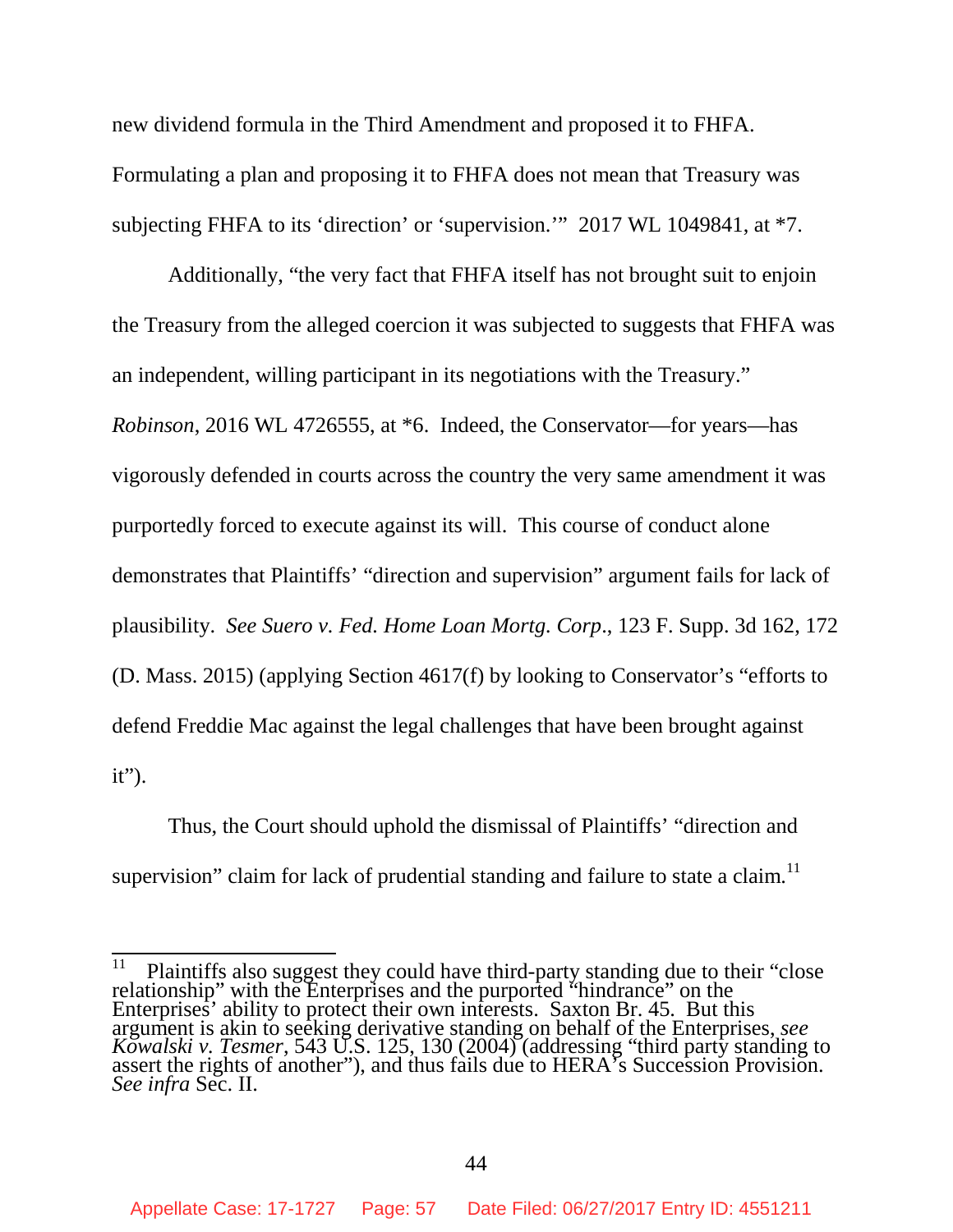new dividend formula in the Third Amendment and proposed it to FHFA. Formulating a plan and proposing it to FHFA does not mean that Treasury was subjecting FHFA to its 'direction' or 'supervision.'" 2017 WL 1049841, at *7.

Additionally, "the very fact that FHFA itself has not brought suit to enjoin the Treasury from the alleged coercion it was subjected to suggests that FHFA was an independent, willing participant in its negotiations with the Treasury." *Robinson*, 2016 WL 4726555, at *6. Indeed, the Conservator—for years—has vigorously defended in courts across the country the very same amendment it was purportedly forced to execute against its will. This course of conduct alone demonstrates that Plaintiffs' "direction and supervision" argument fails for lack of plausibility. *See Suero v. Fed. Home Loan Mortg. Corp*., 123 F. Supp. 3d 162, 172 (D. Mass. 2015) (applying Section 4617(f) by looking to Conservator's "efforts to defend Freddie Mac against the legal challenges that have been brought against it").

Thus, the Court should uphold the dismissal of Plaintiffs' "direction and supervision" claim for lack of prudential standing and failure to state a claim.[11]

---

[11] Plaintiffs also suggest they could have third-party standing due to their "close relationship" with the Enterprises and the purported "hindrance" on the Enterprises' ability to protect their own interests. Saxton Br. 45. But this argument is akin to seeking derivative standing on behalf of the Enterprises, *see Kowalski v. Tesmer*, 543 U.S. 125, 130 (2004) (addressing "third party standing to assert the rights of another"), and thus fails due to HERA's Succession Provision. *See infra* Sec. II.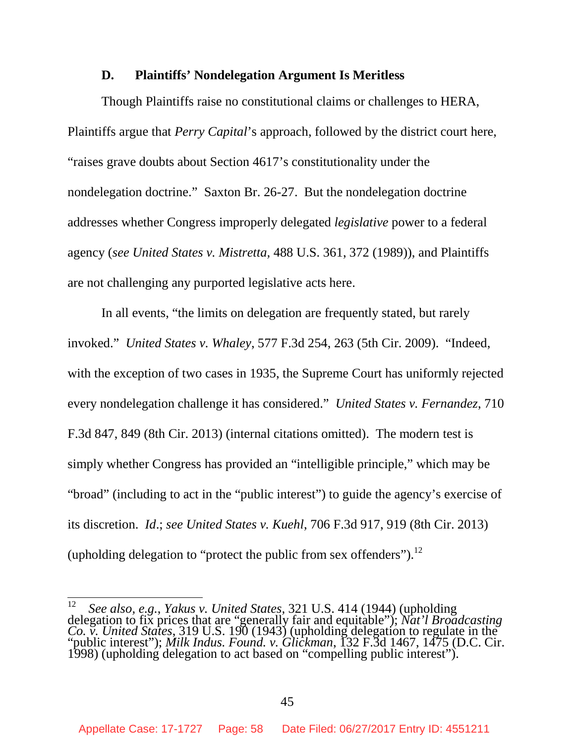### D. Plaintiffs' Nondelegation Argument Is Meritless

Though Plaintiffs raise no constitutional claims or challenges to HERA, Plaintiffs argue that *Perry Capital*'s approach, followed by the district court here, "raises grave doubts about Section 4617's constitutionality under the nondelegation doctrine." Saxton Br. 26-27. But the nondelegation doctrine addresses whether Congress improperly delegated *legislative* power to a federal agency (*see United States v. Mistretta*, 488 U.S. 361, 372 (1989)), and Plaintiffs are not challenging any purported legislative acts here.

In all events, "the limits on delegation are frequently stated, but rarely invoked." *United States v. Whaley*, 577 F.3d 254, 263 (5th Cir. 2009). "Indeed, with the exception of two cases in 1935, the Supreme Court has uniformly rejected every nondelegation challenge it has considered." *United States v. Fernandez*, 710 F.3d 847, 849 (8th Cir. 2013) (internal citations omitted). The modern test is simply whether Congress has provided an "intelligible principle," which may be "broad" (including to act in the "public interest") to guide the agency's exercise of its discretion. *Id*.; *see United States v. Kuehl*, 706 F.3d 917, 919 (8th Cir. 2013) (upholding delegation to "protect the public from sex offenders").[12]

---

[12] *See also, e.g.*, *Yakus v. United States*, 321 U.S. 414 (1944) (upholding delegation to fix prices that are "generally fair and equitable"); *Nat'l Broadcasting Co. v. United States*, 319 U.S. 190 (1943) (upholding delegation to regulate in the "public interest"); *Milk Indus. Found. v. Glickman*, 132 F.3d 1467, 1475 (D.C. Cir. 1998) (upholding delegation to act based on "compelling public interest").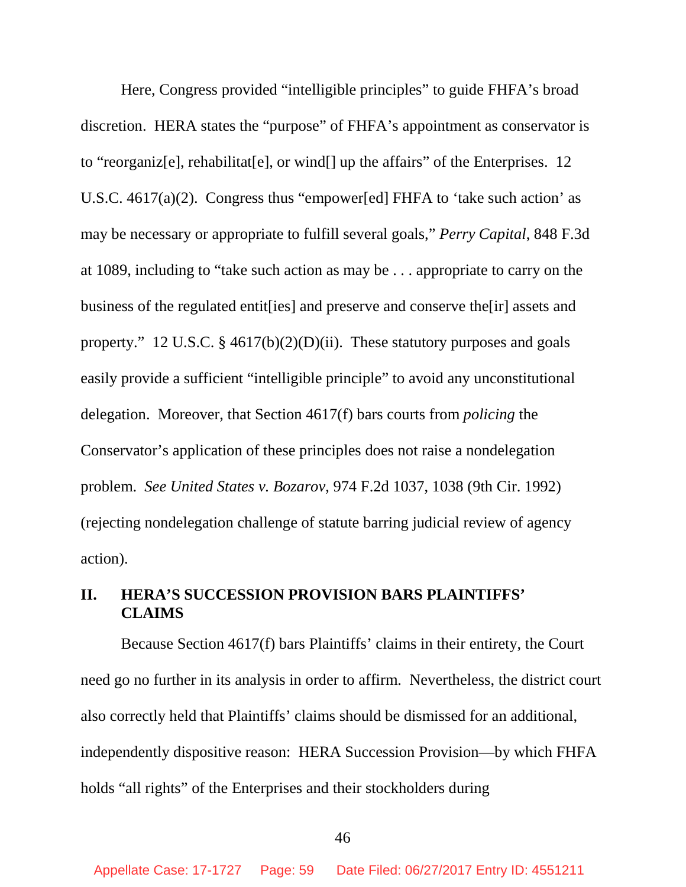Here, Congress provided "intelligible principles" to guide FHFA's broad discretion. HERA states the "purpose" of FHFA's appointment as conservator is to "reorganiz[e], rehabilitat[e], or wind[] up the affairs" of the Enterprises. 12 U.S.C. 4617(a)(2). Congress thus "empower[ed] FHFA to 'take such action' as may be necessary or appropriate to fulfill several goals," *Perry Capital*, 848 F.3d at 1089, including to "take such action as may be . . . appropriate to carry on the business of the regulated entit[ies] and preserve and conserve the[ir] assets and property." 12 U.S.C. § 4617(b)(2)(D)(ii). These statutory purposes and goals easily provide a sufficient "intelligible principle" to avoid any unconstitutional delegation. Moreover, that Section 4617(f) bars courts from *policing* the Conservator's application of these principles does not raise a nondelegation problem. *See United States v. Bozarov*, 974 F.2d 1037, 1038 (9th Cir. 1992) (rejecting nondelegation challenge of statute barring judicial review of agency action).

## II. HERA'S SUCCESSION PROVISION BARS PLAINTIFFS' CLAIMS

Because Section 4617(f) bars Plaintiffs' claims in their entirety, the Court need go no further in its analysis in order to affirm. Nevertheless, the district court also correctly held that Plaintiffs' claims should be dismissed for an additional, independently dispositive reason: HERA Succession Provision—by which FHFA holds "all rights" of the Enterprises and their stockholders during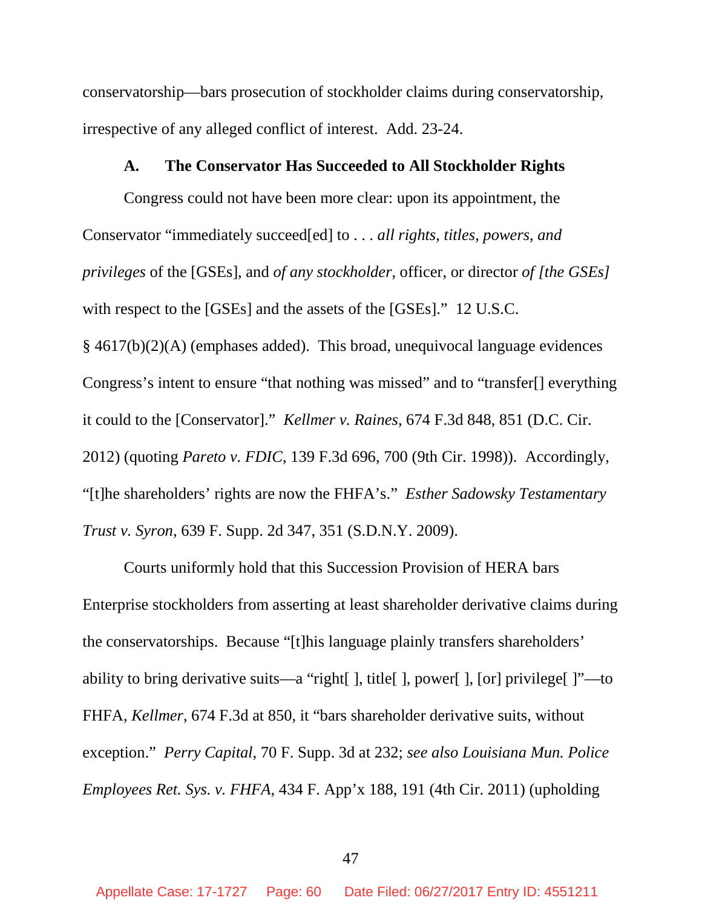conservatorship—bars prosecution of stockholder claims during conservatorship, irrespective of any alleged conflict of interest. Add. 23-24.

### A. The Conservator Has Succeeded to All Stockholder Rights

Congress could not have been more clear: upon its appointment, the Conservator "immediately succeed[ed] to . . . *all rights, titles, powers, and privileges* of the [GSEs], and *of any stockholder*, officer, or director *of [the GSEs]* with respect to the [GSEs] and the assets of the [GSEs]." 12 U.S.C. § 4617(b)(2)(A) (emphases added). This broad, unequivocal language evidences Congress's intent to ensure "that nothing was missed" and to "transfer[] everything it could to the [Conservator]." *Kellmer v. Raines*, 674 F.3d 848, 851 (D.C. Cir. 2012) (quoting *Pareto v. FDIC*, 139 F.3d 696, 700 (9th Cir. 1998)). Accordingly, "[t]he shareholders' rights are now the FHFA's." *Esther Sadowsky Testamentary Trust v. Syron*, 639 F. Supp. 2d 347, 351 (S.D.N.Y. 2009).

Courts uniformly hold that this Succession Provision of HERA bars Enterprise stockholders from asserting at least shareholder derivative claims during the conservatorships. Because "[t]his language plainly transfers shareholders' ability to bring derivative suits—a "right[ ], title[ ], power[ ], [or] privilege[ ]"—to FHFA, *Kellmer*, 674 F.3d at 850, it "bars shareholder derivative suits, without exception." *Perry Capital*, 70 F. Supp. 3d at 232; *see also Louisiana Mun. Police Employees Ret. Sys. v. FHFA*, 434 F. App'x 188, 191 (4th Cir. 2011) (upholding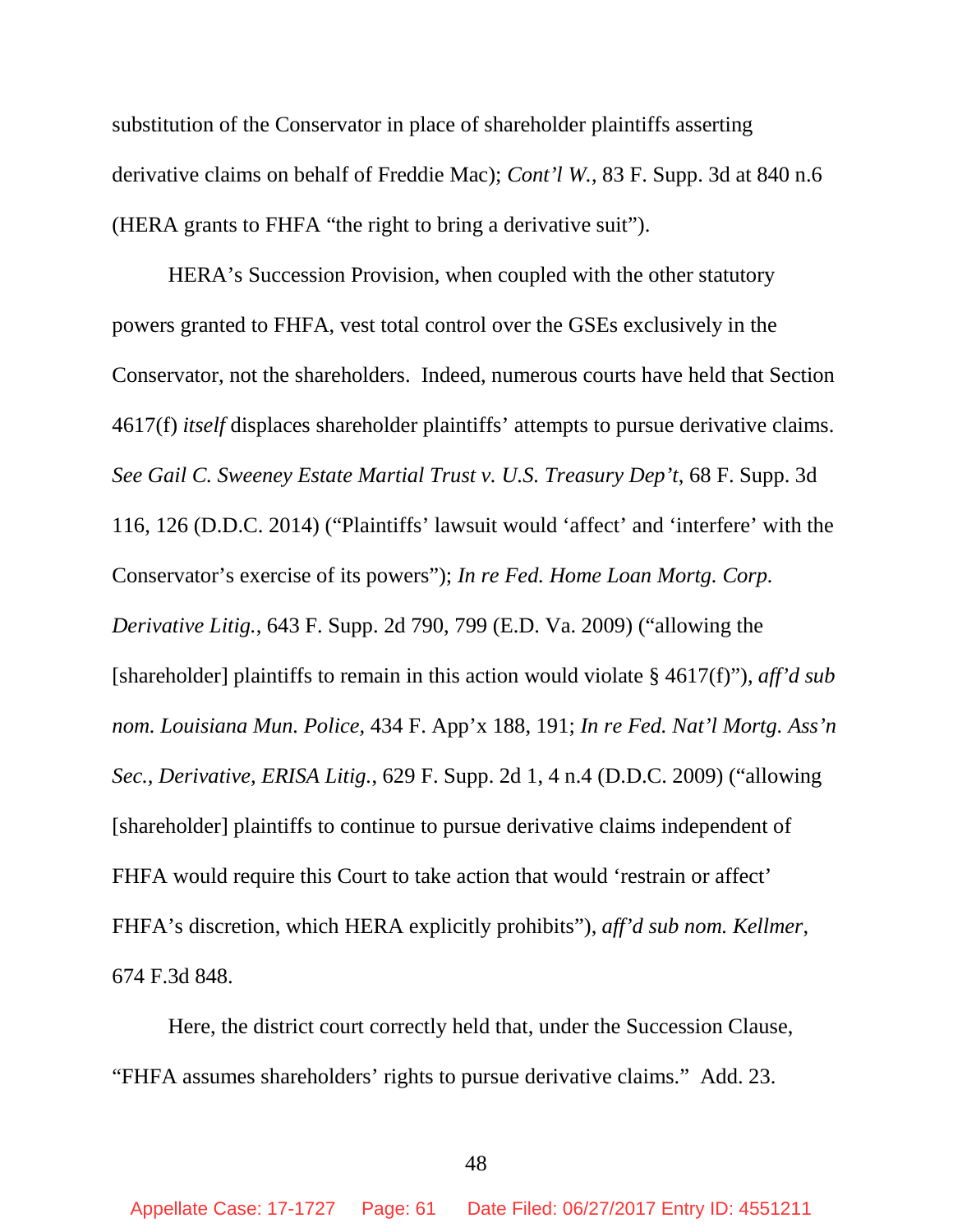substitution of the Conservator in place of shareholder plaintiffs asserting derivative claims on behalf of Freddie Mac); *Cont'l W.*, 83 F. Supp. 3d at 840 n.6 (HERA grants to FHFA "the right to bring a derivative suit").

HERA's Succession Provision, when coupled with the other statutory powers granted to FHFA, vest total control over the GSEs exclusively in the Conservator, not the shareholders. Indeed, numerous courts have held that Section 4617(f) *itself* displaces shareholder plaintiffs' attempts to pursue derivative claims. *See Gail C. Sweeney Estate Martial Trust v. U.S. Treasury Dep't*, 68 F. Supp. 3d 116, 126 (D.D.C. 2014) ("Plaintiffs' lawsuit would 'affect' and 'interfere' with the Conservator's exercise of its powers"); *In re Fed. Home Loan Mortg. Corp. Derivative Litig.*, 643 F. Supp. 2d 790, 799 (E.D. Va. 2009) ("allowing the [shareholder] plaintiffs to remain in this action would violate § 4617(f)"), *aff'd sub nom. Louisiana Mun. Police,* 434 F. App'x 188, 191; *In re Fed. Nat'l Mortg. Ass'n Sec., Derivative, ERISA Litig.*, 629 F. Supp. 2d 1, 4 n.4 (D.D.C. 2009) ("allowing [shareholder] plaintiffs to continue to pursue derivative claims independent of FHFA would require this Court to take action that would 'restrain or affect' FHFA's discretion, which HERA explicitly prohibits"), *aff'd sub nom. Kellmer*, 674 F.3d 848.

Here, the district court correctly held that, under the Succession Clause, "FHFA assumes shareholders' rights to pursue derivative claims." Add. 23.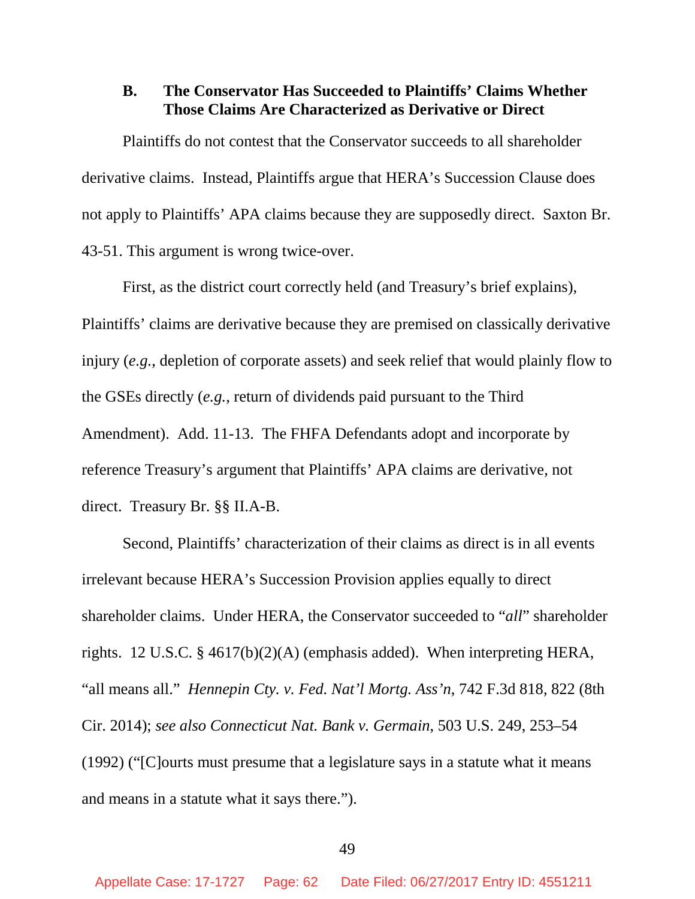### B. The Conservator Has Succeeded to Plaintiffs' Claims Whether Those Claims Are Characterized as Derivative or Direct

Plaintiffs do not contest that the Conservator succeeds to all shareholder derivative claims. Instead, Plaintiffs argue that HERA's Succession Clause does not apply to Plaintiffs' APA claims because they are supposedly direct. Saxton Br. 43-51. This argument is wrong twice-over.

First, as the district court correctly held (and Treasury's brief explains), Plaintiffs' claims are derivative because they are premised on classically derivative injury (*e.g.*, depletion of corporate assets) and seek relief that would plainly flow to the GSEs directly (*e.g.*, return of dividends paid pursuant to the Third Amendment). Add. 11-13. The FHFA Defendants adopt and incorporate by reference Treasury's argument that Plaintiffs' APA claims are derivative, not direct. Treasury Br. §§ II.A-B.

Second, Plaintiffs' characterization of their claims as direct is in all events irrelevant because HERA's Succession Provision applies equally to direct shareholder claims. Under HERA, the Conservator succeeded to "*all*" shareholder rights. 12 U.S.C. § 4617(b)(2)(A) (emphasis added). When interpreting HERA, "all means all." *Hennepin Cty. v. Fed. Nat'l Mortg. Ass'n*, 742 F.3d 818, 822 (8th Cir. 2014); *see also Connecticut Nat. Bank v. Germain*, 503 U.S. 249, 253–54 (1992) ("[C]ourts must presume that a legislature says in a statute what it means and means in a statute what it says there.").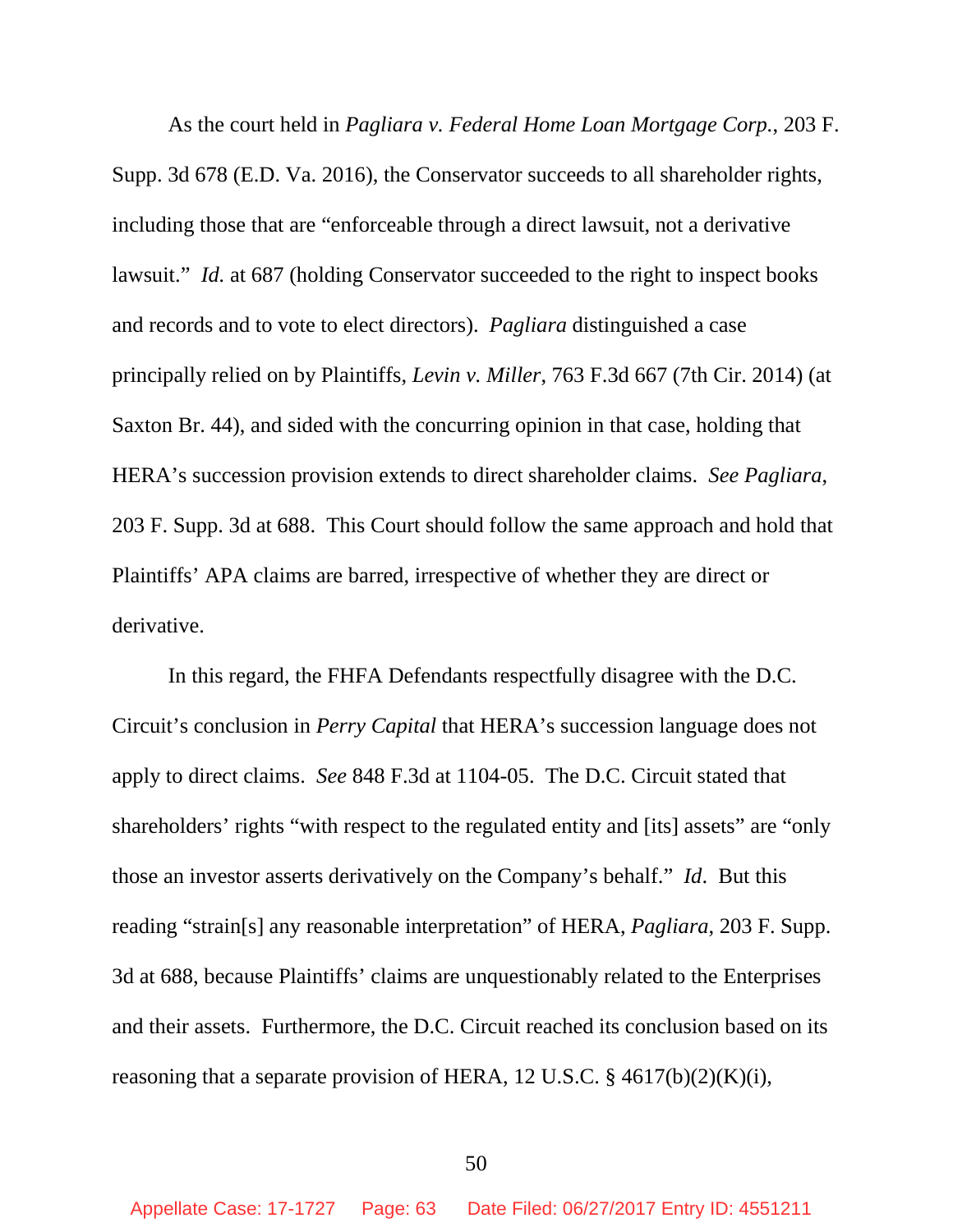As the court held in *Pagliara v. Federal Home Loan Mortgage Corp.*, 203 F. Supp. 3d 678 (E.D. Va. 2016), the Conservator succeeds to all shareholder rights, including those that are "enforceable through a direct lawsuit, not a derivative lawsuit." *Id.* at 687 (holding Conservator succeeded to the right to inspect books and records and to vote to elect directors). *Pagliara* distinguished a case principally relied on by Plaintiffs, *Levin v. Miller*, 763 F.3d 667 (7th Cir. 2014) (at Saxton Br. 44), and sided with the concurring opinion in that case, holding that HERA's succession provision extends to direct shareholder claims. *See Pagliara*, 203 F. Supp. 3d at 688. This Court should follow the same approach and hold that Plaintiffs' APA claims are barred, irrespective of whether they are direct or derivative.

In this regard, the FHFA Defendants respectfully disagree with the D.C. Circuit's conclusion in *Perry Capital* that HERA's succession language does not apply to direct claims. *See* 848 F.3d at 1104-05. The D.C. Circuit stated that shareholders' rights "with respect to the regulated entity and [its] assets" are "only those an investor asserts derivatively on the Company's behalf." *Id*. But this reading "strain[s] any reasonable interpretation" of HERA, *Pagliara*, 203 F. Supp. 3d at 688, because Plaintiffs' claims are unquestionably related to the Enterprises and their assets. Furthermore, the D.C. Circuit reached its conclusion based on its reasoning that a separate provision of HERA, 12 U.S.C. § 4617(b)(2)(K)(i),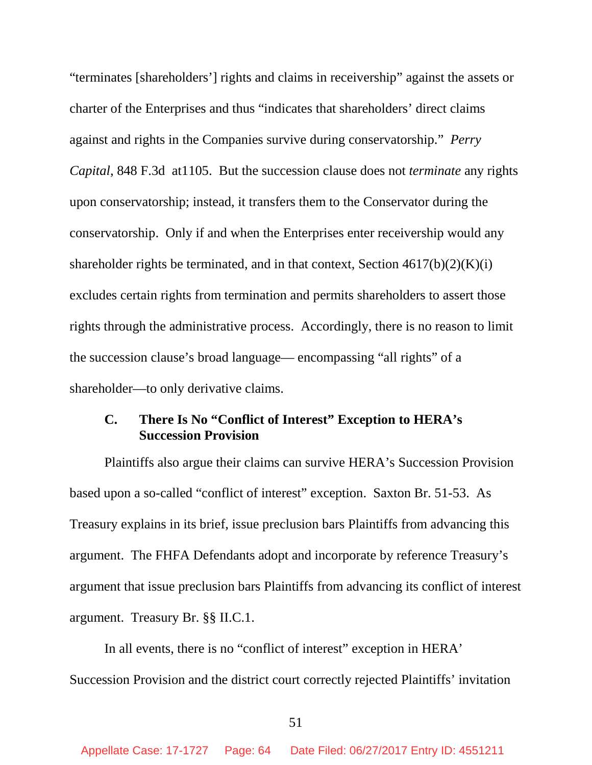"terminates [shareholders'] rights and claims in receivership" against the assets or charter of the Enterprises and thus "indicates that shareholders' direct claims against and rights in the Companies survive during conservatorship." *Perry Capital*, 848 F.3d at1105. But the succession clause does not *terminate* any rights upon conservatorship; instead, it transfers them to the Conservator during the conservatorship. Only if and when the Enterprises enter receivership would any shareholder rights be terminated, and in that context, Section 4617(b)(2)(K)(i) excludes certain rights from termination and permits shareholders to assert those rights through the administrative process. Accordingly, there is no reason to limit the succession clause's broad language— encompassing "all rights" of a shareholder—to only derivative claims.

### C. There Is No "Conflict of Interest" Exception to HERA's Succession Provision

Plaintiffs also argue their claims can survive HERA's Succession Provision based upon a so-called "conflict of interest" exception. Saxton Br. 51-53. As Treasury explains in its brief, issue preclusion bars Plaintiffs from advancing this argument. The FHFA Defendants adopt and incorporate by reference Treasury's argument that issue preclusion bars Plaintiffs from advancing its conflict of interest argument. Treasury Br. §§ II.C.1.

In all events, there is no "conflict of interest" exception in HERA' Succession Provision and the district court correctly rejected Plaintiffs' invitation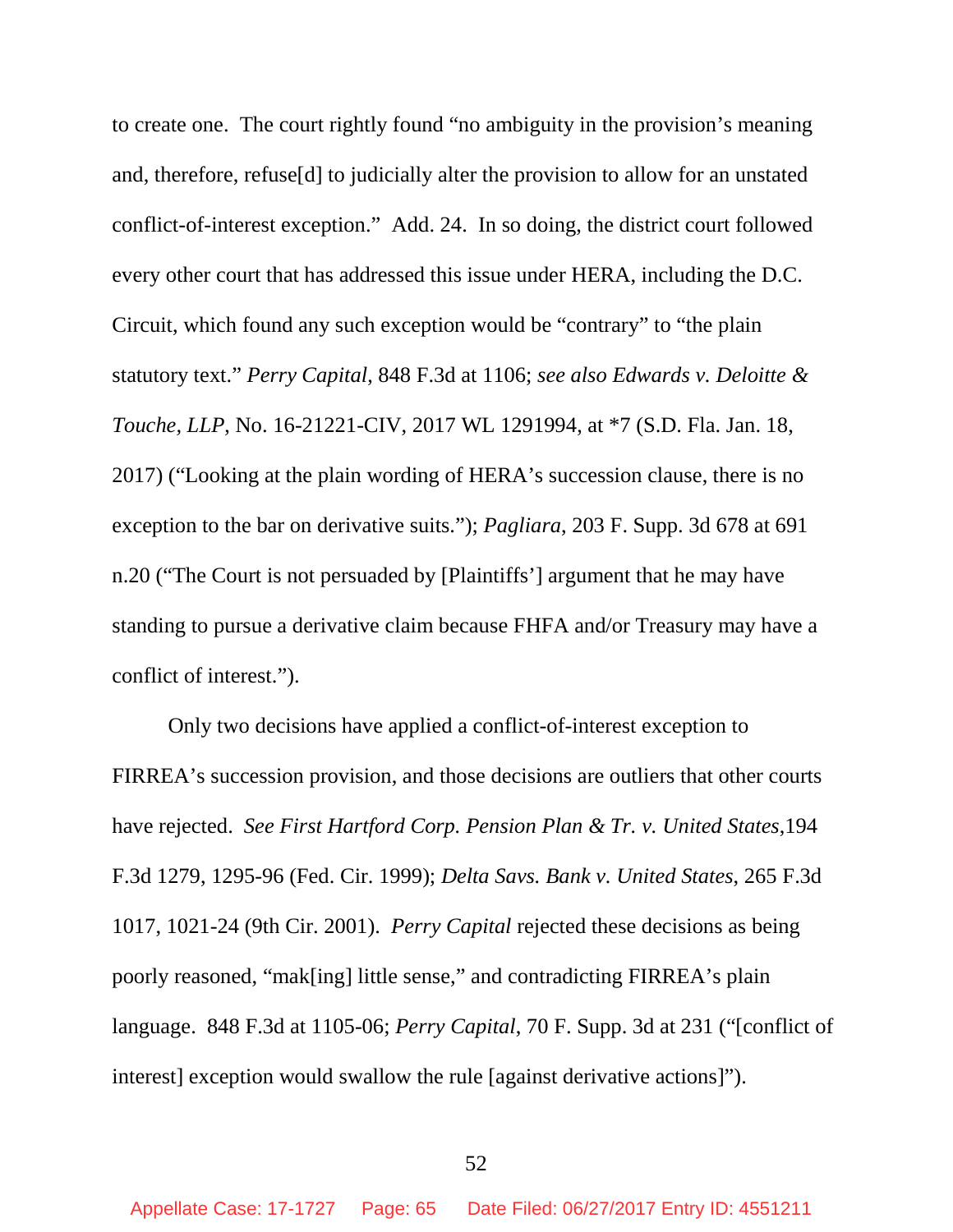to create one. The court rightly found "no ambiguity in the provision's meaning and, therefore, refuse[d] to judicially alter the provision to allow for an unstated conflict-of-interest exception." Add. 24. In so doing, the district court followed every other court that has addressed this issue under HERA, including the D.C. Circuit, which found any such exception would be "contrary" to "the plain statutory text." *Perry Capital*, 848 F.3d at 1106; *see also Edwards v. Deloitte & Touche, LLP*, No. 16-21221-CIV, 2017 WL 1291994, at *7 (S.D. Fla. Jan. 18, 2017) ("Looking at the plain wording of HERA's succession clause, there is no exception to the bar on derivative suits."); *Pagliara*, 203 F. Supp. 3d 678 at 691 n.20 ("The Court is not persuaded by [Plaintiffs'] argument that he may have standing to pursue a derivative claim because FHFA and/or Treasury may have a conflict of interest.").

Only two decisions have applied a conflict-of-interest exception to FIRREA's succession provision, and those decisions are outliers that other courts have rejected. *See First Hartford Corp. Pension Plan & Tr. v. United States*,194 F.3d 1279, 1295-96 (Fed. Cir. 1999); *Delta Savs. Bank v. United States*, 265 F.3d 1017, 1021-24 (9th Cir. 2001). *Perry Capital* rejected these decisions as being poorly reasoned, "mak[ing] little sense," and contradicting FIRREA's plain language. 848 F.3d at 1105-06; *Perry Capital*, 70 F. Supp. 3d at 231 ("[conflict of interest] exception would swallow the rule [against derivative actions]").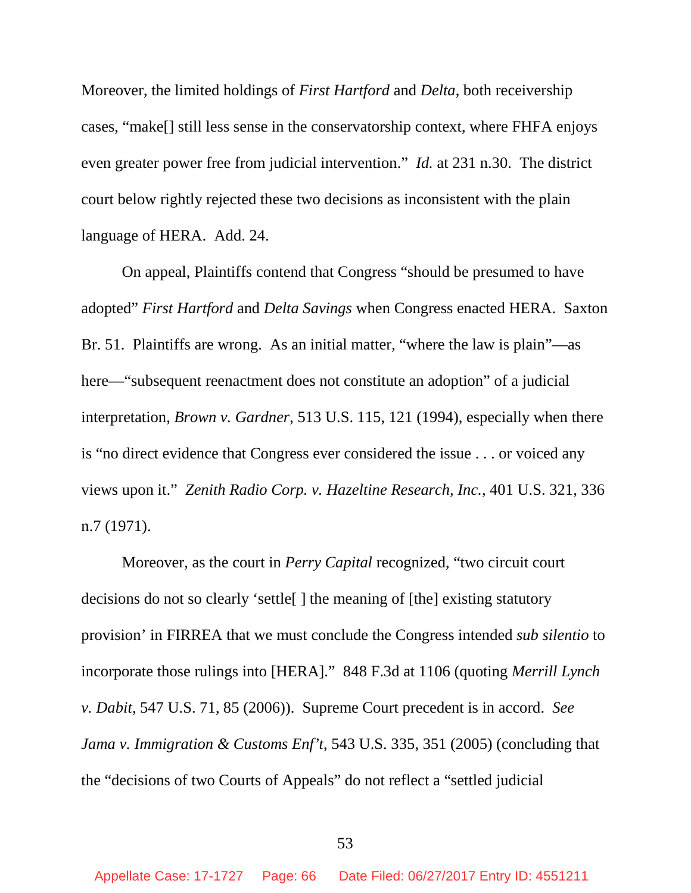Moreover, the limited holdings of *First Hartford* and *Delta*, both receivership cases, "make[] still less sense in the conservatorship context, where FHFA enjoys even greater power free from judicial intervention." *Id.* at 231 n.30. The district court below rightly rejected these two decisions as inconsistent with the plain language of HERA. Add. 24.

On appeal, Plaintiffs contend that Congress "should be presumed to have adopted" *First Hartford* and *Delta Savings* when Congress enacted HERA. Saxton Br. 51. Plaintiffs are wrong. As an initial matter, "where the law is plain"—as here—"subsequent reenactment does not constitute an adoption" of a judicial interpretation, *Brown v. Gardner*, 513 U.S. 115, 121 (1994), especially when there is "no direct evidence that Congress ever considered the issue . . . or voiced any views upon it." *Zenith Radio Corp. v. Hazeltine Research, Inc.*, 401 U.S. 321, 336 n.7 (1971).

Moreover, as the court in *Perry Capital* recognized, "two circuit court decisions do not so clearly 'settle[ ] the meaning of [the] existing statutory provision' in FIRREA that we must conclude the Congress intended *sub silentio* to incorporate those rulings into [HERA]." 848 F.3d at 1106 (quoting *Merrill Lynch v. Dabit*, 547 U.S. 71, 85 (2006)). Supreme Court precedent is in accord. *See Jama v. Immigration & Customs Enf't*, 543 U.S. 335, 351 (2005) (concluding that the "decisions of two Courts of Appeals" do not reflect a "settled judicial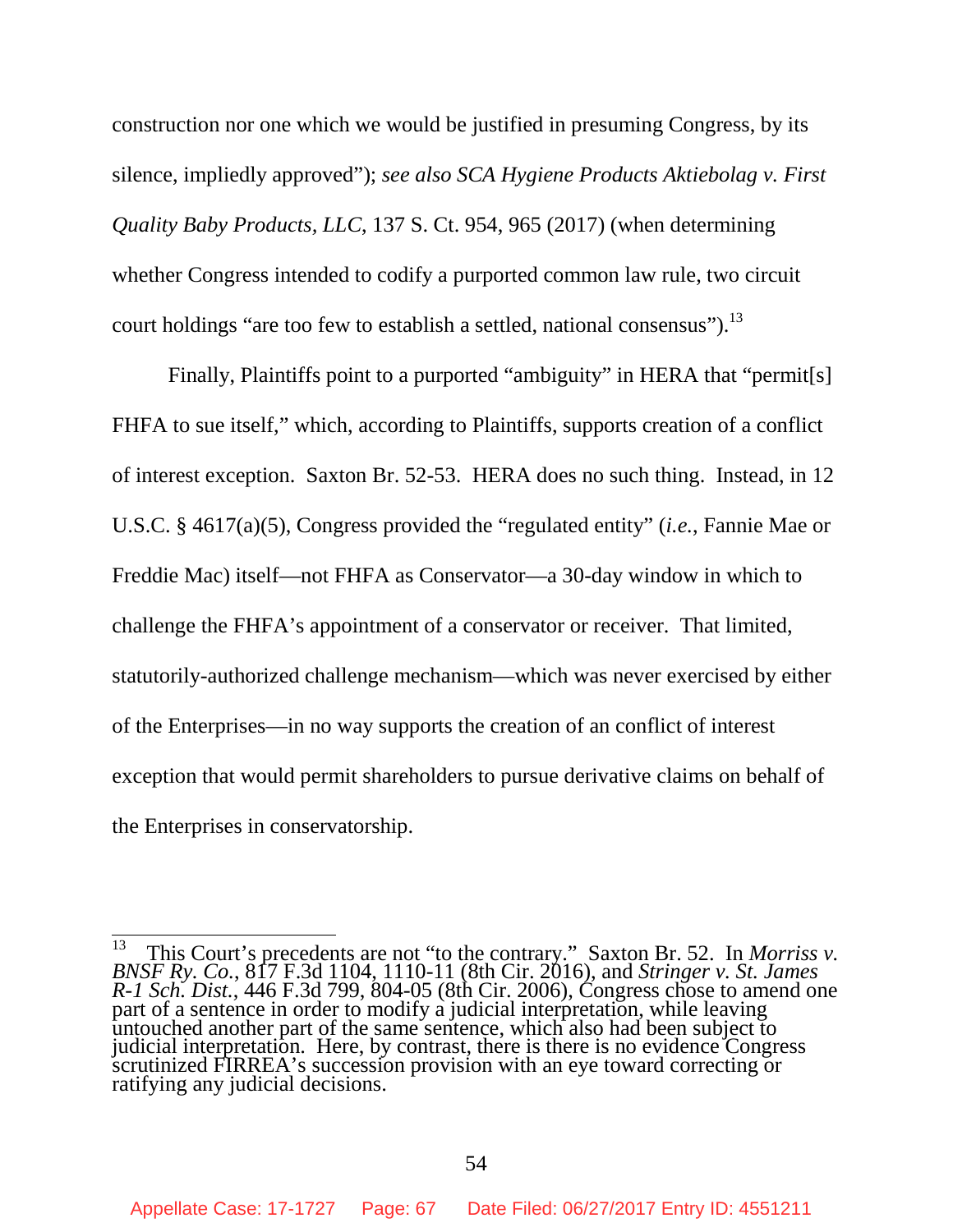construction nor one which we would be justified in presuming Congress, by its silence, impliedly approved"); *see also SCA Hygiene Products Aktiebolag v. First Quality Baby Products, LLC*, 137 S. Ct. 954, 965 (2017) (when determining whether Congress intended to codify a purported common law rule, two circuit court holdings "are too few to establish a settled, national consensus").[13]

Finally, Plaintiffs point to a purported "ambiguity" in HERA that "permit[s] FHFA to sue itself," which, according to Plaintiffs, supports creation of a conflict of interest exception. Saxton Br. 52-53. HERA does no such thing. Instead, in 12 U.S.C. § 4617(a)(5), Congress provided the "regulated entity" (*i.e.*, Fannie Mae or Freddie Mac) itself—not FHFA as Conservator—a 30-day window in which to challenge the FHFA's appointment of a conservator or receiver. That limited, statutorily-authorized challenge mechanism—which was never exercised by either of the Enterprises—in no way supports the creation of an conflict of interest exception that would permit shareholders to pursue derivative claims on behalf of the Enterprises in conservatorship.

---

[13] This Court's precedents are not "to the contrary." Saxton Br. 52. In *Morriss v. BNSF Ry. Co.*, 817 F.3d 1104, 1110-11 (8th Cir. 2016), and *Stringer v. St. James R-1 Sch. Dist.*, 446 F.3d 799, 804-05 (8th Cir. 2006), Congress chose to amend one part of a sentence in order to modify a judicial interpretation, while leaving untouched another part of the same sentence, which also had been subject to judicial interpretation. Here, by contrast, there is there is no evidence Congress scrutinized FIRREA's succession provision with an eye toward correcting or ratifying any judicial decisions.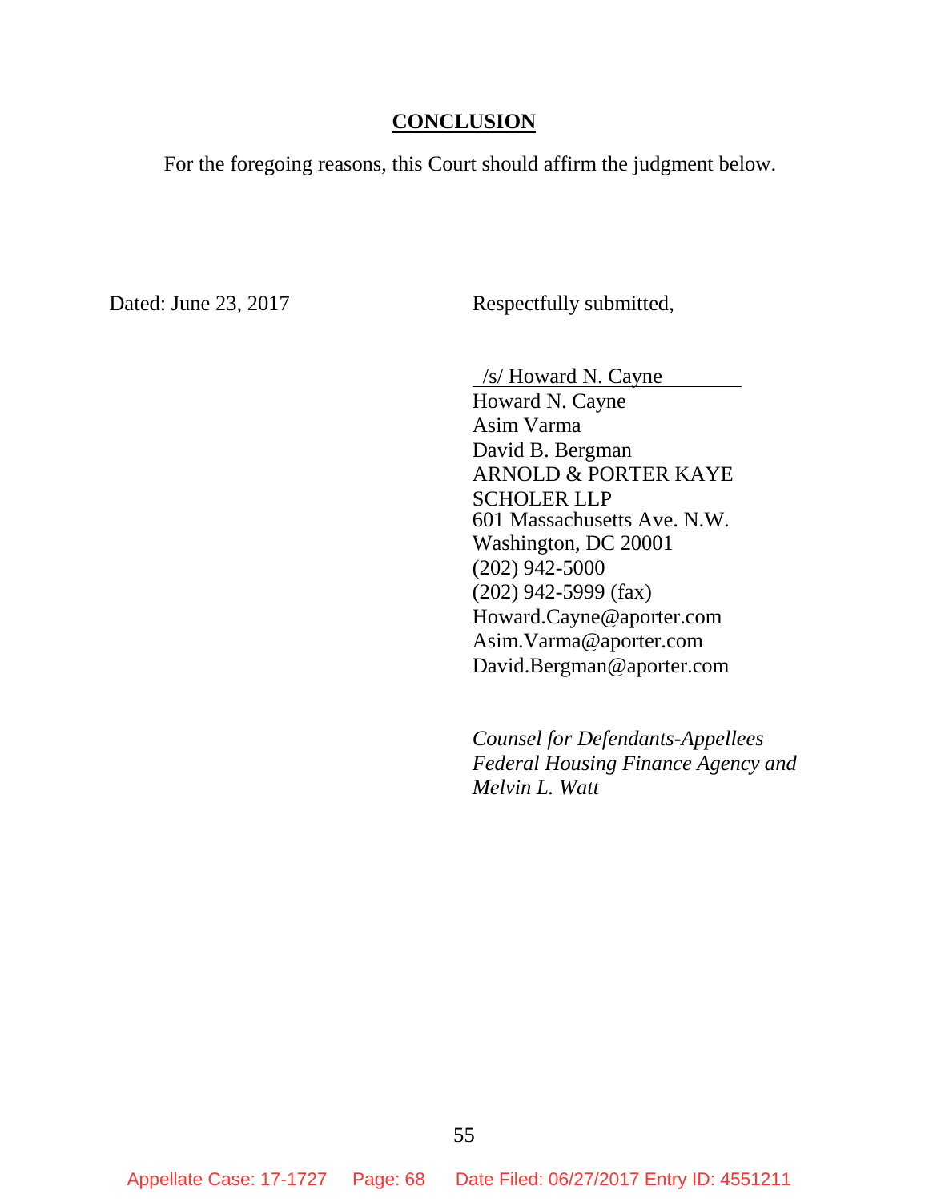## CONCLUSION

For the foregoing reasons, this Court should affirm the judgment below.

Dated: June 23, 2017

Respectfully submitted,

/s/ Howard N. Cayne
Howard N. Cayne
Asim Varma
David B. Bergman
ARNOLD & PORTER KAYE SCHOLER LLP
601 Massachusetts Ave. N.W.
Washington, DC 20001
(202) 942-5000
(202) 942-5999 (fax)
Howard.Cayne@aporter.com
Asim.Varma@aporter.com
David.Bergman@aporter.com

*Counsel for Defendants-Appellees Federal Housing Finance Agency and Melvin L. Watt*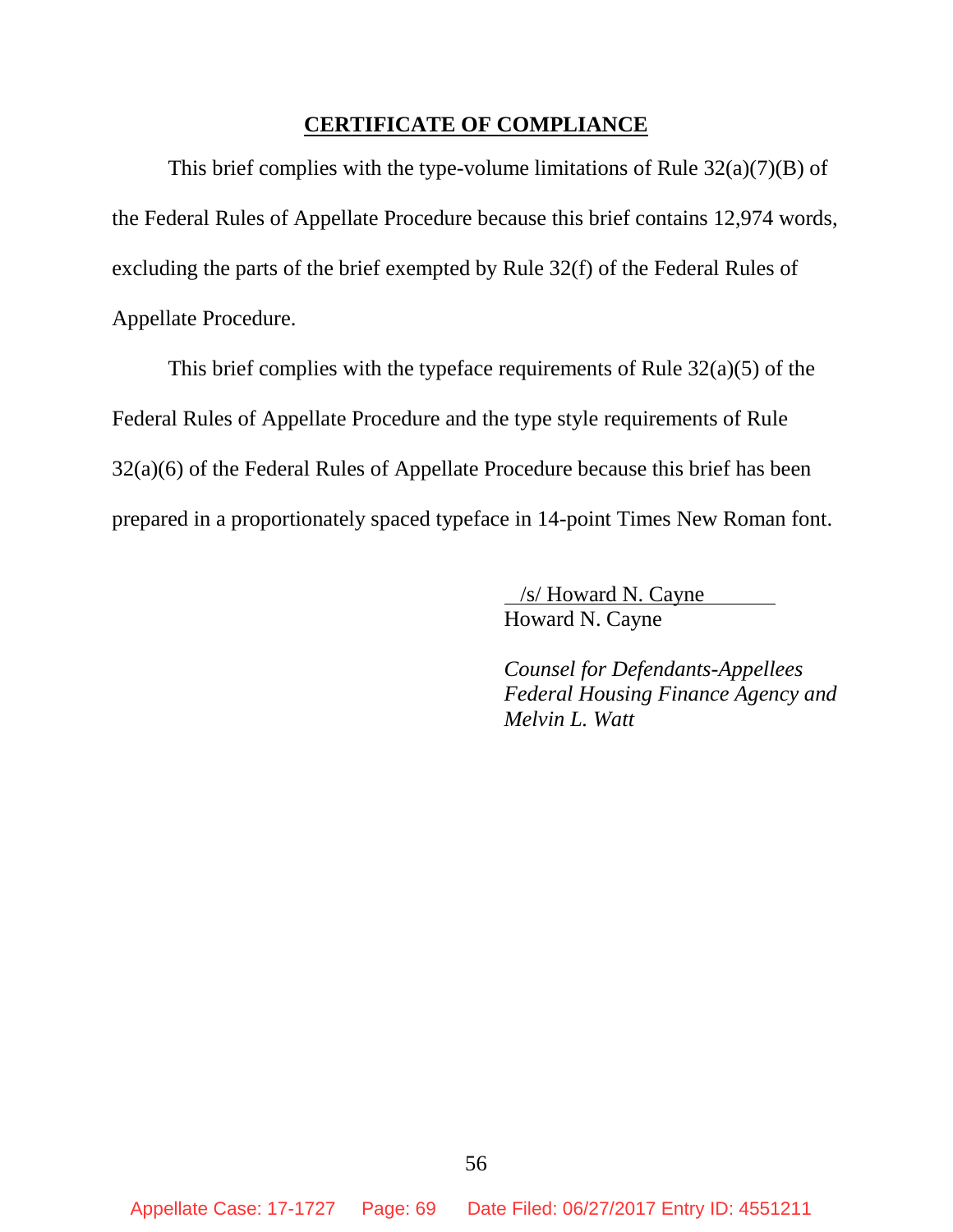## CERTIFICATE OF COMPLIANCE

This brief complies with the type-volume limitations of Rule 32(a)(7)(B) of the Federal Rules of Appellate Procedure because this brief contains 12,974 words, excluding the parts of the brief exempted by Rule 32(f) of the Federal Rules of Appellate Procedure.

This brief complies with the typeface requirements of Rule 32(a)(5) of the Federal Rules of Appellate Procedure and the type style requirements of Rule 32(a)(6) of the Federal Rules of Appellate Procedure because this brief has been prepared in a proportionately spaced typeface in 14-point Times New Roman font.

/s/ Howard N. Cayne
Howard N. Cayne

*Counsel for Defendants-Appellees Federal Housing Finance Agency and Melvin L. Watt*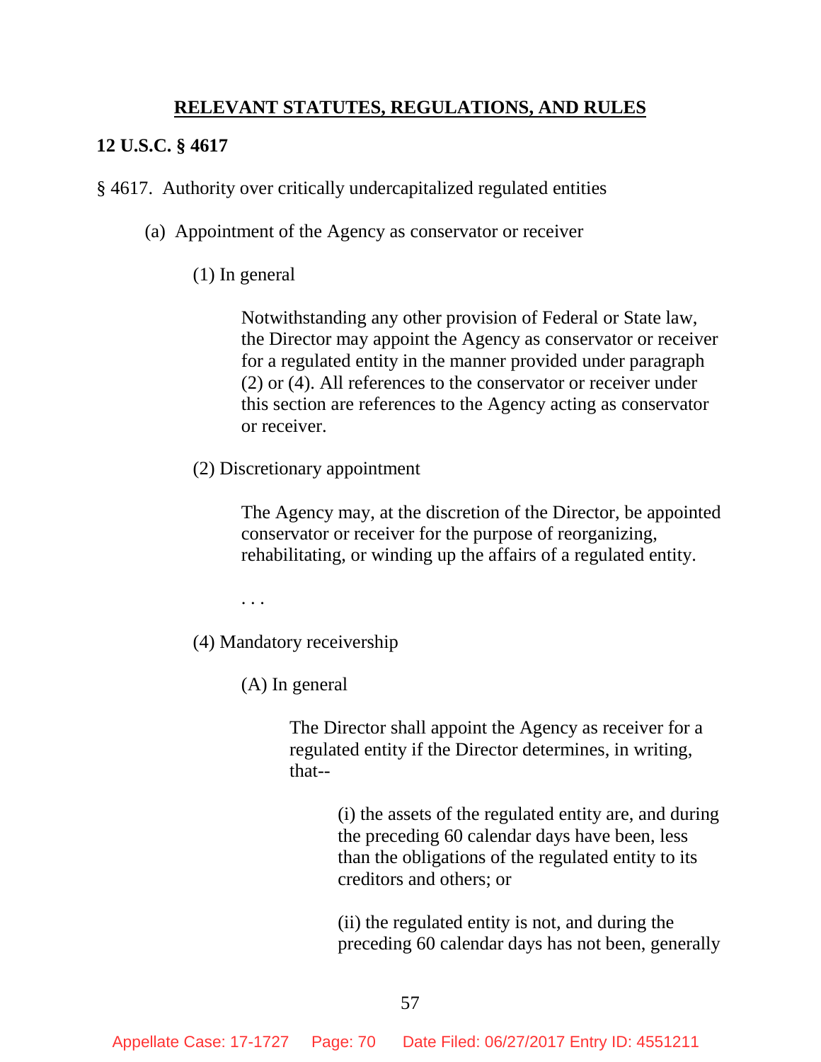## RELEVANT STATUTES, REGULATIONS, AND RULES

**12 U.S.C. § 4617**

§ 4617. Authority over critically undercapitalized regulated entities

(a) Appointment of the Agency as conservator or receiver

(1) In general

Notwithstanding any other provision of Federal or State law, the Director may appoint the Agency as conservator or receiver for a regulated entity in the manner provided under paragraph (2) or (4). All references to the conservator or receiver under this section are references to the Agency acting as conservator or receiver.

(2) Discretionary appointment

The Agency may, at the discretion of the Director, be appointed conservator or receiver for the purpose of reorganizing, rehabilitating, or winding up the affairs of a regulated entity.

. . .

(4) Mandatory receivership

(A) In general

The Director shall appoint the Agency as receiver for a regulated entity if the Director determines, in writing, that--

(i) the assets of the regulated entity are, and during the preceding 60 calendar days have been, less than the obligations of the regulated entity to its creditors and others; or

(ii) the regulated entity is not, and during the preceding 60 calendar days has not been, generally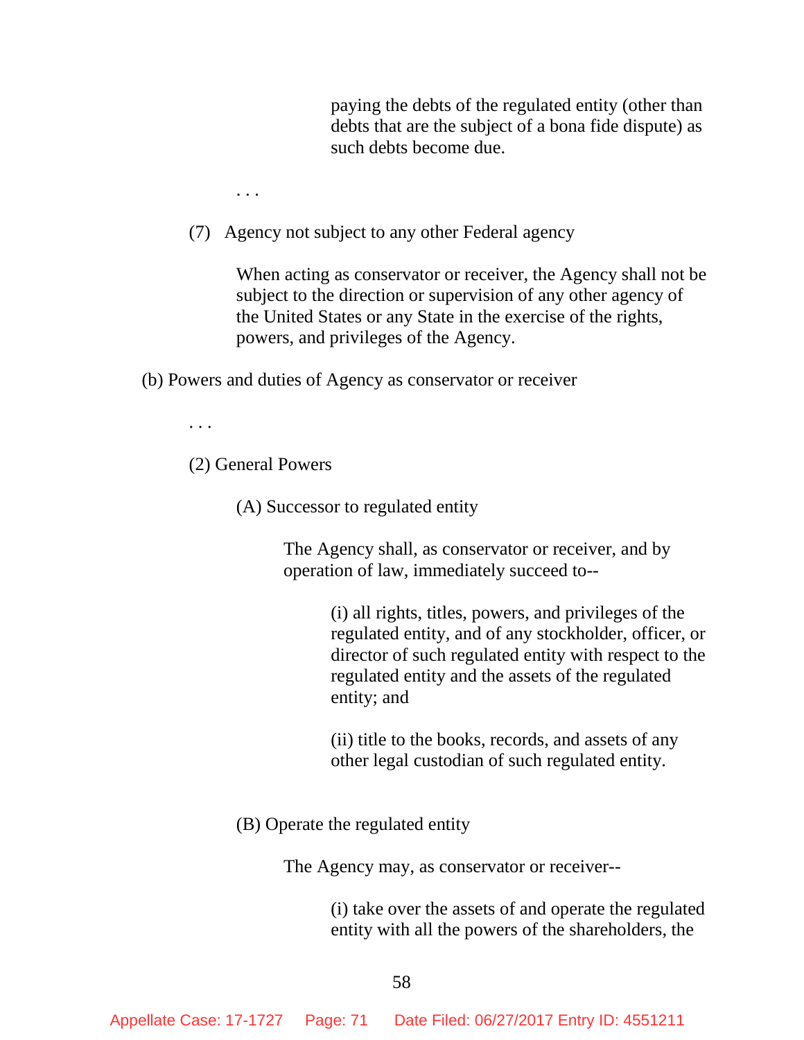paying the debts of the regulated entity (other than debts that are the subject of a bona fide dispute) as such debts become due.

. . .

(7) Agency not subject to any other Federal agency

When acting as conservator or receiver, the Agency shall not be subject to the direction or supervision of any other agency of the United States or any State in the exercise of the rights, powers, and privileges of the Agency.

(b) Powers and duties of Agency as conservator or receiver

. . .

(2) General Powers

(A) Successor to regulated entity

The Agency shall, as conservator or receiver, and by operation of law, immediately succeed to--

(i) all rights, titles, powers, and privileges of the regulated entity, and of any stockholder, officer, or director of such regulated entity with respect to the regulated entity and the assets of the regulated entity; and

(ii) title to the books, records, and assets of any other legal custodian of such regulated entity.

(B) Operate the regulated entity

The Agency may, as conservator or receiver--

(i) take over the assets of and operate the regulated entity with all the powers of the shareholders, the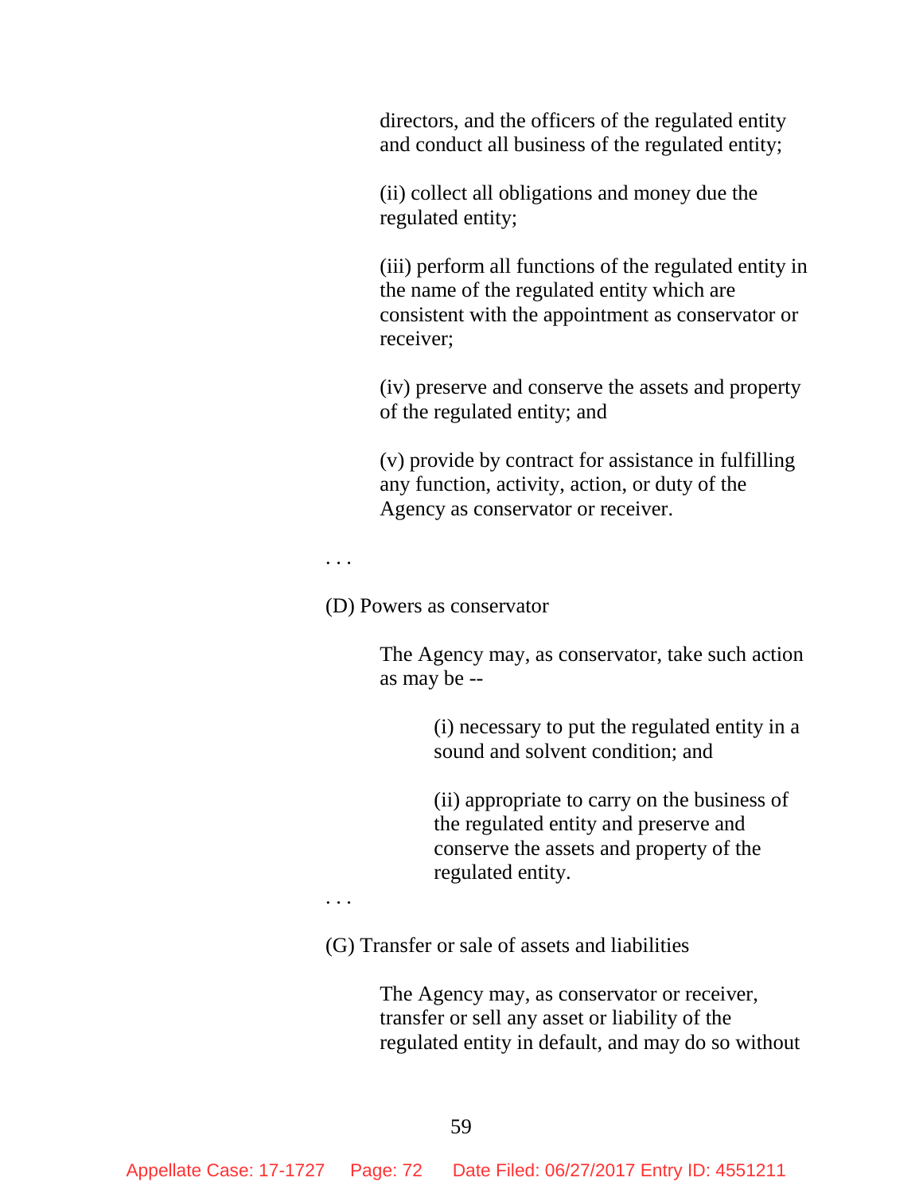directors, and the officers of the regulated entity and conduct all business of the regulated entity;

(ii) collect all obligations and money due the regulated entity;

(iii) perform all functions of the regulated entity in the name of the regulated entity which are consistent with the appointment as conservator or receiver;

(iv) preserve and conserve the assets and property of the regulated entity; and

(v) provide by contract for assistance in fulfilling any function, activity, action, or duty of the Agency as conservator or receiver.

. . .

(D) Powers as conservator

The Agency may, as conservator, take such action as may be --

(i) necessary to put the regulated entity in a sound and solvent condition; and

(ii) appropriate to carry on the business of the regulated entity and preserve and conserve the assets and property of the regulated entity.

. . .

(G) Transfer or sale of assets and liabilities

The Agency may, as conservator or receiver, transfer or sell any asset or liability of the regulated entity in default, and may do so without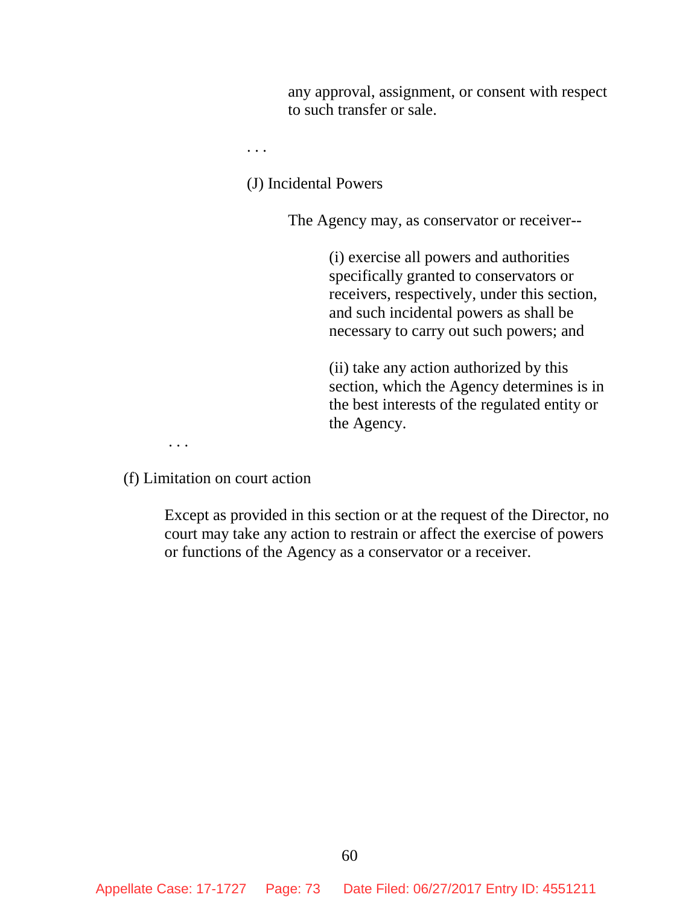any approval, assignment, or consent with respect to such transfer or sale.

. . .

(J) Incidental Powers

The Agency may, as conservator or receiver--

(i) exercise all powers and authorities specifically granted to conservators or receivers, respectively, under this section, and such incidental powers as shall be necessary to carry out such powers; and

(ii) take any action authorized by this section, which the Agency determines is in the best interests of the regulated entity or the Agency.

. . .

(f) Limitation on court action

Except as provided in this section or at the request of the Director, no court may take any action to restrain or affect the exercise of powers or functions of the Agency as a conservator or a receiver.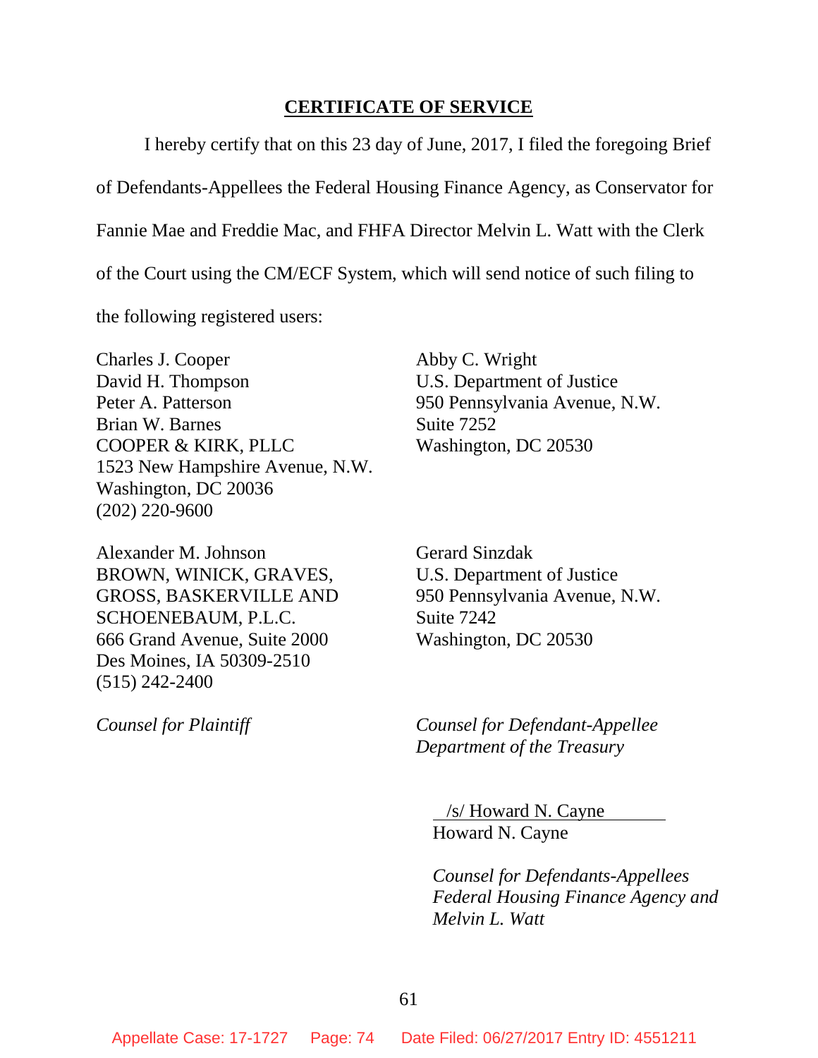## CERTIFICATE OF SERVICE

I hereby certify that on this 23 day of June, 2017, I filed the foregoing Brief of Defendants-Appellees the Federal Housing Finance Agency, as Conservator for Fannie Mae and Freddie Mac, and FHFA Director Melvin L. Watt with the Clerk of the Court using the CM/ECF System, which will send notice of such filing to the following registered users:

Charles J. Cooper
David H. Thompson
Peter A. Patterson
Brian W. Barnes
COOPER & KIRK, PLLC
1523 New Hampshire Avenue, N.W.
Washington, DC 20036
(202) 220-9600

Alexander M. Johnson
BROWN, WINICK, GRAVES, GROSS, BASKERVILLE AND SCHOENEBAUM, P.L.C.
666 Grand Avenue, Suite 2000
Des Moines, IA 50309-2510
(515) 242-2400

*Counsel for Plaintiff*

Abby C. Wright
U.S. Department of Justice
950 Pennsylvania Avenue, N.W.
Suite 7252
Washington, DC 20530

Gerard Sinzdak
U.S. Department of Justice
950 Pennsylvania Avenue, N.W.
Suite 7242
Washington, DC 20530

*Counsel for Defendant-Appellee Department of the Treasury*

/s/ Howard N. Cayne
Howard N. Cayne

*Counsel for Defendants-Appellees Federal Housing Finance Agency and Melvin L. Watt*